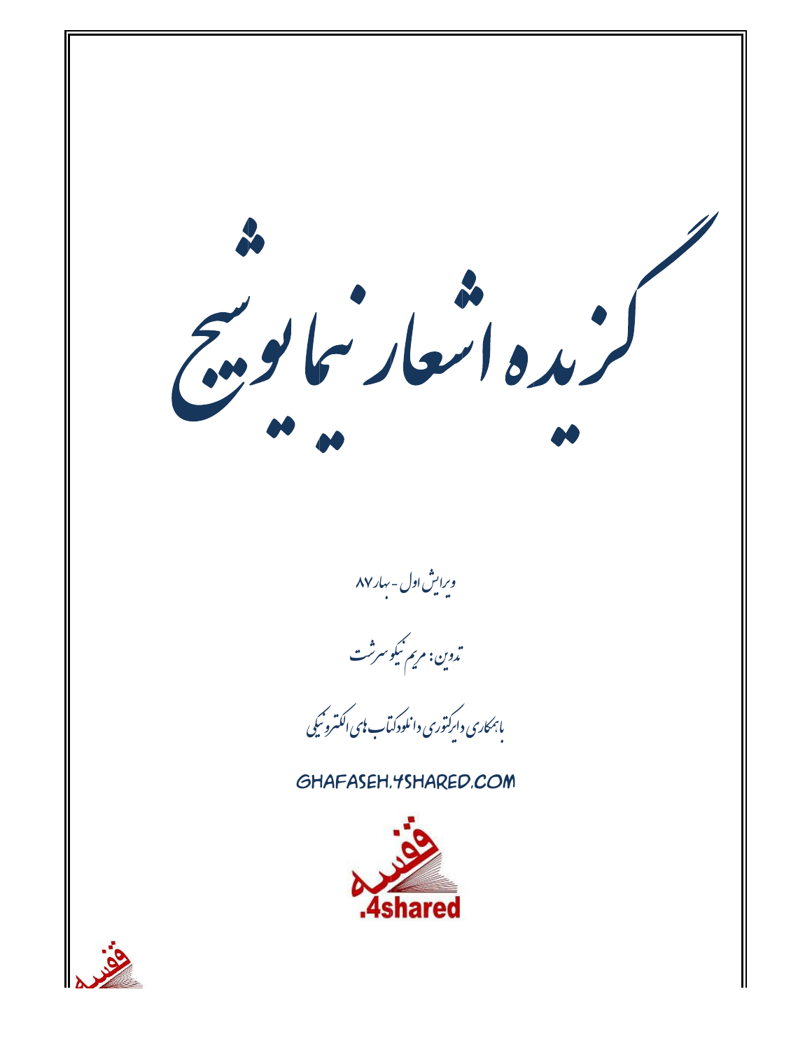# گزیده اشعار نیما یوشیج

ویرایش اول - بهار ۸۷

تدوین: مریم نیکو سرشت

با همکاری دایرکتوری دانلود کتاب های الکترونیکی

GHAFASEH.4SHARED.COM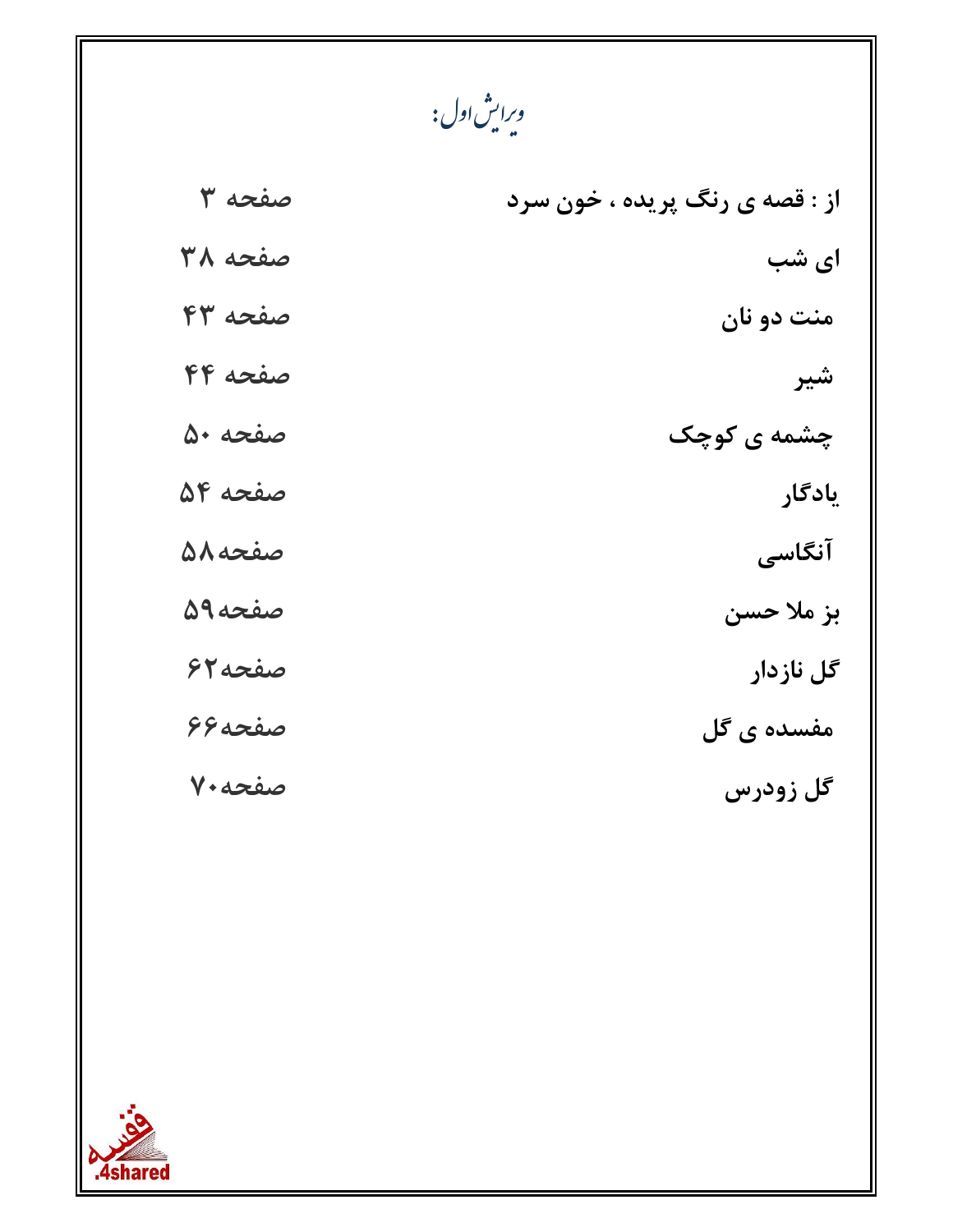# ویرایش اول:

| | |
|---|---|
| از : قصه ی رنگ پریده ، خون سرد | صفحه ۳ |
| ای شب | صفحه ۳۸ |
| منت دو نان | صفحه ۴۳ |
| شیر | صفحه ۴۴ |
| چشمه ی کوچک | صفحه ۵۰ |
| یادگار | صفحه ۵۴ |
| آنگاسی | صفحه ۵۸ |
| بز ملا حسن | صفحه ۵۹ |
| گل نازدار | صفحه ۶۲ |
| مفسده ی گل | صفحه ۶۶ |
| گل زودرس | صفحه ۷۰ |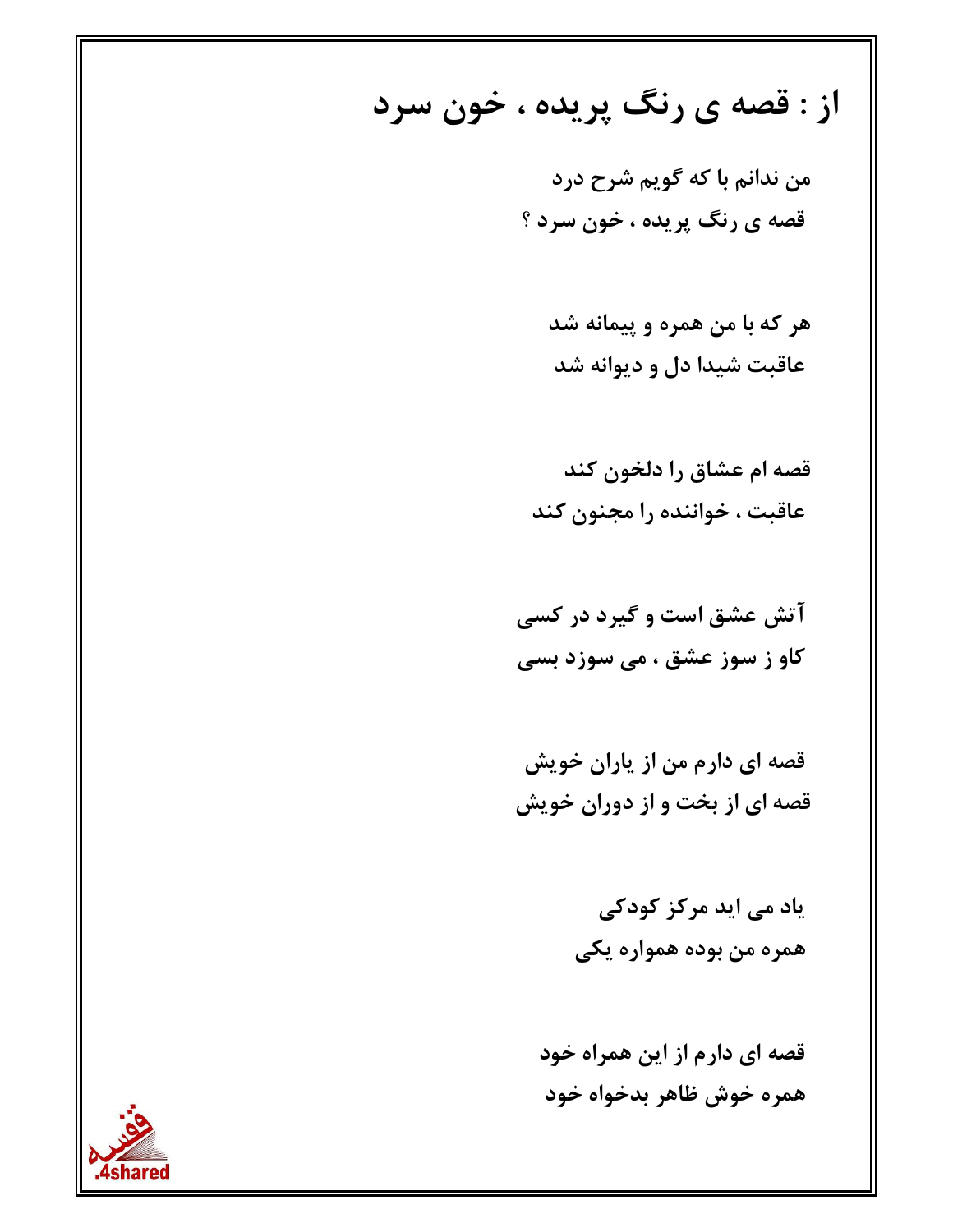## از : قصه ی رنگ پریده ، خون سرد

من ندانم با که گویم شرح درد
قصه ی رنگ پریده ، خون سرد ؟

هر که با من همره و پیمانه شد
عاقبت شیدا دل و دیوانه شد

قصه ام عشاق را دلخون کند
عاقبت ، خواننده را مجنون کند

آتش عشق است و گیرد در کسی
کاو ز سوز عشق ، می سوزد بسی

قصه ای دارم من از یاران خویش
قصه ای از بخت و از دوران خویش

یاد می اید مرکز کودکی
همره من بوده همواره یکی

قصه ای دارم از این همراه خود
همره خوش ظاهر بدخواه خود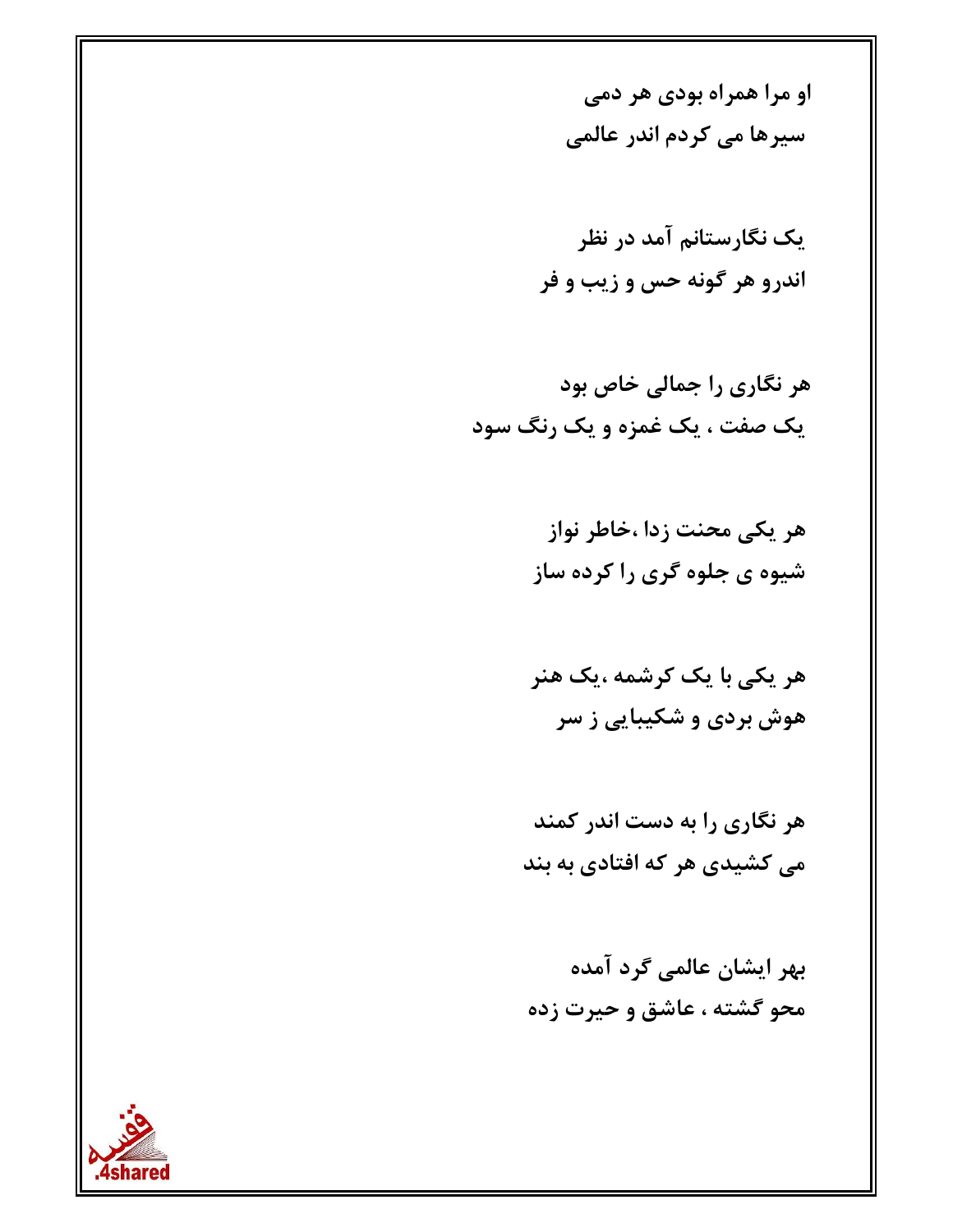او مرا همراه بودی هر دمی
سیرها می کردم اندر عالمی

یک نگارستانم آمد در نظر
اندرو هر گونه حس و زیب و فر

هر نگاری را جمالی خاص بود
یک صفت ، یک غمزه و یک رنگ سود

هر یکی محنت زدا ،خاطر نواز
شیوه ی جلوه گری را کرده ساز

هر یکی با یک کرشمه ،یک هنر
هوش بردی و شکیبایی ز سر

هر نگاری را به دست اندر کمند
می کشیدی هر که افتادی به بند

بهر ایشان عالمی گرد آمده
محو گشته ، عاشق و حیرت زده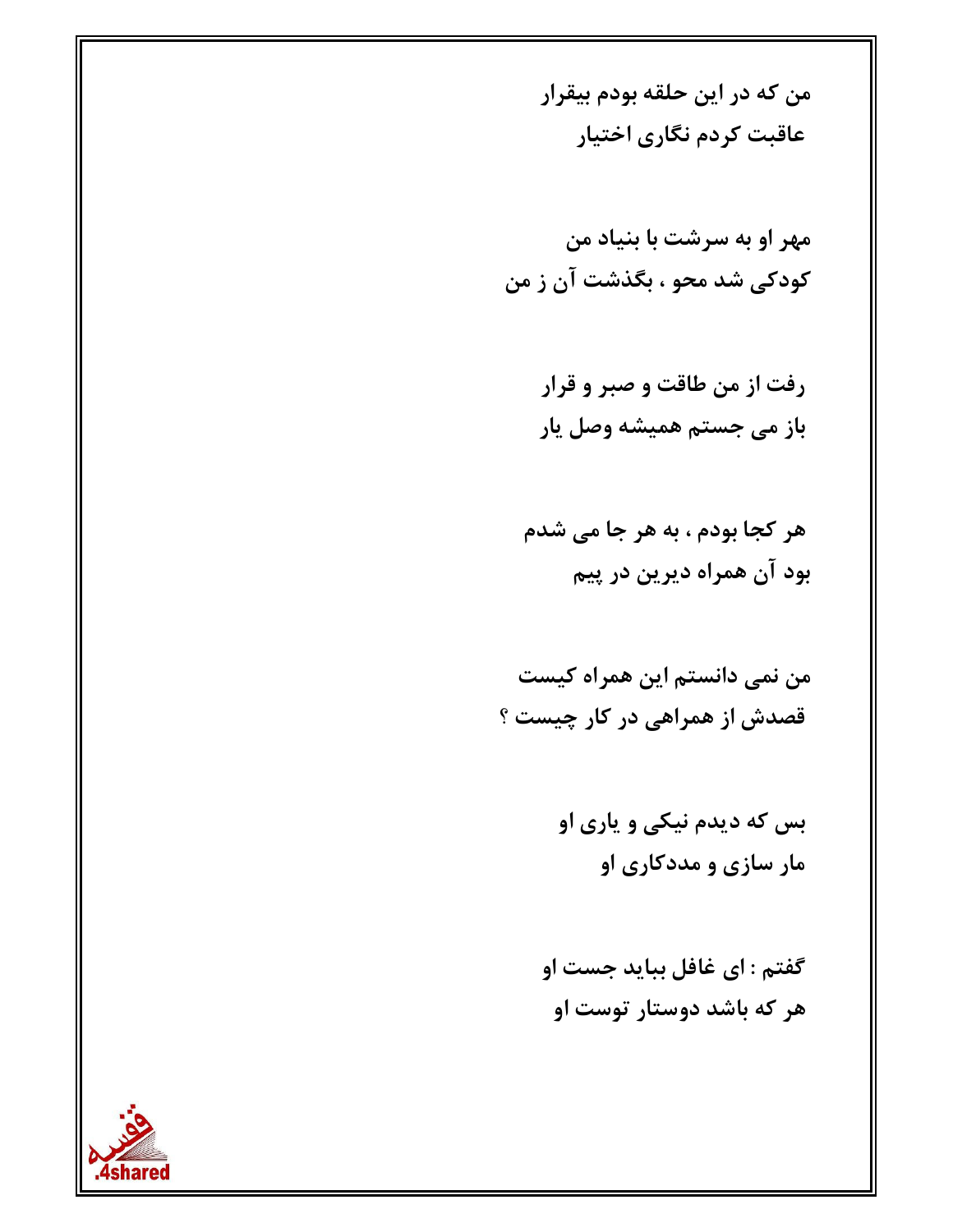من که در این حلقه بودم بیقرار
عاقبت کردم نگاری اختیار

مهر او به سرشت با بنیاد من
کودکی شد محو ، بگذشت آن ز من

رفت از من طاقت و صبر و قرار
باز می جستم همیشه وصل یار

هر کجا بودم ، به هر جا می شدم
بود آن همراه دیرین در پیم

من نمی دانستم این همراه کیست
قصدش از همراهی در کار چیست ؟

بس که دیدم نیکی و یاری او
مار سازی و مددکاری او

گفتم : ای غافل بباید جست او
هر که باشد دوستار توست او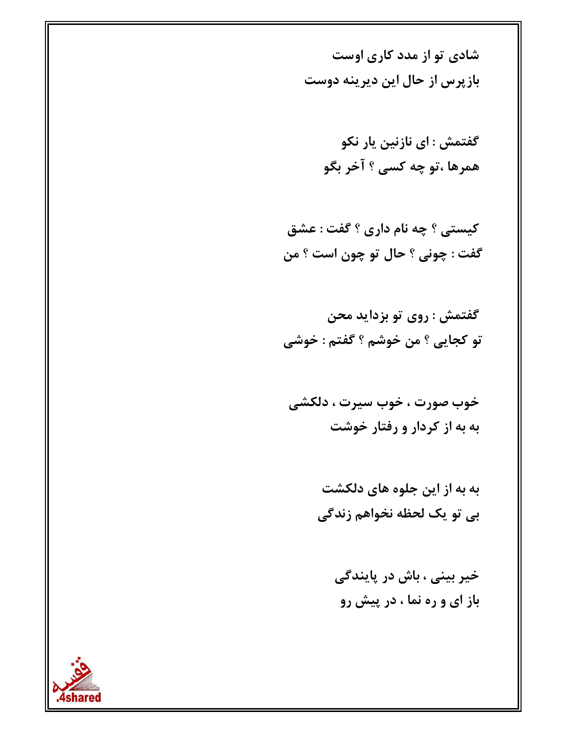**شادی تو از مدد کاری اوست**
**بازپرس از حال این دیرینه دوست**

**گفتمش : ای نازنین یار نکو**
**همرها ،تو چه کسی ؟ آخر بگو**

**کیستی ؟ چه نام داری ؟ گفت : عشق**
**گفت : چونی ؟ حال تو چون است ؟ من**

**گفتمش : روی تو بزداید محن**
**تو کجایی ؟ من خوشم ؟ گفتم : خوشی**

**خوب صورت ، خوب سیرت ، دلکشی**
**به به از کردار و رفتار خوشت**

**به به از این جلوه های دلکشت**
**بی تو یک لحظه نخواهم زندگی**

**خیر بینی ، باش در پایندگی**
**باز ای و ره نما ، در پیش رو**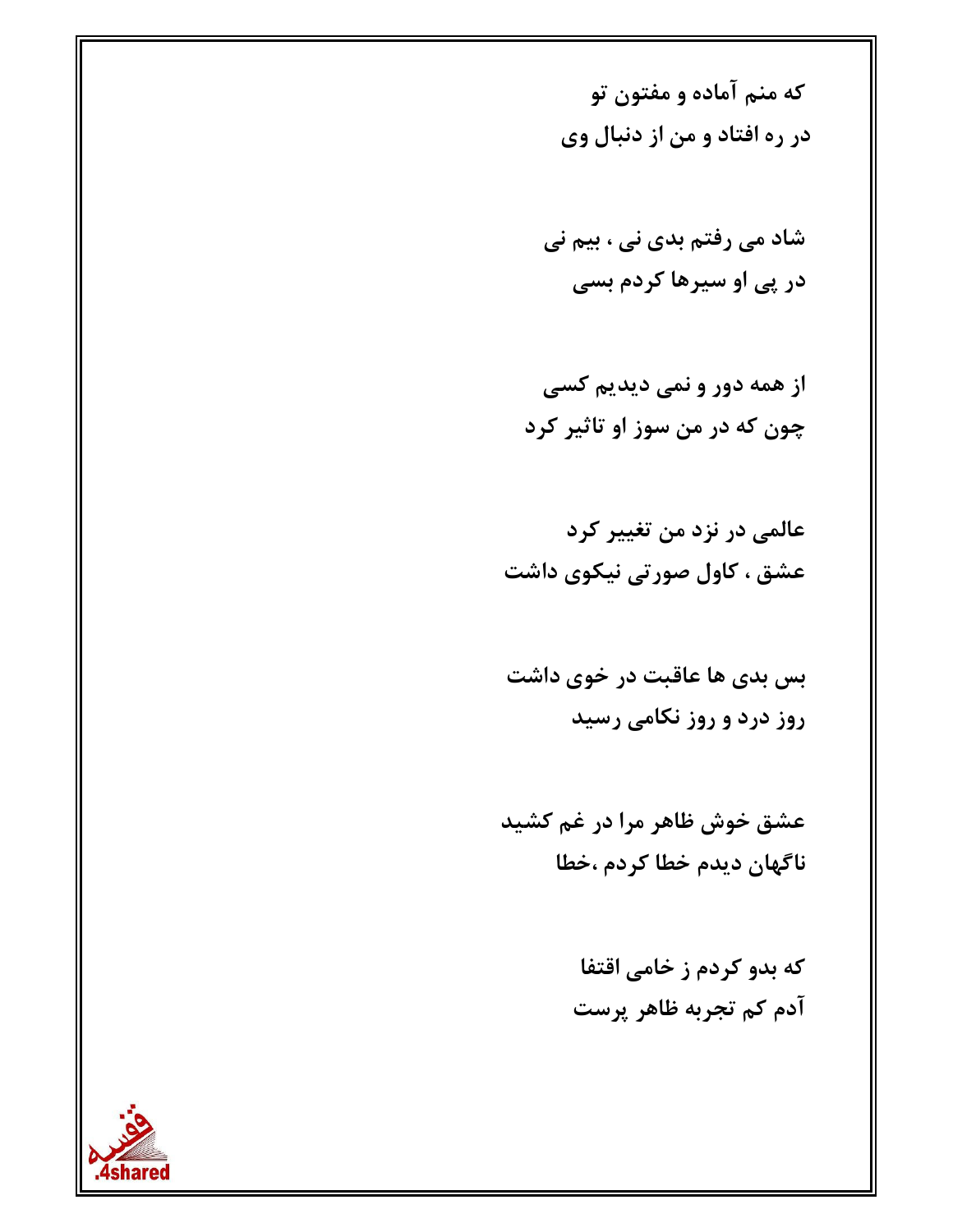که منم آماده و مفتون تو
در ره افتاد و من از دنبال وی

شاد می رفتم بدی نی ، بیم نی
در پی او سیرها کردم بسی

از همه دور و نمی دیدیم کسی
چون که در من سوز او تاثیر کرد

عالمی در نزد من تغییر کرد
عشق ، کاول صورتی نیکوی داشت

بس بدی ها عاقبت در خوی داشت
روز درد و روز نکامی رسید

عشق خوش ظاهر مرا در غم کشید
ناگهان دیدم خطا کردم ،خطا

که بدو کردم ز خامی اقتفا
آدم کم تجربه ظاهر پرست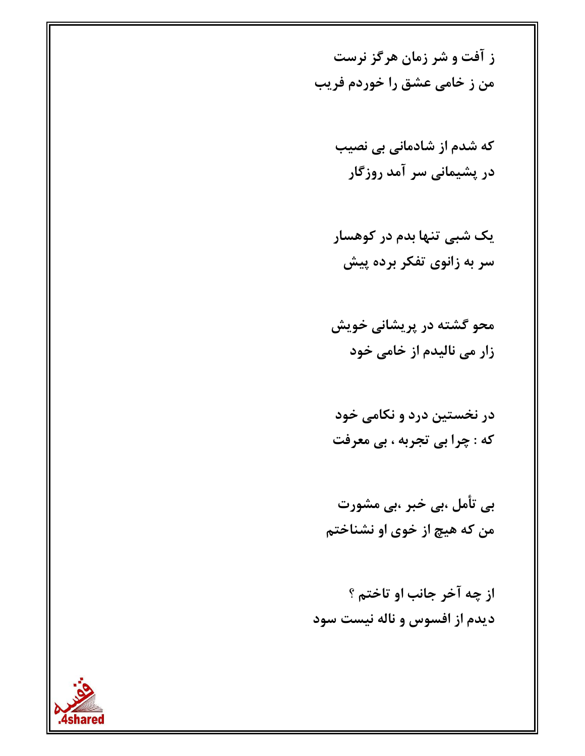ز آفت و شر زمان هرگز نرست
من ز خامی عشق را خوردم فریب

که شدم از شادمانی بی نصیب
در پشیمانی سر آمد روزگار

یک شبی تنها بدم در کوهسار
سر به زانوی تفکر برده پیش

محو گشته در پریشانی خویش
زار می نالیدم از خامی خود

در نخستین درد و نکامی خود
که : چرا بی تجربه ، بی معرفت

بی تأمل ،بی خبر ،بی مشورت
من که هیچ از خوی او نشناختم

از چه آخر جانب او تاختم ؟
دیدم از افسوس و ناله نیست سود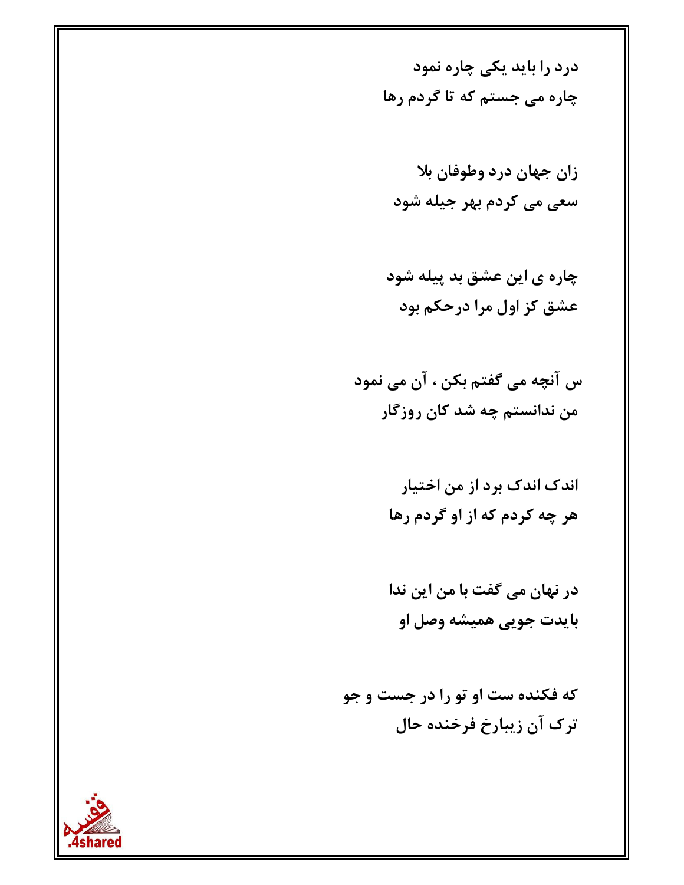درد را باید یکی چاره نمود
چاره می جستم که تا گردم رها

زان جهان درد وطوفان بلا
سعی می کردم بهر جیله شود

چاره ی این عشق بد پیله شود
عشق کز اول مرا درحکم بود

س آنچه می گفتم بکن ، آن می نمود
من ندانستم چه شد کان روزگار

اندک اندک برد از من اختیار
هر چه کردم که از او گردم رها

در نهان می گفت با من این ندا
بایدت جویی همیشه وصل او

که فکنده ست او تو را در جست و جو
ترک آن زیبارخ فرخنده حال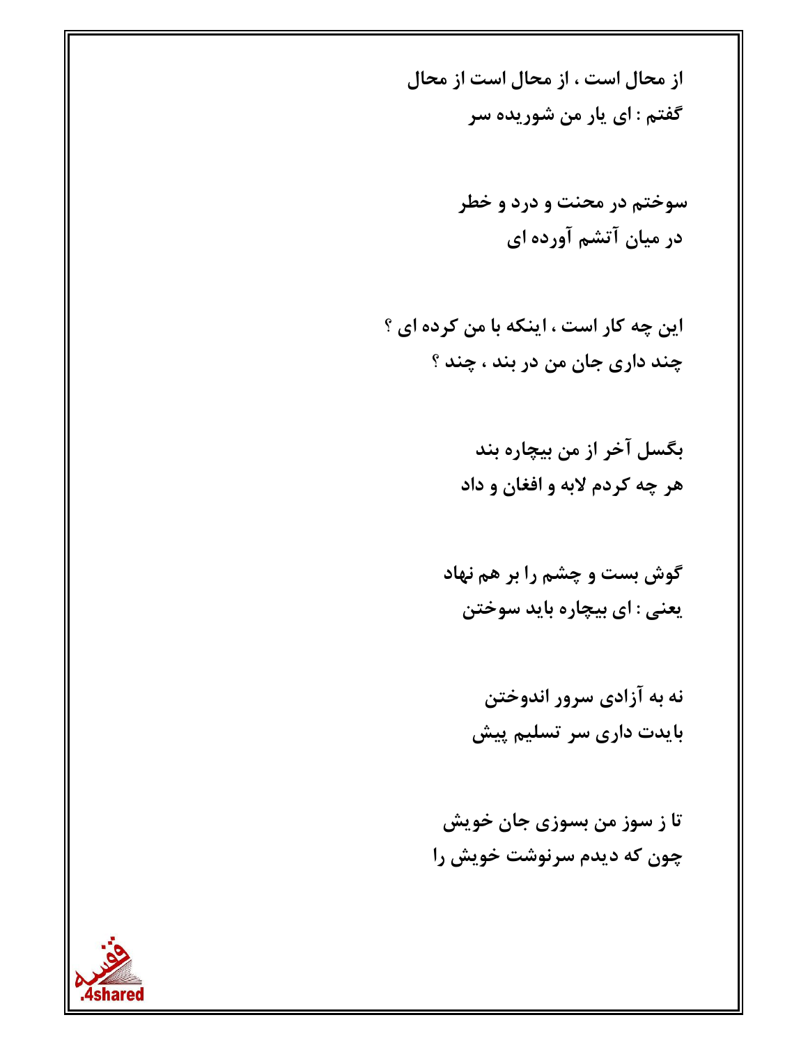از محال است ، از محال است از محال
گفتم : ای یار من شوریده سر

سوختم در محنت و درد و خطر
در میان آتشم آورده ای

این چه کار است ، اینکه با من کرده ای ؟
چند داری جان من در بند ، چند ؟

بگسل آخر از من بیچاره بند
هر چه کردم لابه و افغان و داد

گوش بست و چشم را بر هم نهاد
یعنی : ای بیچاره باید سوختن

نه به آزادی سرور اندوختن
بایدت داری سر تسلیم پیش

تا ز سوز من بسوزی جان خویش
چون که دیدم سرنوشت خویش را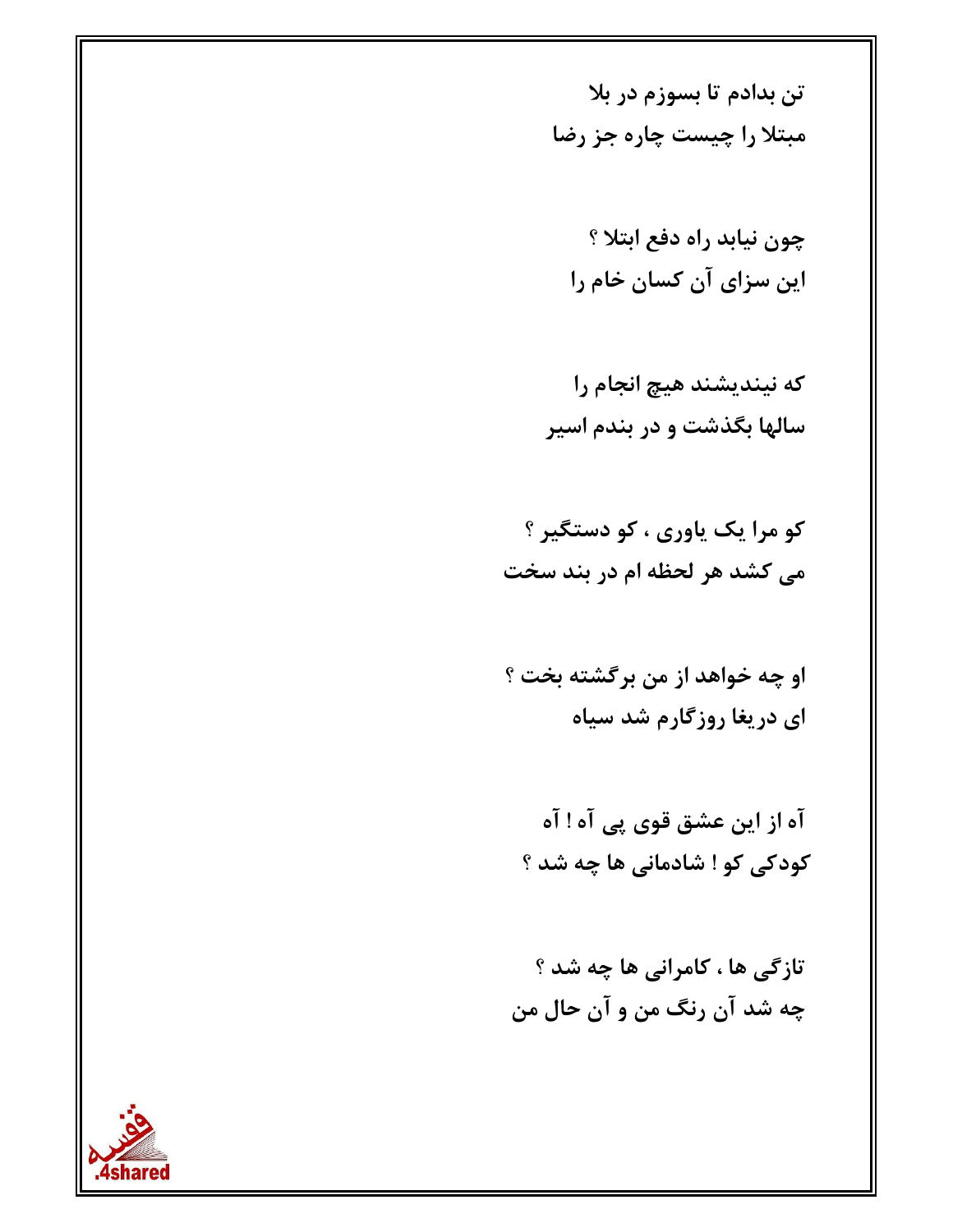تن بدادم تا بسوزم در بلا
مبتلا را چیست چاره جز رضا

چون نیابد راه دفع ابتلا ؟
این سزای آن کسان خام را

که نیندیشند هیچ انجام را
سالها بگذشت و در بندم اسیر

کو مرا یک یاوری ، کو دستگیر ؟
می کشد هر لحظه ام در بند سخت

او چه خواهد از من برگشته بخت ؟
ای دریغا روزگارم شد سیاه

آه از این عشق قوی پی آه ! آه
کودکی کو ! شادمانی ها چه شد ؟

تازگی ها ، کامرانی ها چه شد ؟
چه شد آن رنگ من و آن حال من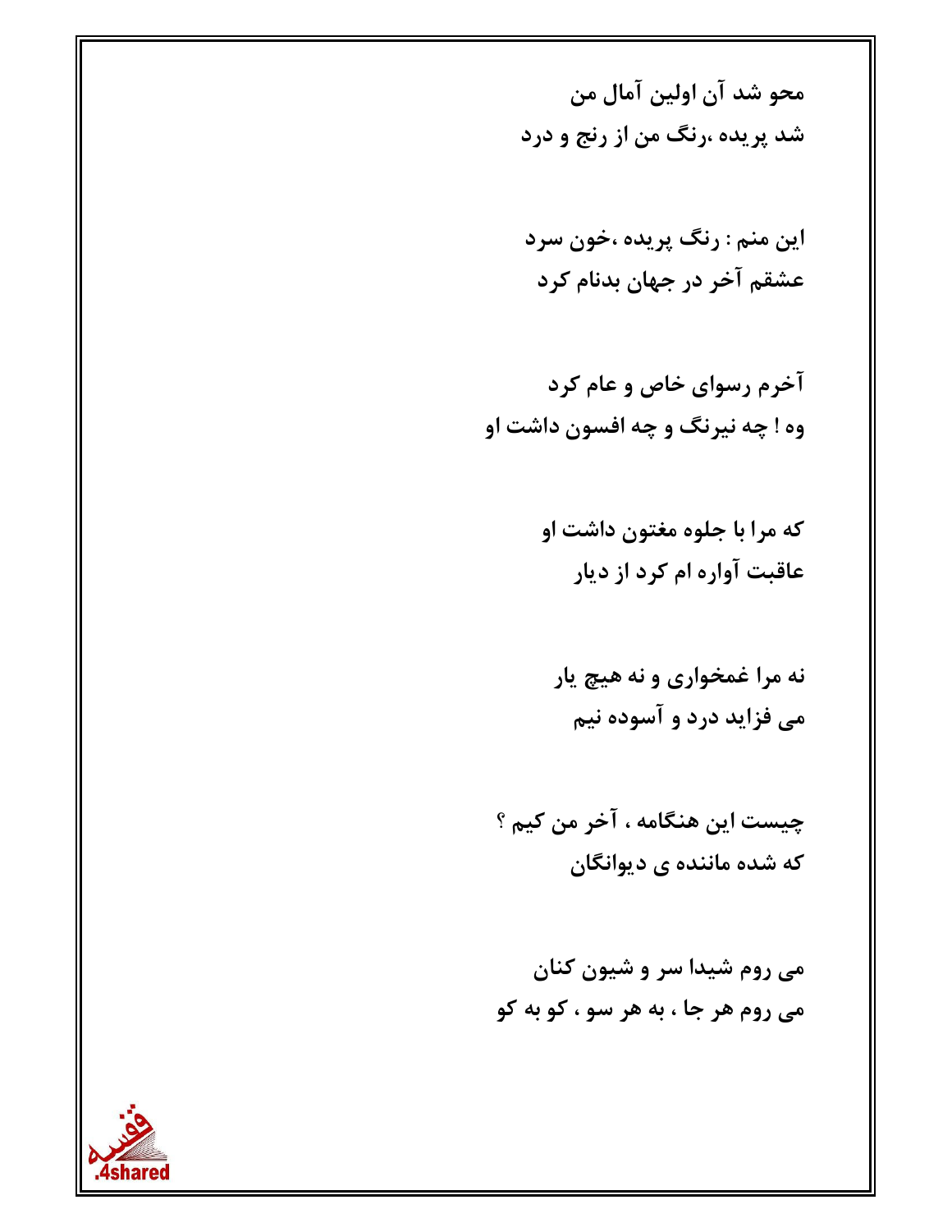محو شد آن اولین آمال من
شد پریده ،رنگ من از رنج و درد

این منم : رنگ پریده ،خون سرد
عشقم آخر در جهان بدنام کرد

آخرم رسوای خاص و عام کرد
وه ! چه نیرنگ و چه افسون داشت او

که مرا با جلوه مغتون داشت او
عاقبت آواره ام کرد از دیار

نه مرا غمخواری و نه هیچ یار
می فزاید درد و آسوده نیم

چیست این هنگامه ، آخر من کیم ؟
که شده ماننده ی دیوانگان

می روم شیدا سر و شیون کنان
می روم هر جا ، به هر سو ، کو به کو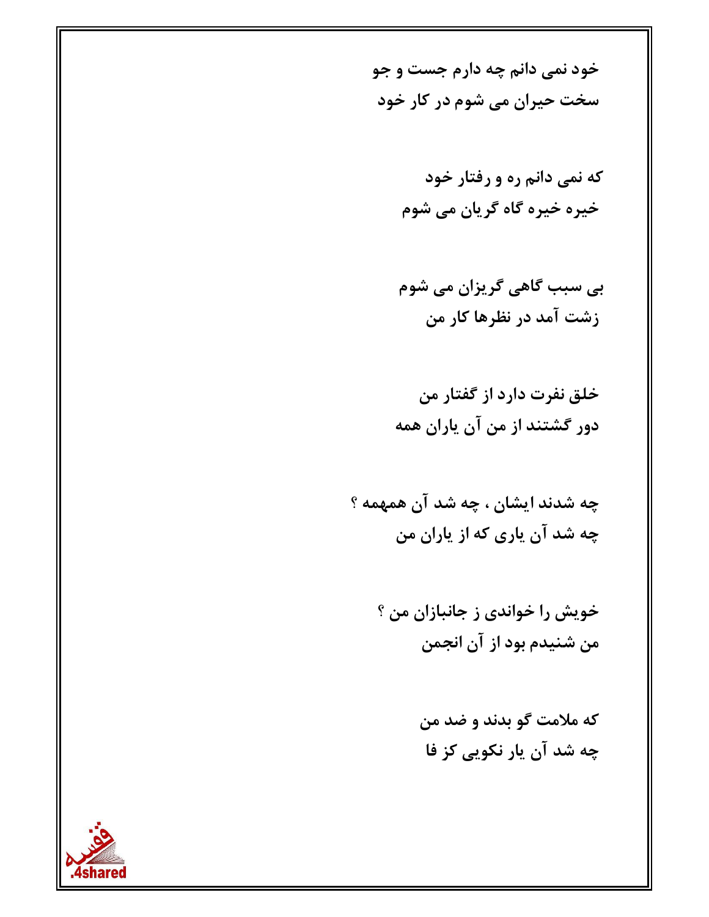خود نمی دانم چه دارم جست و جو
سخت حیران می شوم در کار خود

که نمی دانم ره و رفتار خود
خیره خیره گاه گریان می شوم

بی سبب گاهی گریزان می شوم
زشت آمد در نظرها کار من

خلق نفرت دارد از گفتار من
دور گشتند از من آن یاران همه

چه شدند ایشان ، چه شد آن همهمه ؟
چه شد آن یاری که از یاران من

خویش را خواندی ز جانبازان من ؟
من شنیدم بود از آن انجمن

که ملامت گو بدند و ضد من
چه شد آن یار نکویی کز فا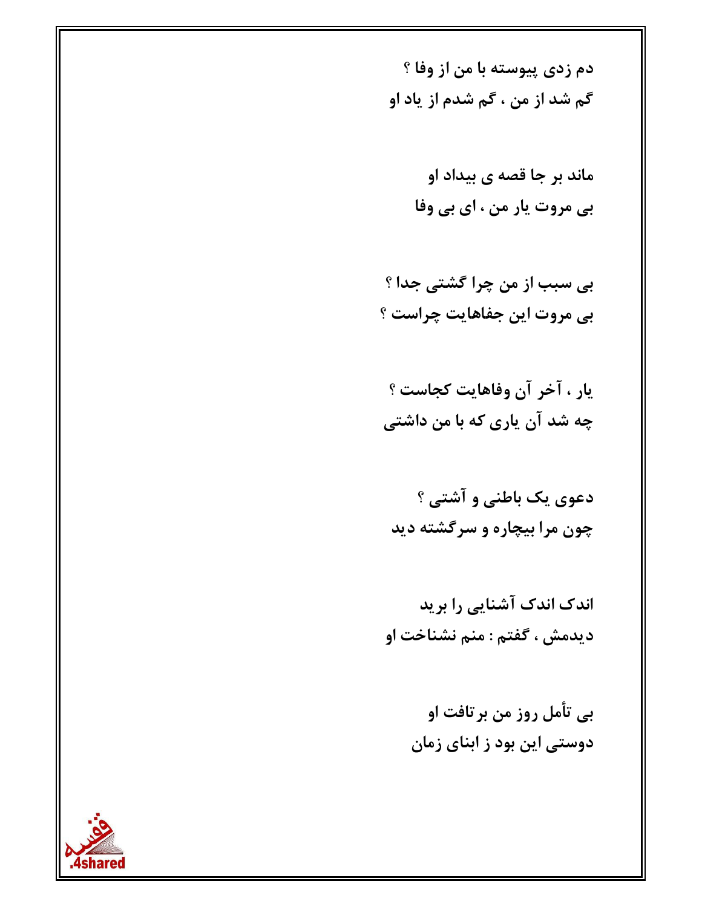دم زدی پیوسته با من از وفا ؟
گم شد از من ، گم شدم از یاد او

ماند بر جا قصه ی بیداد او
بی مروت یار من ، ای بی وفا

بی سبب از من چرا گشتی جدا ؟
بی مروت این جفاهایت چراست ؟

یار ، آخر آن وفاهایت کجاست ؟
چه شد آن یاری که با من داشتی

دعوی یک باطنی و آشتی ؟
چون مرا بیچاره و سرگشته دید

اندک اندک آشنایی را برید
دیدمش ، گفتم : منم نشناخت او

بی تأمل روز من برتافت او
دوستی این بود ز ابنای زمان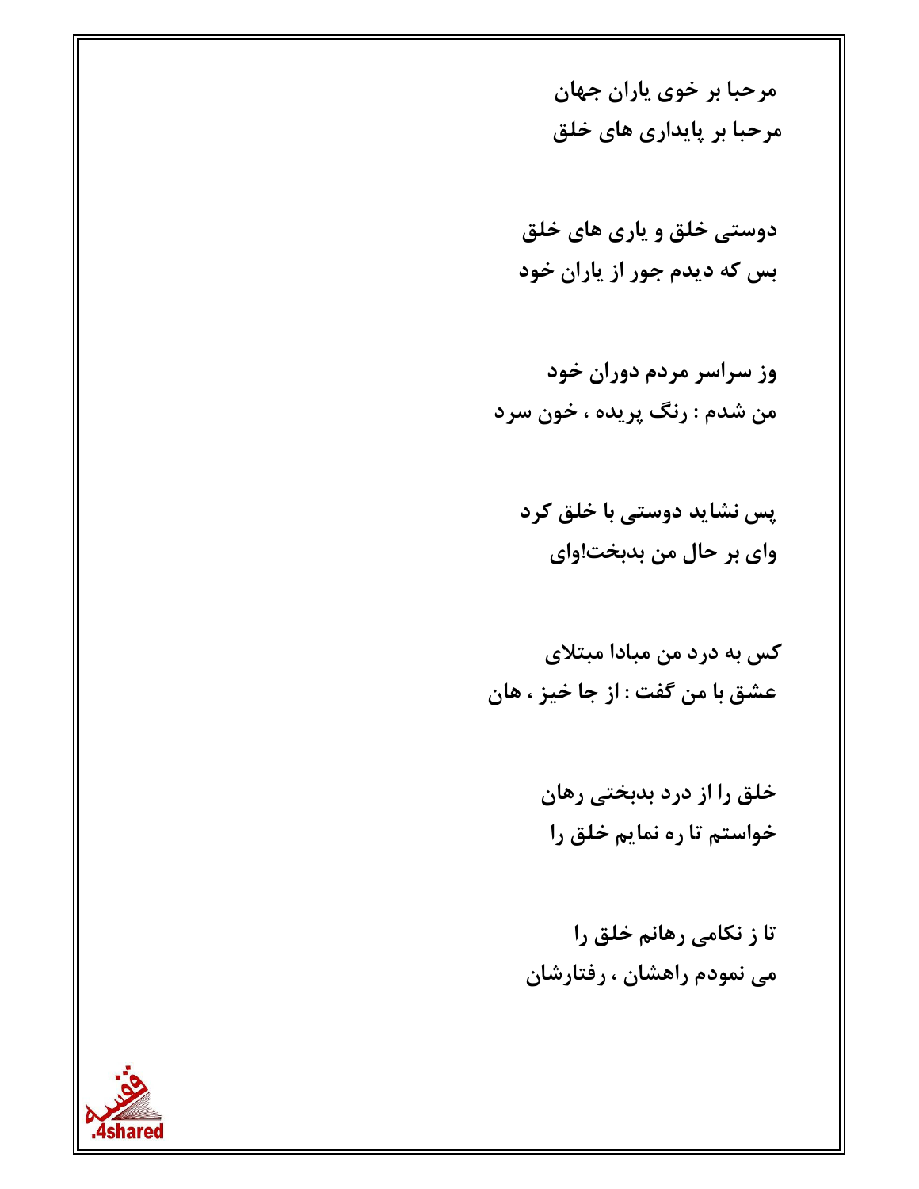مرحبا بر خوی یاران جهان
مرحبا بر پایداری های خلق

دوستی خلق و یاری های خلق
بس که دیدم جور از یاران خود

وز سراسر مردم دوران خود
من شدم : رنگ پریده ، خون سرد

پس نشاید دوستی با خلق کرد
وای بر حال من بدبخت!وای

کس به درد من مبادا مبتلای
عشق با من گفت : از جا خیز ، هان

خلق را از درد بدبختی رهان
خواستم تا ره نمایم خلق را

تا ز نکامی رهانم خلق را
می نمودم راهشان ، رفتارشان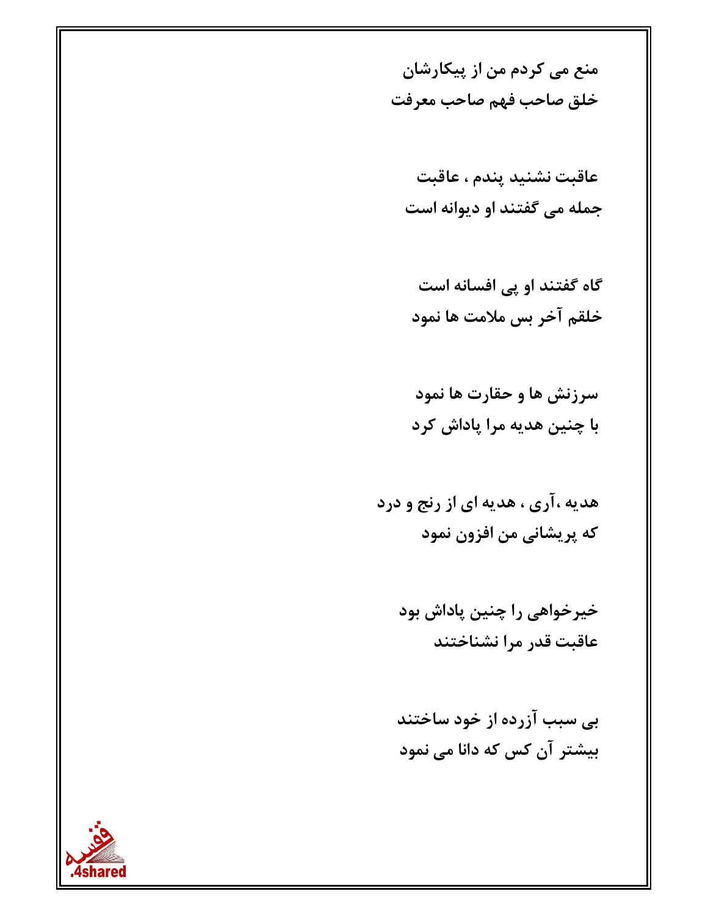منع می کردم من از پیکارشان
خلق صاحب فهم صاحب معرفت

عاقبت نشنید پندم ، عاقبت
جمله می گفتند او دیوانه است

گاه گفتند او پی افسانه است
خلقم آخر بس ملامت ها نمود

سرزنش ها و حقارت ها نمود
با چنین هدیه مرا پاداش کرد

هدیه ،آری ، هدیه ای از رنج و درد
که پریشانی من افزون نمود

خیرخواهی را چنین پاداش بود
عاقبت قدر مرا نشناختند

بی سبب آزرده از خود ساختند
بیشتر آن کس که دانا می نمود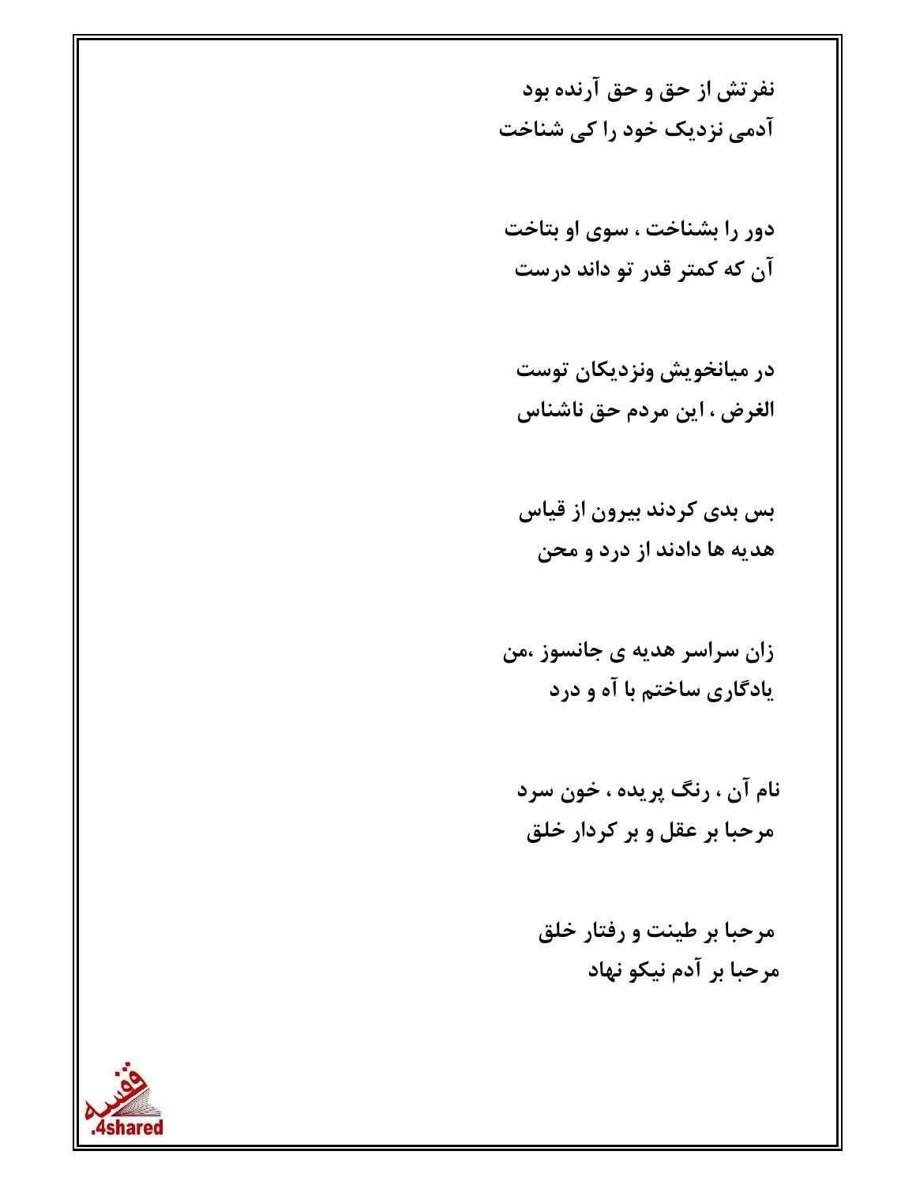**نفرتش از حق و حق آرنده بود**
**آدمی نزدیک خود را کی شناخت**

**دور را بشناخت ، سوی او بتاخت**
**آن که کمتر قدر تو داند درست**

**در میانخویش ونزدیکان توست**
**الغرض ، این مردم حق ناشناس**

**بس بدی کردند بیرون از قیاس**
**هدیه ها دادند از درد و محن**

**زان سراسر هدیه ی جانسوز ،من**
**یادگاری ساختم با آه و درد**

**نام آن ، رنگ پریده ، خون سرد**
**مرحبا بر عقل و بر کردار خلق**

**مرحبا بر طینت و رفتار خلق**
**مرحبا بر آدم نیکو نهاد**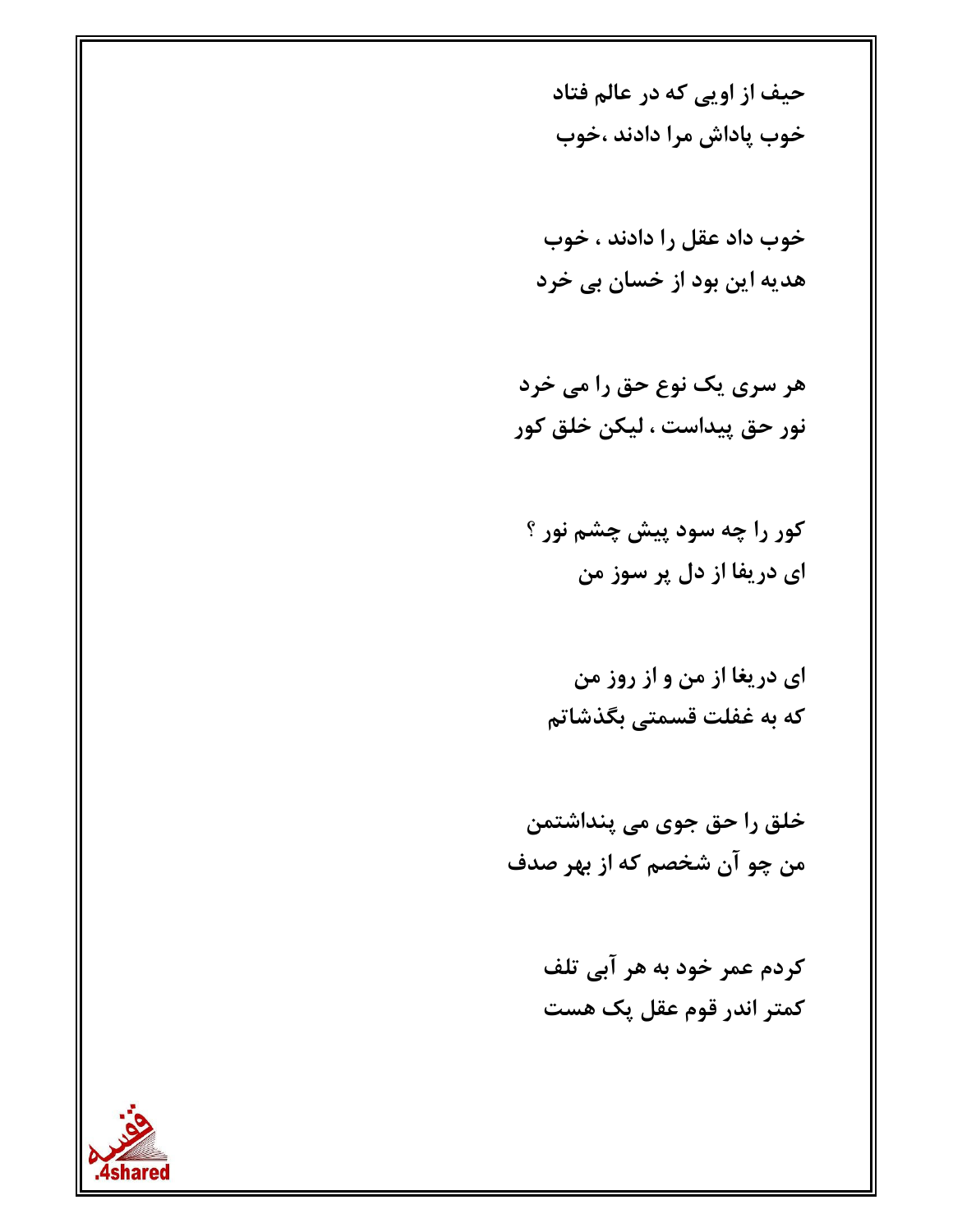**حیف از اویی که در عالم فتاد**
**خوب پاداش مرا دادند ،خوب**

**خوب داد عقل را دادند ، خوب**
**هدیه این بود از خسان بی خرد**

**هر سری یک نوع حق را می خرد**
**نور حق پیداست ، لیکن خلق کور**

**کور را چه سود پیش چشم نور ؟**
**ای دریفا از دل پر سوز من**

**ای دریغا از من و از روز من**
**که به غفلت قسمتی بگذشاتم**

**خلق را حق جوی می پنداشتمن**
**من چو آن شخصم که از بهر صدف**

**کردم عمر خود به هر آبی تلف**
**کمتر اندر قوم عقل پک هست**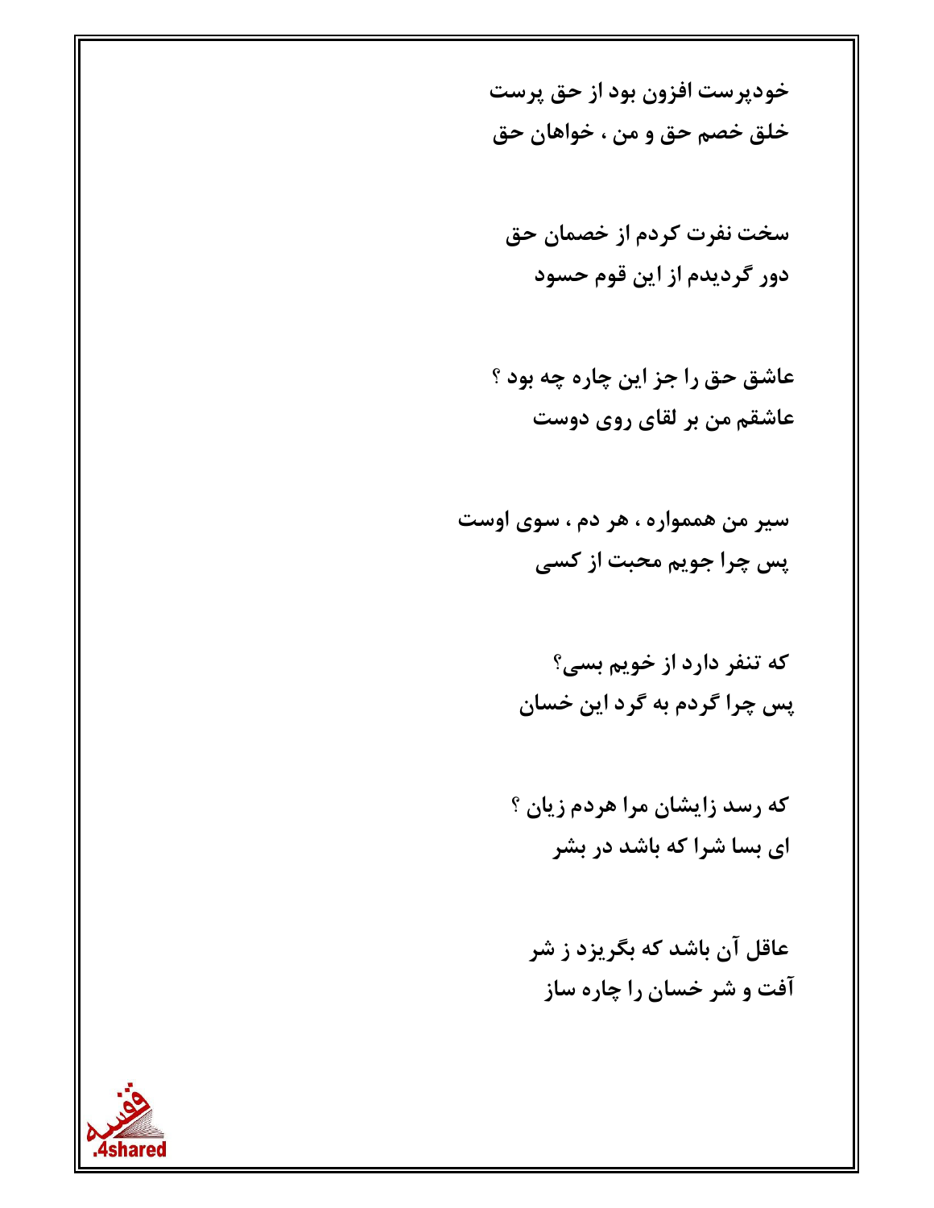خودپرست افزون بود از حق پرست
خلق خصم حق و من ، خواهان حق

سخت نفرت کردم از خصمان حق
دور گردیدم از این قوم حسود

عاشق حق را جز این چاره چه بود ؟
عاشقم من بر لقای روی دوست

سیر من همواره ، هر دم ، سوی اوست
پس چرا جویم محبت از کسی

که تنفر دارد از خویم بسی؟
پس چرا گردم به گرد این خسان

که رسد زایشان مرا هردم زیان ؟
ای بسا شرا که باشد در بشر

عاقل آن باشد که بگریزد ز شر
آفت و شر خسان را چاره ساز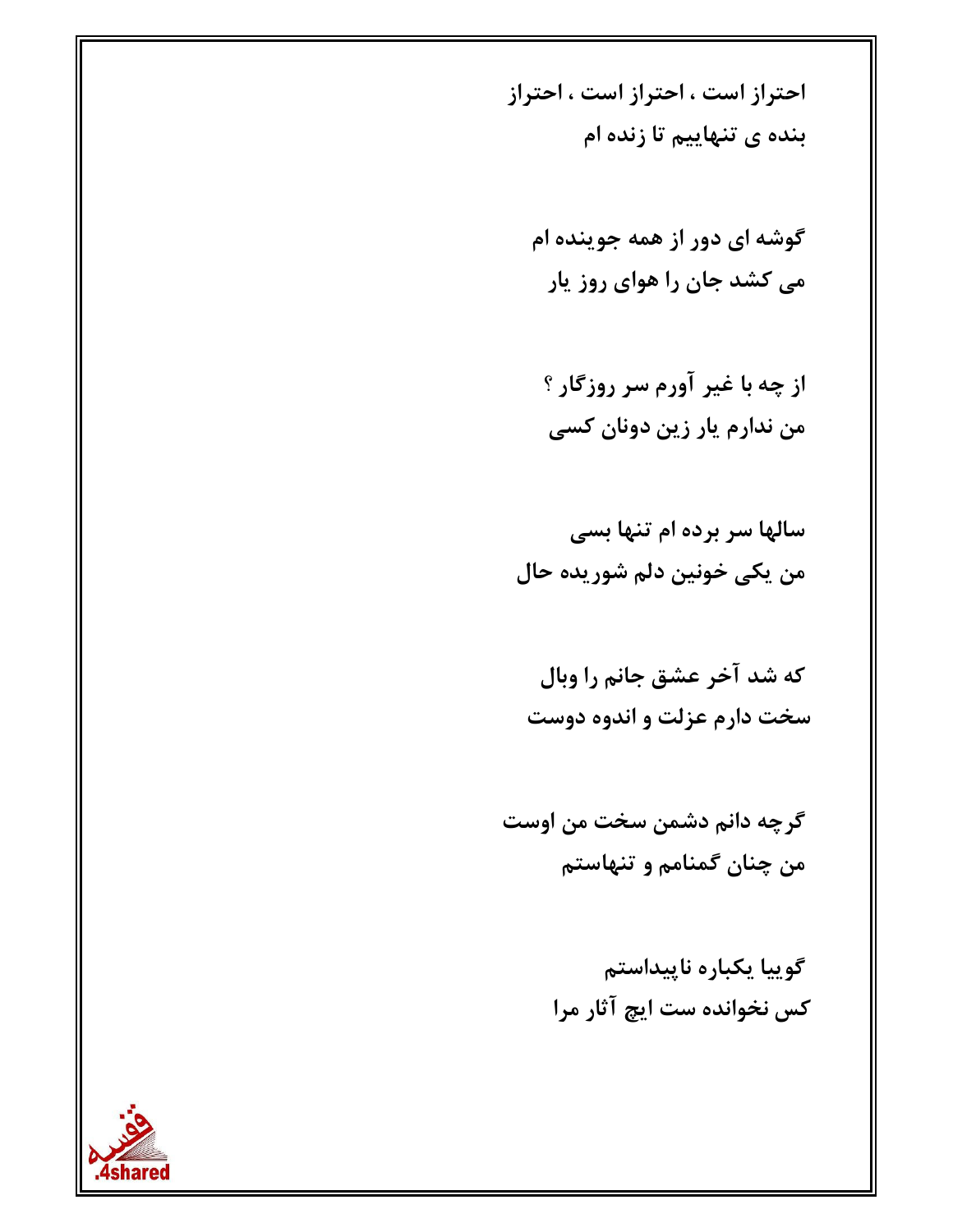**احتراز است ، احتراز است ، احتراز**
**بنده ی تنهاییم تا زنده ام**

**گوشه ای دور از همه جوینده ام**
**می کشد جان را هوای روز یار**

**از چه با غیر آورم سر روزگار ؟**
**من ندارم یار زین دونان کسی**

**سالها سر برده ام تنها بسی**
**من یکی خونین دلم شوریده حال**

**که شد آخر عشق جانم را وبال**
**سخت دارم عزلت و اندوه دوست**

**گرچه دانم دشمن سخت من اوست**
**من چنان گمنامم و تنهاستم**

**گوییا یکباره ناپیداستم**
**کس نخوانده ست ایچ آثار مرا**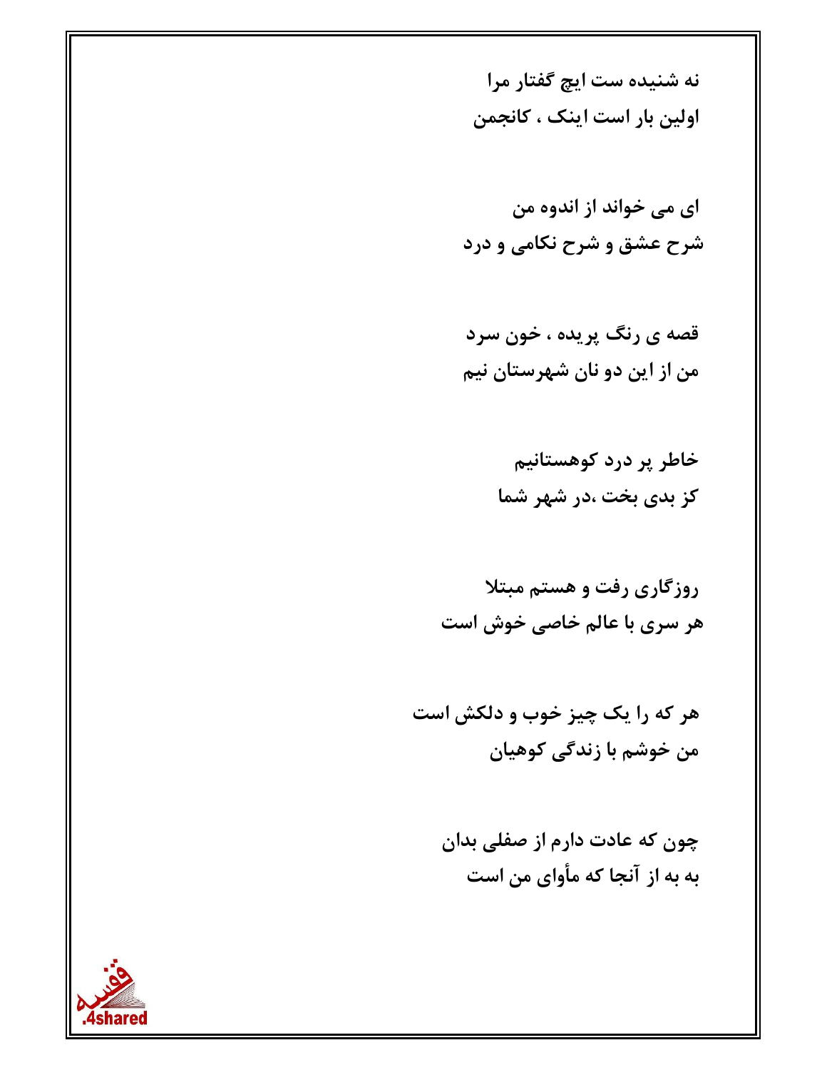نه شنیده ست ایچ گفتار مرا
اولین بار است اینک ، کانجمن

ای می خواند از اندوه من
شرح عشق و شرح نکامی و درد

قصه ی رنگ پریده ، خون سرد
من از این دو نان شهرستان نیم

خاطر پر درد کوهستانیم
کز بدی بخت ،در شهر شما

روزگاری رفت و هستم مبتلا
هر سری با عالم خاصی خوش است

هر که را یک چیز خوب و دلکش است
من خوشم با زندگی کوهیان

چون که عادت دارم از صفلی بدان
به به از آنجا که مأوای من است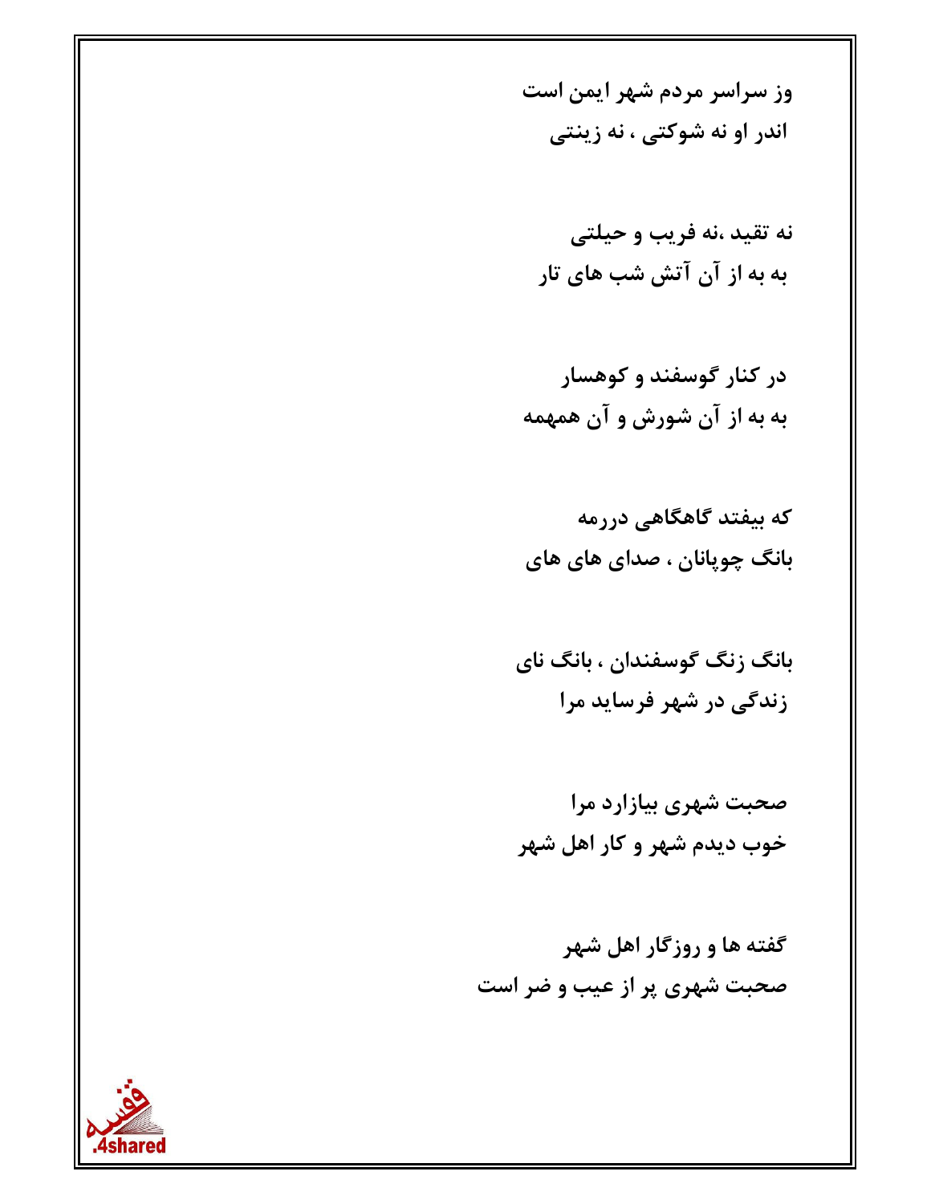وز سراسر مردم شهر ایمن است
اندر او نه شوکتی ، نه زینتی

نه تقید ،نه فریب و حیلتی
به به از آن آتش شب های تار

در کنار گوسفند و کوهسار
به به از آن شورش و آن همهمه

که بیفتد گاهگاهی دررمه
بانگ چوپانان ، صدای های های

بانگ زنگ گوسفندان ، بانگ نای
زندگی در شهر فرساید مرا

صحبت شهری بیازارد مرا
خوب دیدم شهر و کار اهل شهر

گفته ها و روزگار اهل شهر
صحبت شهری پر از عیب و ضر است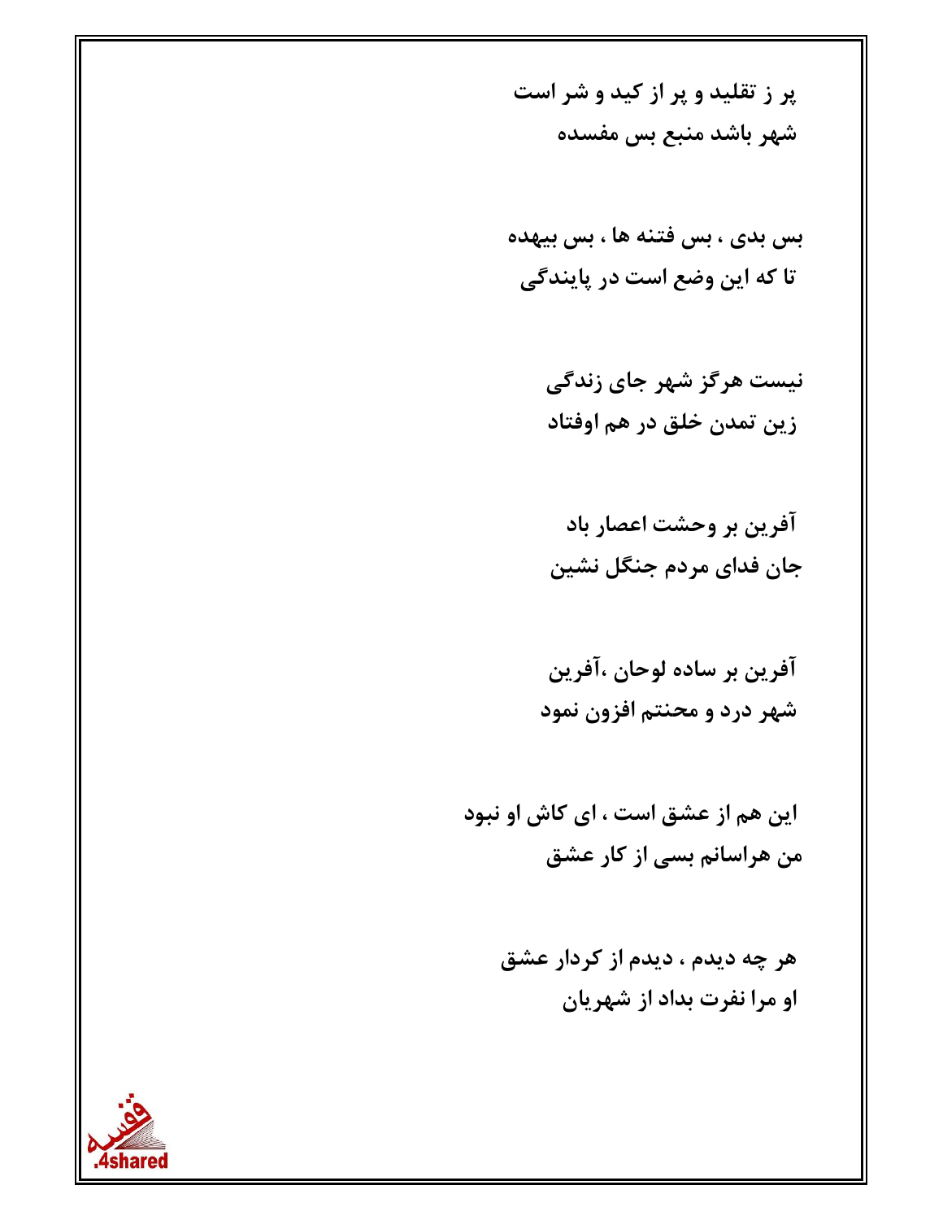پر ز تقلید و پر از کید و شر است
شهر باشد منبع بس مفسده

بس بدی ، بس فتنه ها ، بس بیهده
تا که این وضع است در پایندگی

نیست هرگز شهر جای زندگی
زین تمدن خلق در هم اوفتاد

آفرین بر وحشت اعصار باد
جان فدای مردم جنگل نشین

آفرین بر ساده لوحان ،آفرین
شهر درد و محنتم افزون نمود

این هم از عشق است ، ای کاش او نبود
من هراسانم بسی از کار عشق

هر چه دیدم ، دیدم از کردار عشق
او مرا نفرت بداد از شهریان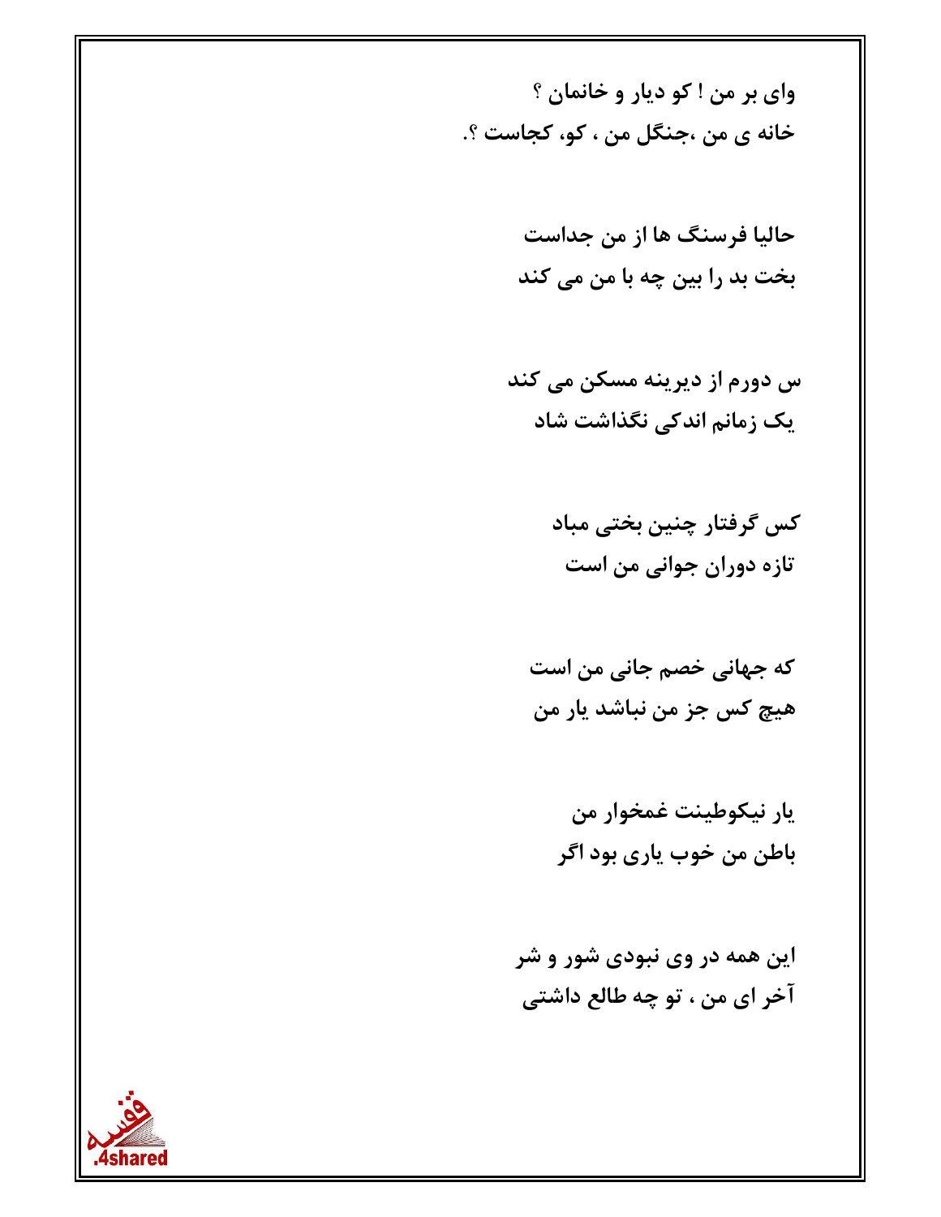وای بر من ! کو دیار و خانمان ؟
خانه ی من ،جنگل من ، کو، کجاست ؟.

حالیا فرسنگ ها از من جداست
بخت بد را بین چه با من می کند

س دورم از دیرینه مسکن می کند
یک زمانم اندکی نگذاشت شاد

کس گرفتار چنین بختی مباد
تازه دوران جوانی من است

که جهانی خصم جانی من است
هیچ کس جز من نباشد یار من

یار نیکوطینت غمخوار من
باطن من خوب یاری بود اگر

این همه در وی نبودی شور و شر
آخر ای من ، تو چه طالع داشتی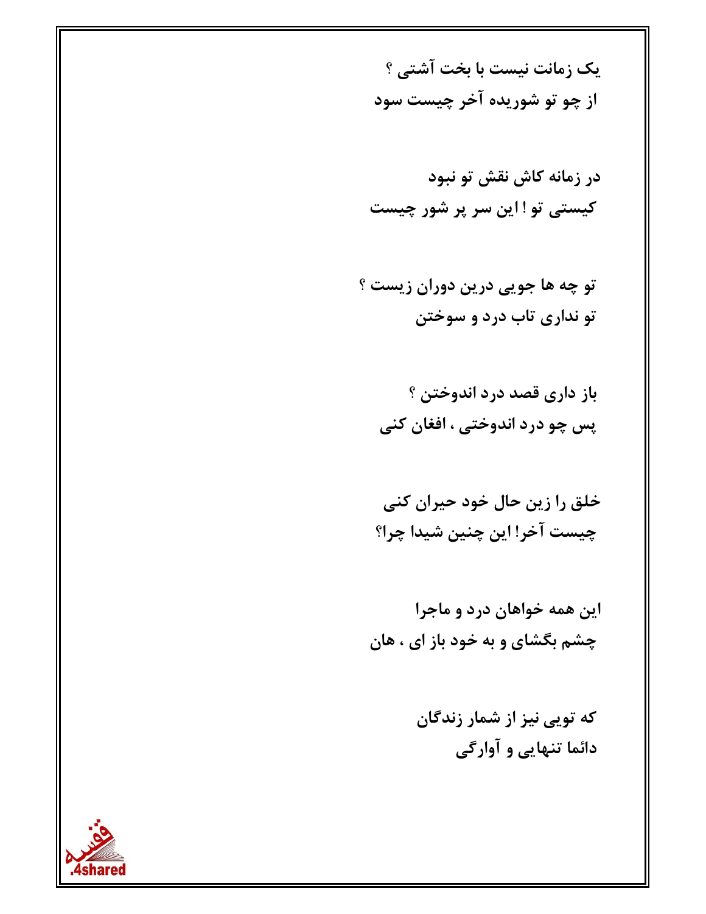یک زمانت نیست با بخت آشتی ؟
از چو تو شوریده آخر چیست سود

در زمانه کاش نقش تو نبود
کیستی تو ! این سر پر شور چیست

تو چه ها جویی درین دوران زیست ؟
تو نداری تاب درد و سوختن

باز داری قصد درد اندوختن ؟
پس چو درد اندوختی ، افغان کنی

خلق را زین حال خود حیران کنی
چیست آخر! این چنین شیدا چرا؟

این همه خواهان درد و ماجرا
چشم بگشای و به خود باز ای ، هان

که تویی نیز از شمار زندگان
دائما تنهایی و آوارگی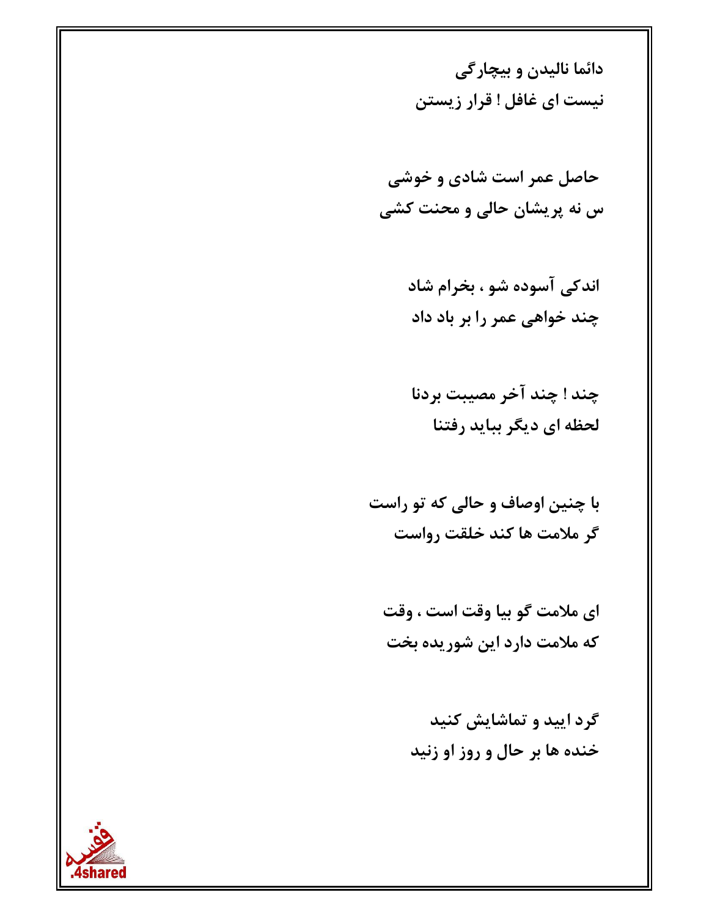دائما نالیدن و بیچارگی
نیست ای غافل ! قرار زیستن

حاصل عمر است شادی و خوشی
س نه پریشان حالی و محنت کشی

اندکی آسوده شو ، بخرام شاد
چند خواهی عمر را بر باد داد

چند ! چند آخر مصیبت بردنا
لحظه ای دیگر بباید رفتنا

با چنین اوصاف و حالی که تو راست
گر ملامت ها کند خلقت رواست

ای ملامت گو بیا وقت است ، وقت
که ملامت دارد این شوریده بخت

گرد ایید و تماشایش کنید
خنده ها بر حال و روز او زنید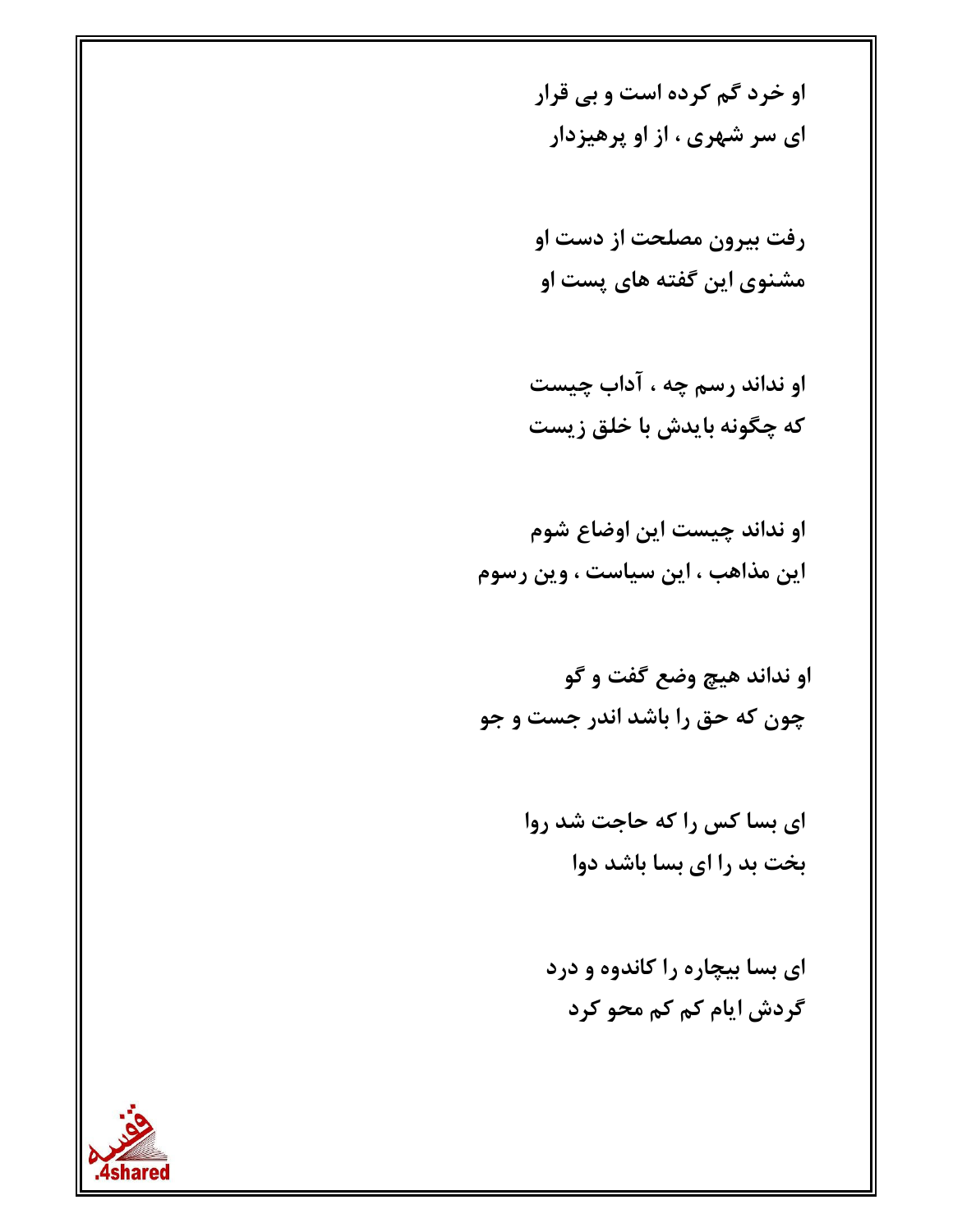او خرد گم کرده است و بی قرار
ای سر شهری ، از او پرهیزدار

رفت بیرون مصلحت از دست او
مشنوی این گفته های پست او

او نداند رسم چه ، آداب چیست
که چگونه بایدش با خلق زیست

او نداند چیست این اوضاع شوم
این مذاهب ، این سیاست ، وین رسوم

او نداند هیچ وضع گفت و گو
چون که حق را باشد اندر جست و جو

ای بسا کس را که حاجت شد روا
بخت بد را ای بسا باشد دوا

ای بسا بیچاره را کاندوه و درد
گردش ایام کم کم محو کرد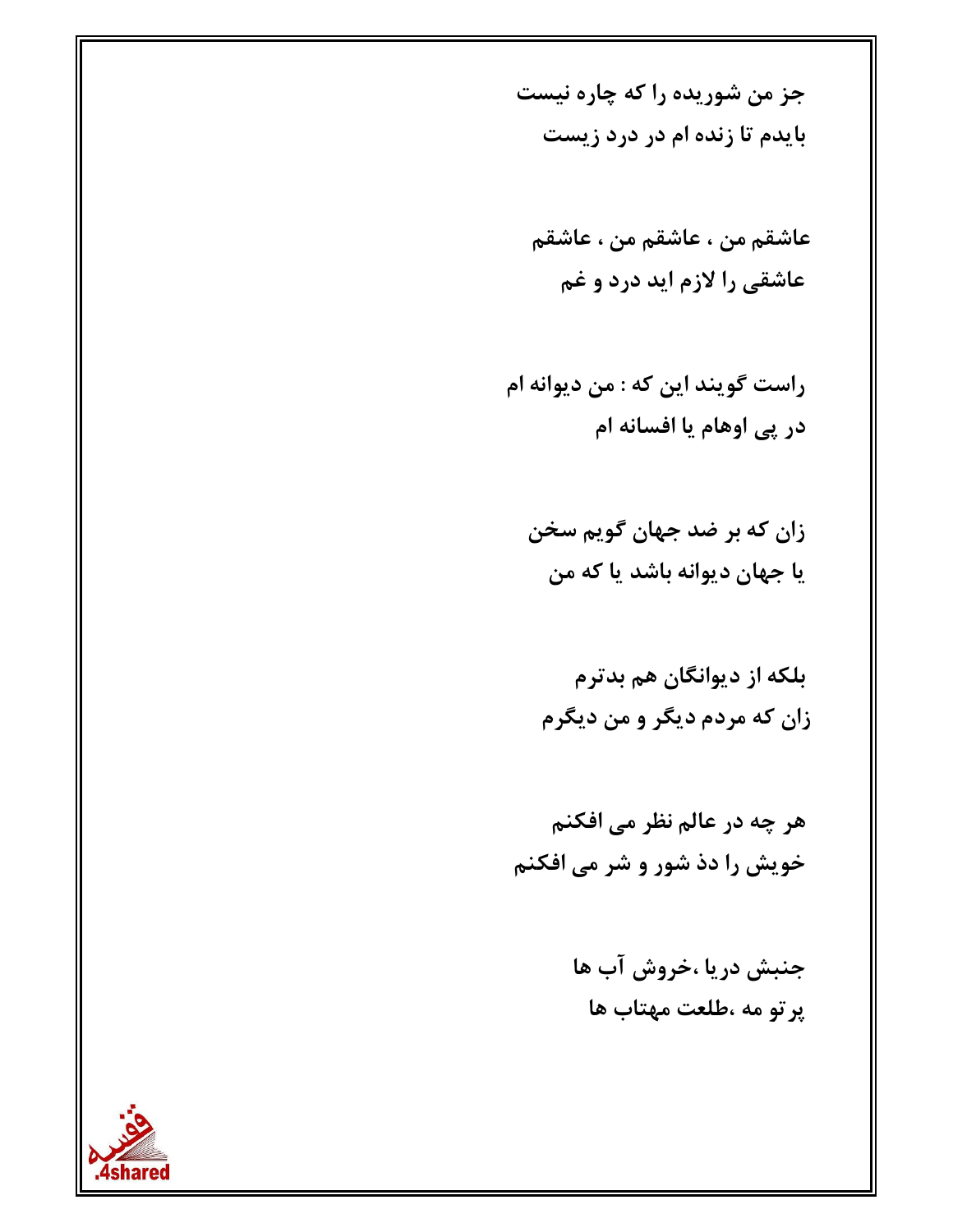جز من شوریده را که چاره نیست
بایدم تا زنده ام در درد زیست

عاشقم من ، عاشقم من ، عاشقم
عاشقی را لازم اید درد و غم

راست گویند این که : من دیوانه ام
در پی اوهام یا افسانه ام

زان که بر ضد جهان گویم سخن
یا جهان دیوانه باشد یا که من

بلکه از دیوانگان هم بدترم
زان که مردم دیگر و من دیگرم

هر چه در عالم نظر می افکنم
خویش را دذ شور و شر می افکنم

جنبش دریا ،خروش آب ها
پرتو مه ،طلعت مهتاب ها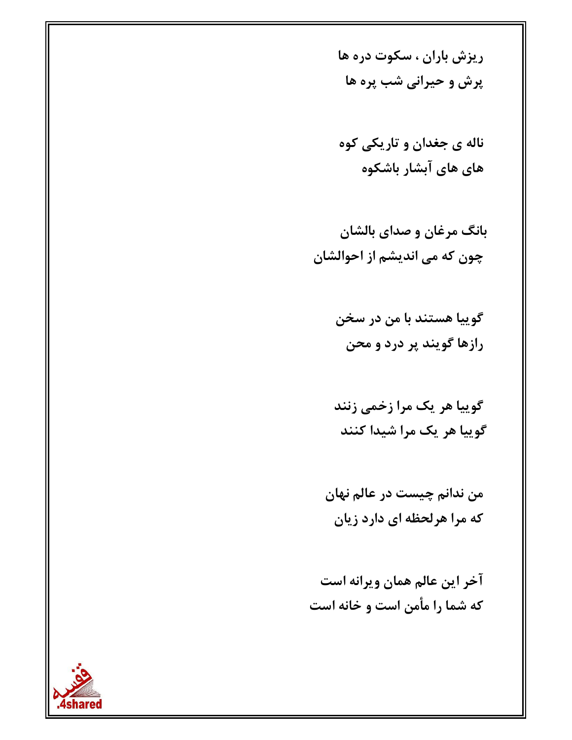ریزش باران ، سکوت دره ها
پرش و حیرانی شب پره ها

ناله ی جغدان و تاریکی کوه
های های آبشار باشکوه

بانگ مرغان و صدای بالشان
چون که می اندیشم از احوالشان

گوییا هستند با من در سخن
رازها گویند پر درد و محن

گوییا هر یک مرا زخمی زنند
گوییا هر یک مرا شیدا کنند

من ندانم چیست در عالم نهان
که مرا هرلحظه ای دارد زیان

آخر این عالم همان ویرانه است
که شما را مأمن است و خانه است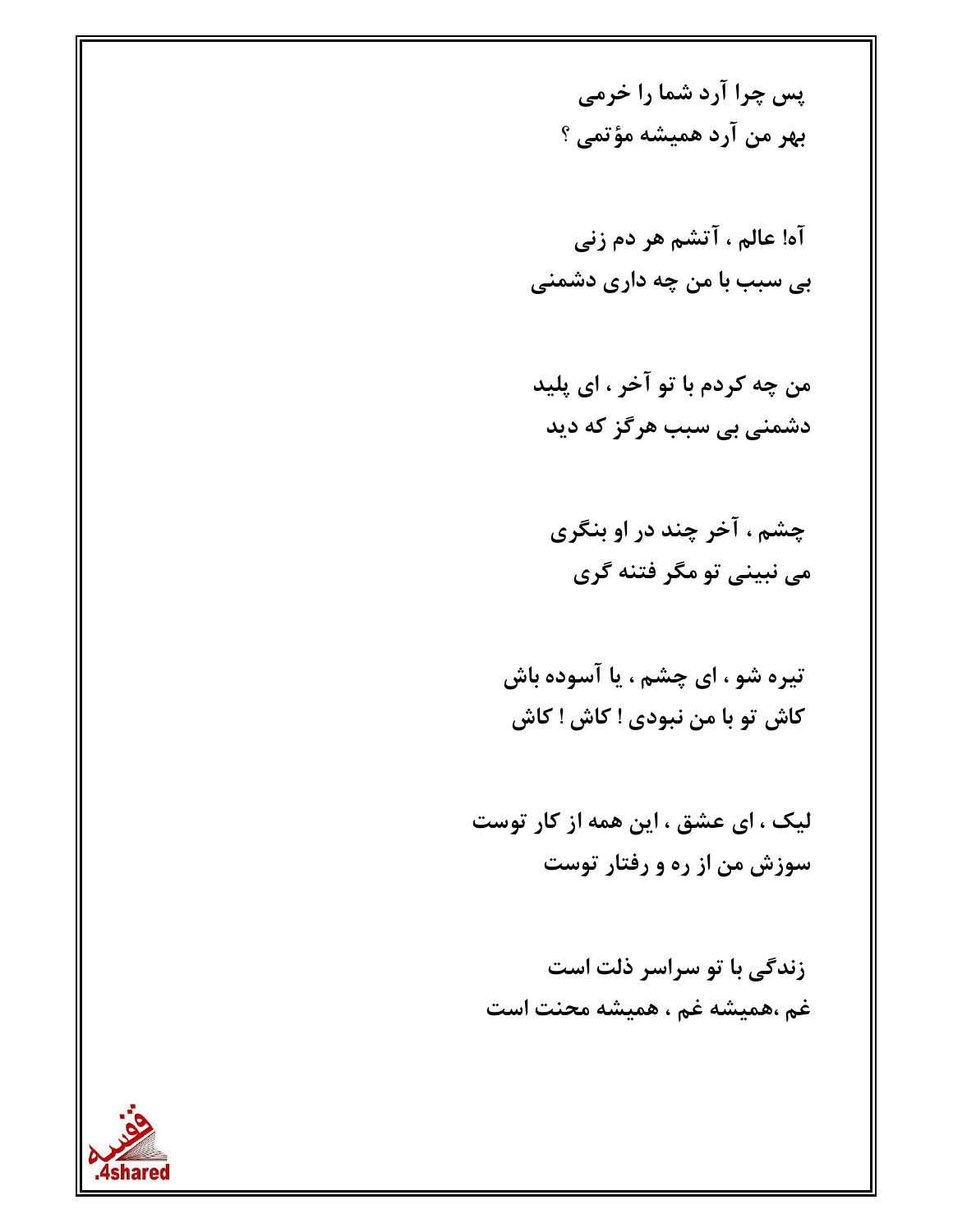پس چرا آرد شما را خرمی
بهر من آرد همیشه مؤتمی ؟

آه! عالم ، آتشم هر دم زنی
بی سبب با من چه داری دشمنی

من چه کردم با تو آخر ، ای پلید
دشمنی بی سبب هرگز که دید

چشم ، آخر چند در او بنگری
می نبینی تو مگر فتنه گری

تیره شو ، ای چشم ، یا آسوده باش
کاش تو با من نبودی ! کاش ! کاش

لیک ، ای عشق ، این همه از کار توست
سوزش من از ره و رفتار توست

زندگی با تو سراسر ذلت است
غم ،همیشه غم ، همیشه محنت است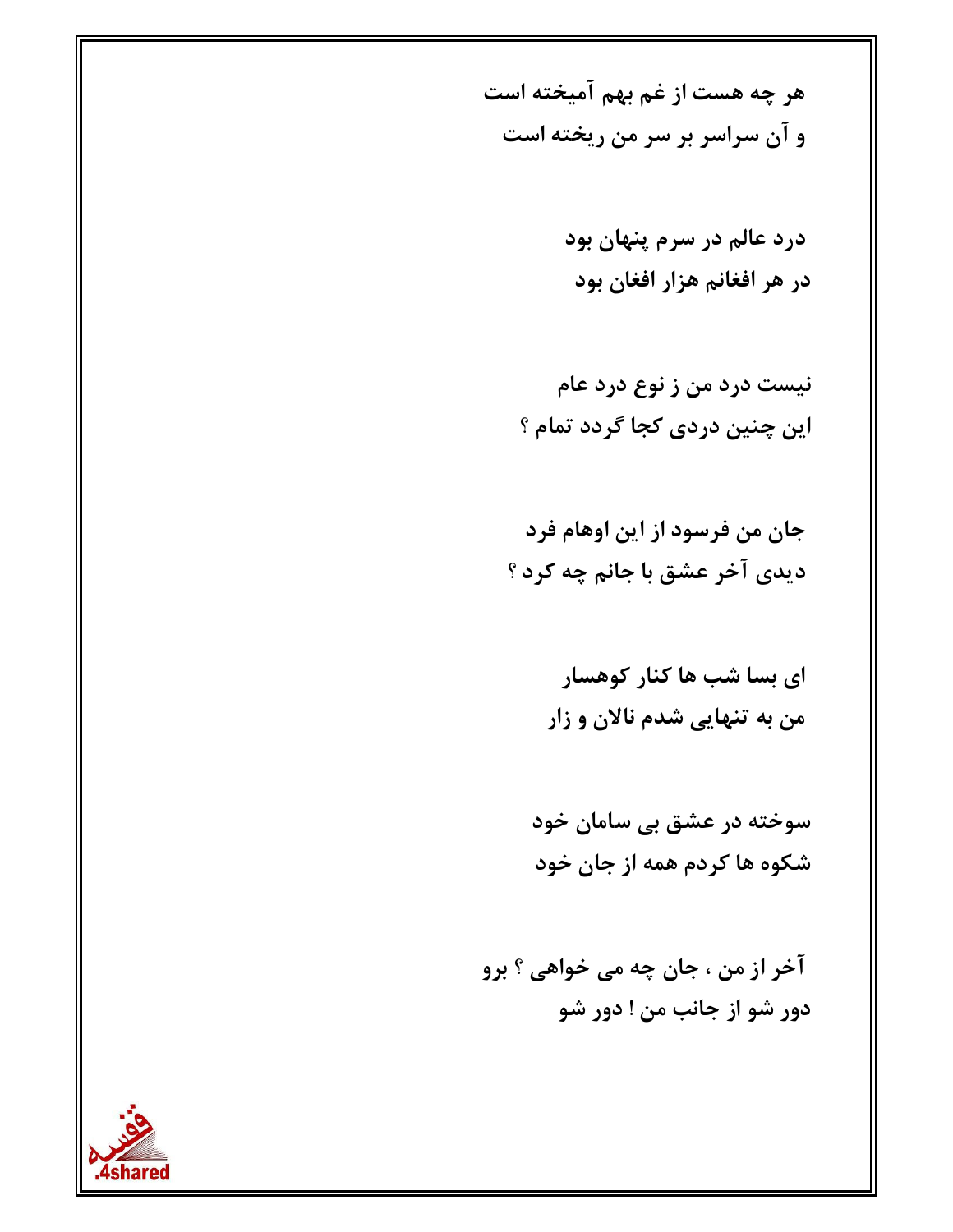هر چه هست از غم بهم آمیخته است
و آن سراسر بر سر من ریخته است

درد عالم در سرم پنهان بود
در هر افغانم هزار افغان بود

نیست درد من ز نوع درد عام
این چنین دردی کجا گردد تمام ؟

جان من فرسود از این اوهام فرد
دیدی آخر عشق با جانم چه کرد ؟

ای بسا شب ها کنار کوهسار
من به تنهایی شدم نالان و زار

سوخته در عشق بی سامان خود
شکوه ها کردم همه از جان خود

آخر از من ، جان چه می خواهی ؟ برو
دور شو از جانب من ! دور شو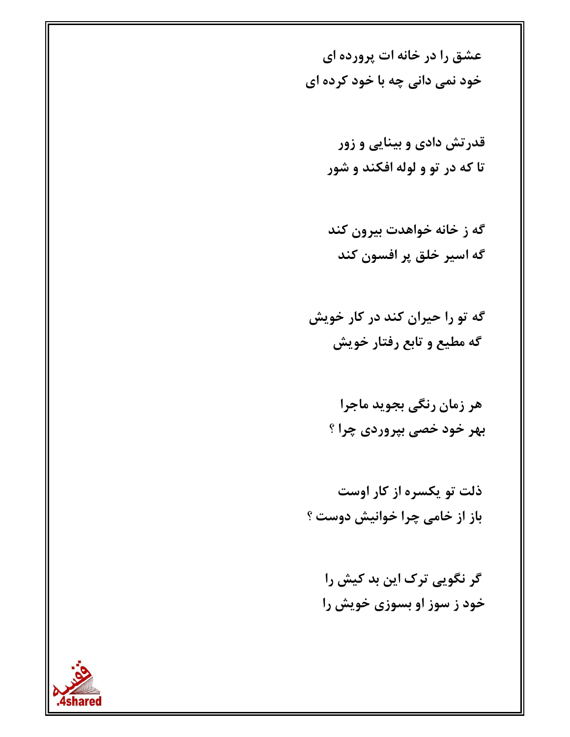عشق را در خانه ات پرورده ای
خود نمی دانی چه با خود کرده ای

قدرتش دادی و بینایی و زور
تا که در تو و لوله افکند و شور

گه ز خانه خواهدت بیرون کند
گه اسیر خلق پر افسون کند

گه تو را حیران کند در کار خویش
گه مطیع و تابع رفتار خویش

هر زمان رنگی بجوید ماجرا
بهر خود خصی بپروردی چرا ؟

ذلت تو یکسره از کار اوست
باز از خامی چرا خوانیش دوست ؟

گر نگویی ترک این بد کیش را
خود ز سوز او بسوزی خویش را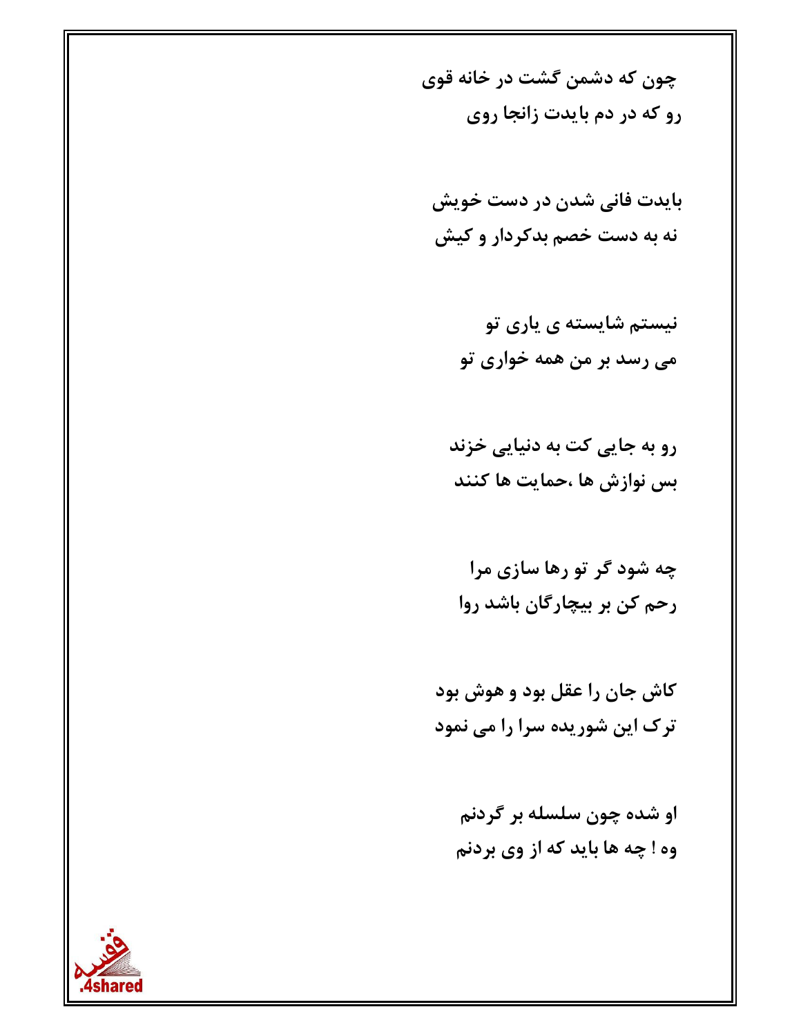چون که دشمن گشت در خانه قوی
رو که در دم بایدت زانجا روی

بایدت فانی شدن در دست خویش
نه به دست خصم بدکردار و کیش

نیستم شایسته ی یاری تو
می رسد بر من همه خواری تو

رو به جایی کت به دنیایی خزند
بس نوازش ها ،حمایت ها کنند

چه شود گر تو رها سازی مرا
رحم کن بر بیچارگان باشد روا

کاش جان را عقل بود و هوش بود
ترک این شوریده سرا را می نمود

او شده چون سلسله بر گردنم
وه ! چه ها باید که از وی بردنم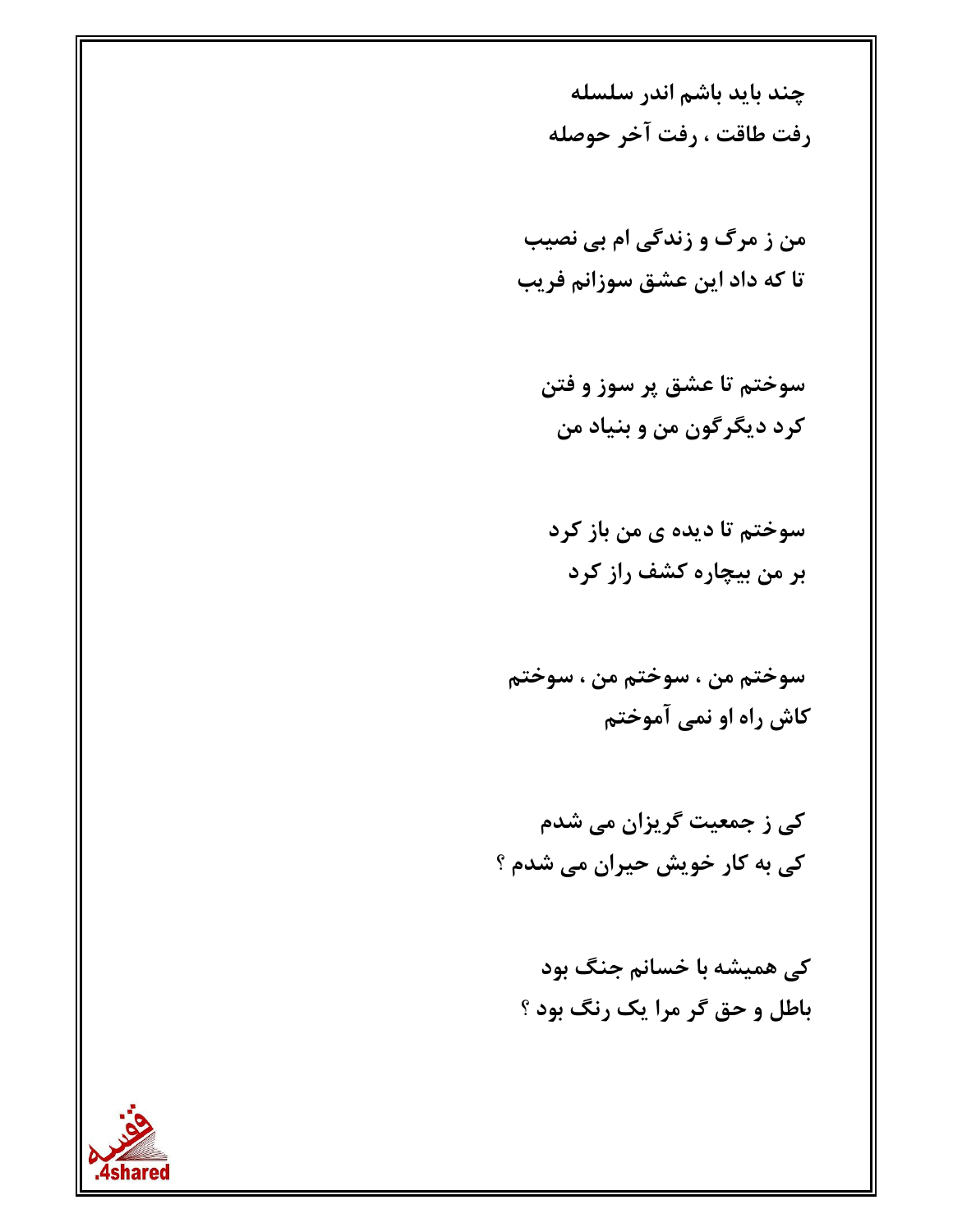چند باید باشم اندر سلسله
رفت طاقت ، رفت آخر حوصله

من ز مرگ و زندگی ام بی نصیب
تا که داد این عشق سوزانم فریب

سوختم تا عشق پر سوز و فتن
کرد دیگرگون من و بنیاد من

سوختم تا دیده ی من باز کرد
بر من بیچاره کشف راز کرد

سوختم من ، سوختم من ، سوختم
کاش راه او نمی آموختم

کی ز جمعیت گریزان می شدم
کی به کار خویش حیران می شدم ؟

کی همیشه با خسانم جنگ بود
باطل و حق گر مرا یک رنگ بود ؟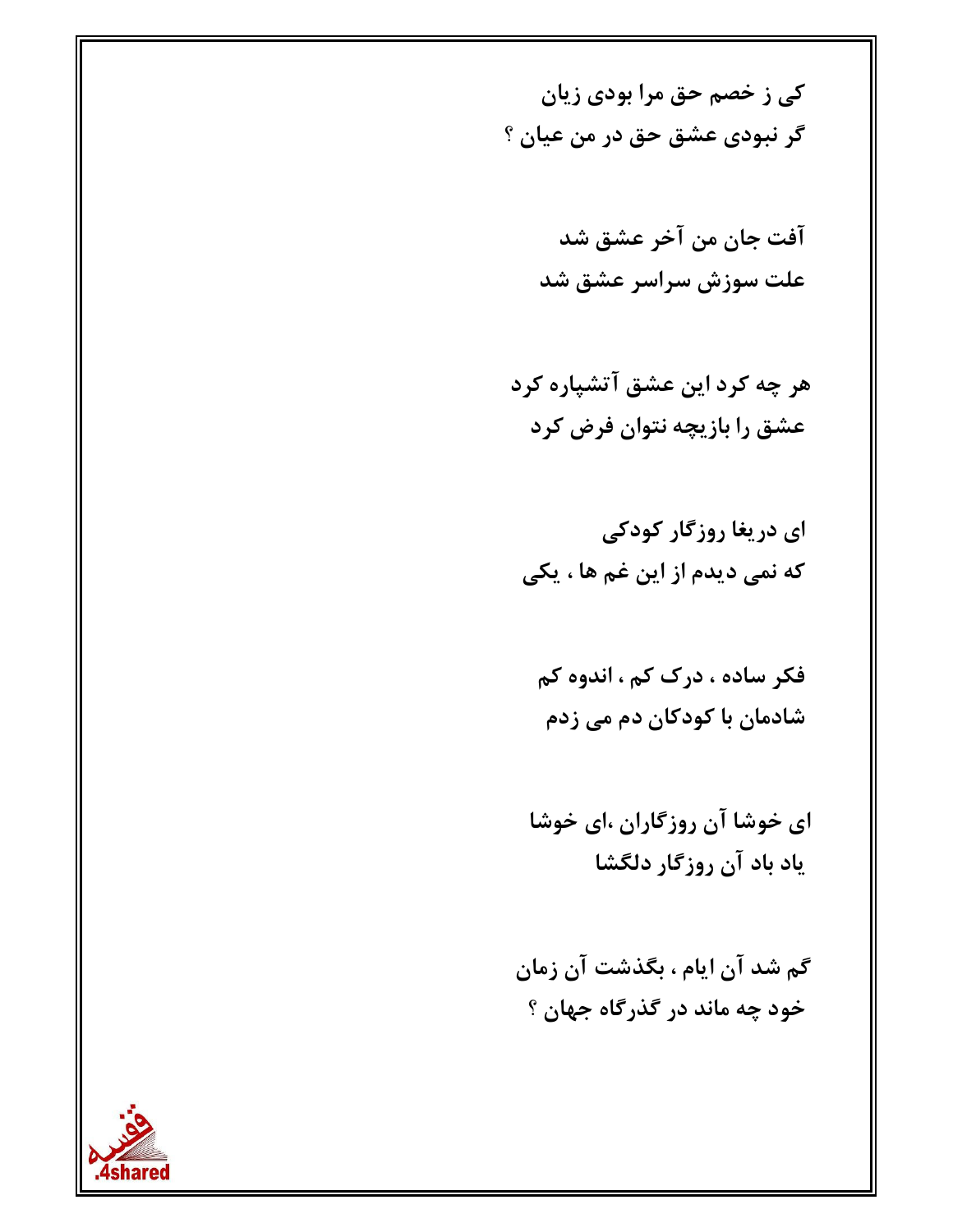کی ز خصم حق مرا بودی زیان
گر نبودی عشق حق در من عیان ؟

آفت جان من آخر عشق شد
علت سوزش سراسر عشق شد

هر چه کرد این عشق آتشپاره کرد
عشق را بازیچه نتوان فرض کرد

ای دریغا روزگار کودکی
که نمی دیدم از این غم ها ، یکی

فکر ساده ، درک کم ، اندوه کم
شادمان با کودکان دم می زدم

ای خوشا آن روزگاران ،ای خوشا
یاد باد آن روزگار دلگشا

گم شد آن ایام ، بگذشت آن زمان
خود چه ماند در گذرگاه جهان ؟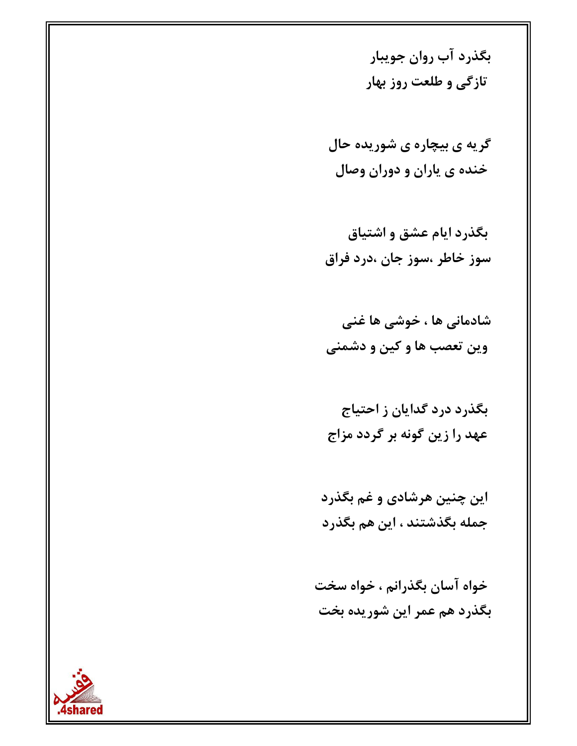بگذرد آب روان جویبار
تازگی و طلعت روز بهار

گریه ی بیچاره ی شوریده حال
خنده ی یاران و دوران وصال

بگذرد ایام عشق و اشتیاق
سوز خاطر ،سوز جان ،درد فراق

شادمانی ها ، خوشی ها غنی
وین تعصب ها و کین و دشمنی

بگذرد درد گدایان ز احتیاج
عهد را زین گونه بر گردد مزاج

این چنین هرشادی و غم بگذرد
جمله بگذشتند ، این هم بگذرد

خواه آسان بگذرانم ، خواه سخت
بگذرد هم عمر این شوریده بخت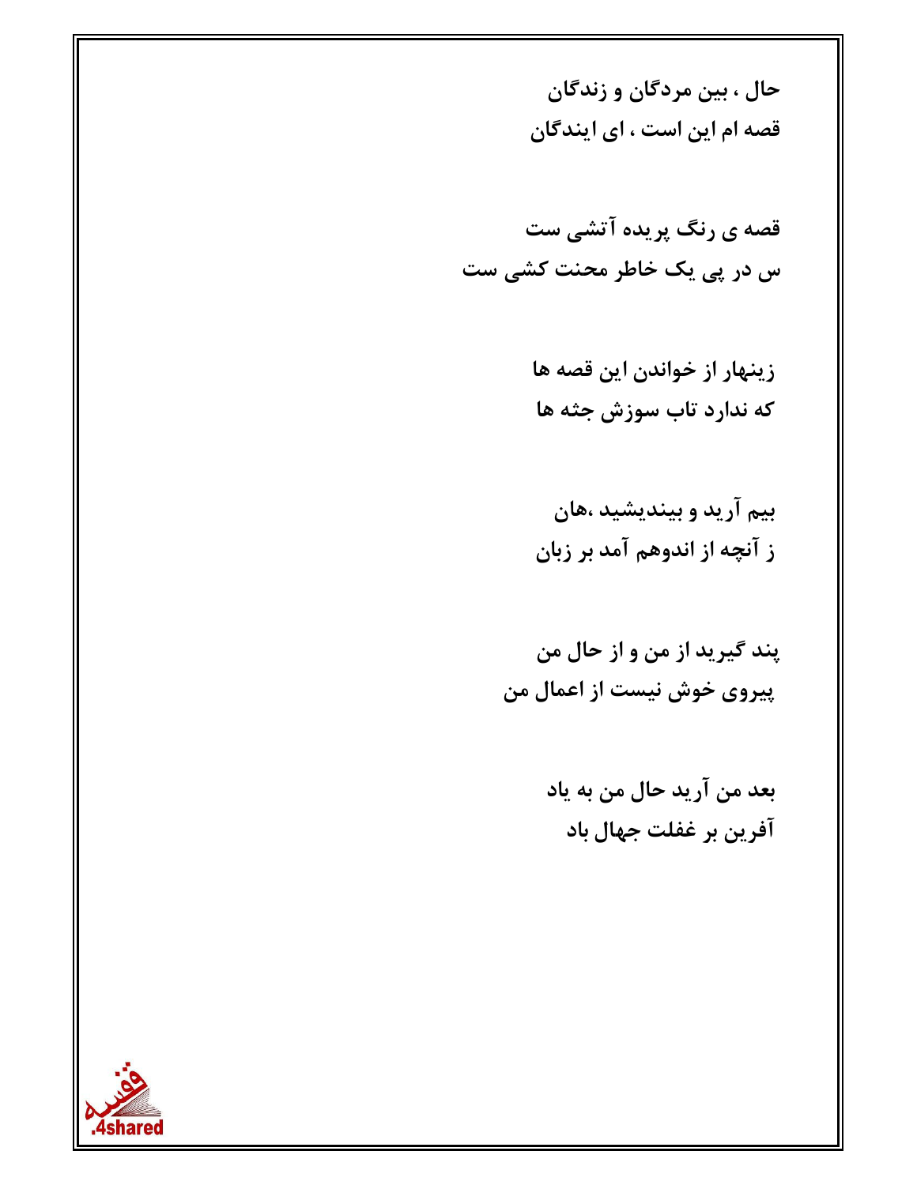حال ، بین مردگان و زندگان
قصه ام این است ، ای ایندگان

قصه ی رنگ پریده آتشی ست
س در پی یک خاطر محنت کشی ست

زینهار از خواندن این قصه ها
که ندارد تاب سوزش جثه ها

بیم آرید و بیندیشید ،هان
ز آنچه از اندوهم آمد بر زبان

پند گیرید از من و از حال من
پیروی خوش نیست از اعمال من

بعد من آرید حال من به یاد
آفرین بر غفلت جهال باد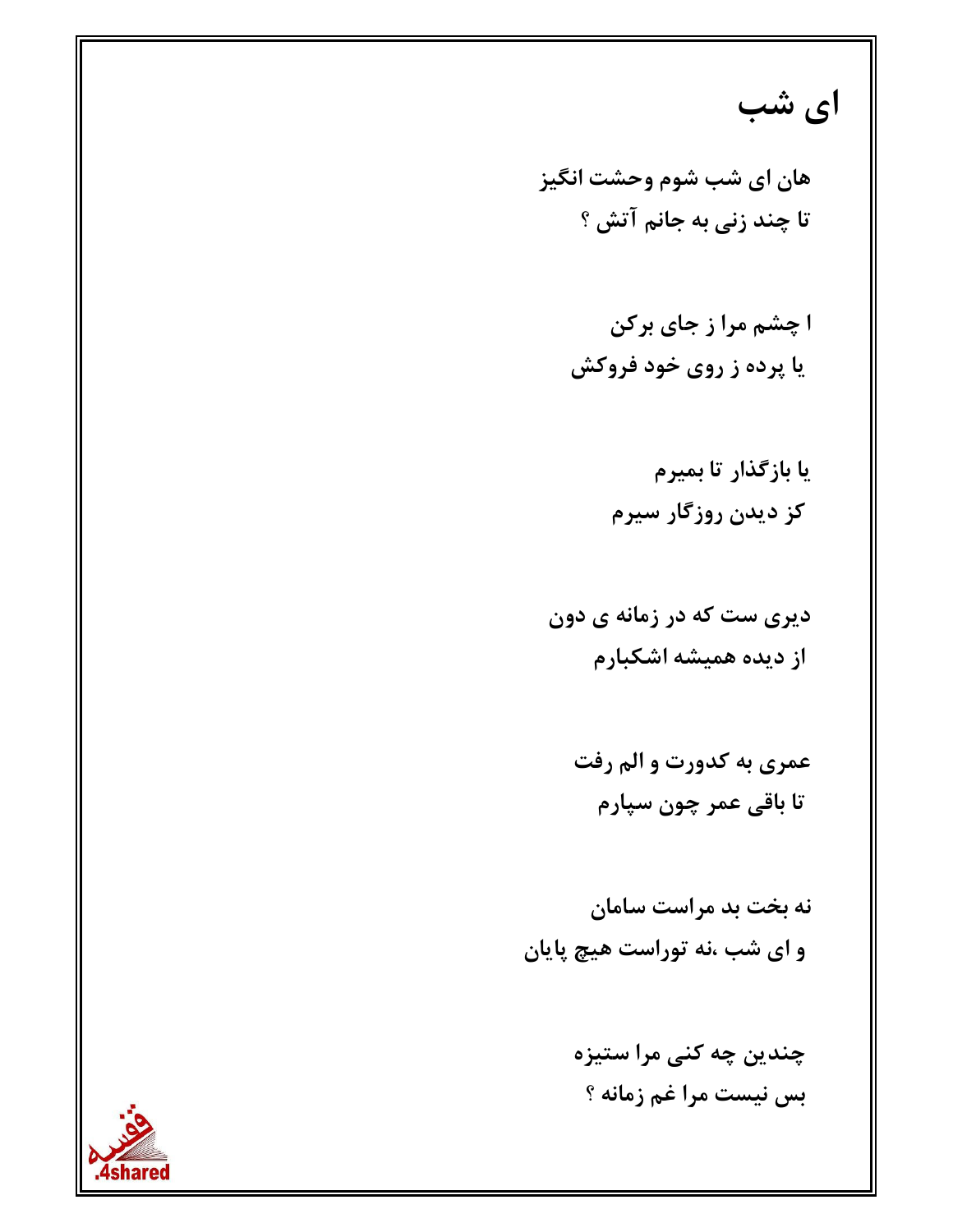# ای شب

هان ای شب شوم وحشت انگیز
تا چند زنی به جانم آتش ؟

ا چشم مرا ز جای برکن
یا پرده ز روی خود فروکش

یا بازگذار تا بمیرم
کز دیدن روزگار سیرم

دیری ست که در زمانه ی دون
از دیده همیشه اشکبارم

عمری به کدورت و الم رفت
تا باقی عمر چون سپارم

نه بخت بد مراست سامان
و ای شب ،نه توراست هیچ پایان

چندین چه کنی مرا ستیزه
بس نیست مرا غم زمانه ؟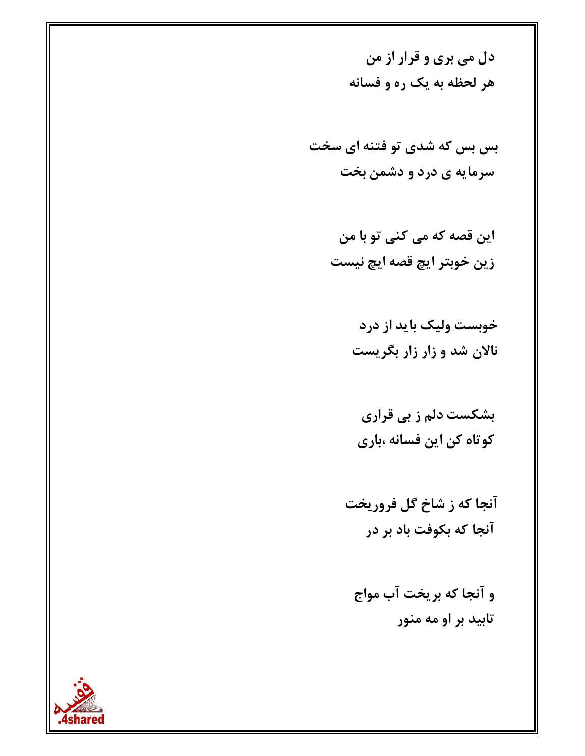**دل می بری و قرار از من**
**هر لحظه به یک ره و فسانه**

**بس بس که شدی تو فتنه ای سخت**
**سرمایه ی درد و دشمن بخت**

**این قصه که می کنی تو با من**
**زین خوبتر ایچ قصه ایچ نیست**

**خوبست ولیک باید از درد**
**نالان شد و زار زار بگریست**

**بشکست دلم ز بی قراری**
**کوتاه کن این فسانه ،باری**

**آنجا که ز شاخ گل فروریخت**
**آنجا که بکوفت باد بر در**

**و آنجا که بریخت آب مواج**
**تابید بر او مه منور**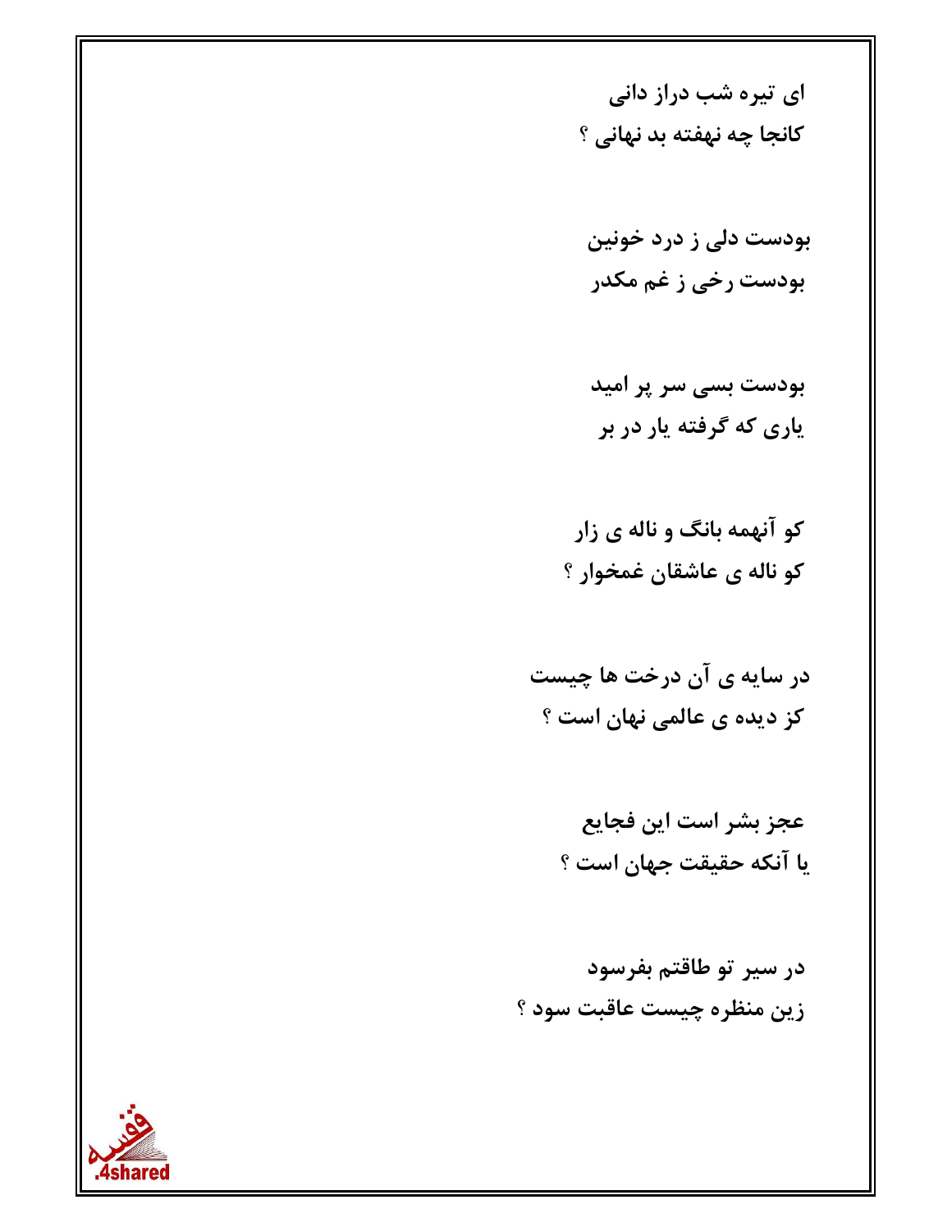ای تیره شب دراز دانی
کانجا چه نهفته بد نهانی ؟

بودست دلی ز درد خونین
بودست رخی ز غم مکدر

بودست بسی سر پر امید
یاری که گرفته یار در بر

کو آنهمه بانگ و ناله ی زار
کو ناله ی عاشقان غمخوار ؟

در سایه ی آن درخت ها چیست
کز دیده ی عالمی نهان است ؟

عجز بشر است این فجایع
یا آنکه حقیقت جهان است ؟

در سیر تو طاقتم بفرسود
زین منظره چیست عاقبت سود ؟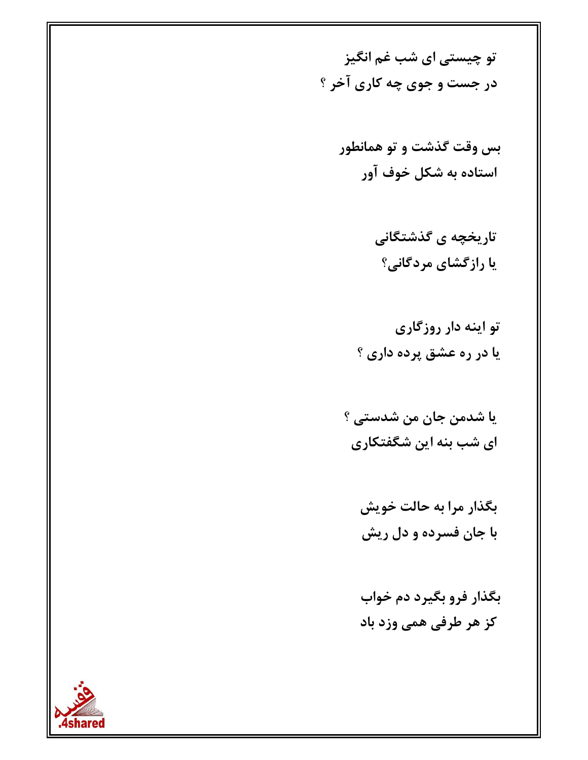تو چیستی ای شب غم انگیز
در جست و جوی چه کاری آخر ؟

بس وقت گذشت و تو همانطور
استاده به شکل خوف آور

تاریخچه ی گذشتگانی
یا رازگشای مردگانی؟

تو اینه دار روزگاری
یا در ره عشق پرده داری ؟

یا شدمن جان من شدستی ؟
ای شب بنه این شگفتکاری

بگذار مرا به حالت خویش
با جان فسرده و دل ریش

بگذار فرو بگیرد دم خواب
کز هر طرفی همی وزد باد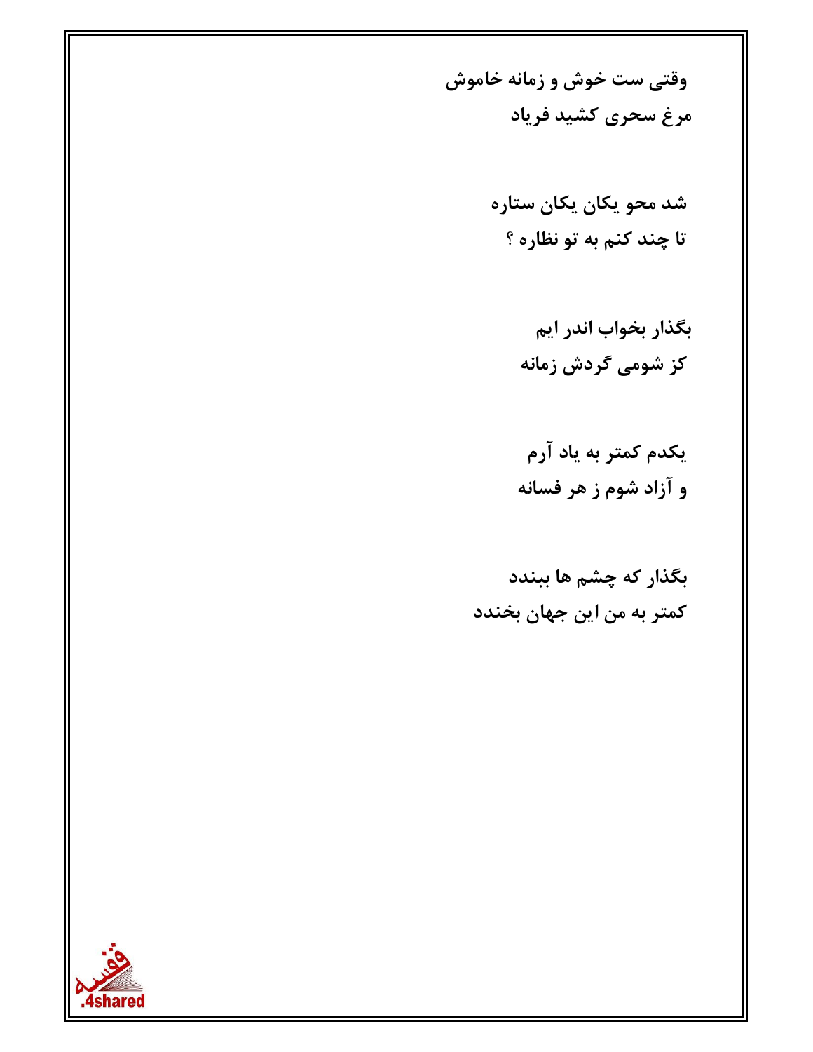وقتی ست خوش و زمانه خاموش
مرغ سحری کشید فریاد

شد محو یکان یکان ستاره
تا چند کنم به تو نظاره ؟

بگذار بخواب اندر ایم
کز شومی گردش زمانه

یکدم کمتر به یاد آرم
و آزاد شوم ز هر فسانه

بگذار که چشم ها ببندد
کمتر به من این جهان بخندد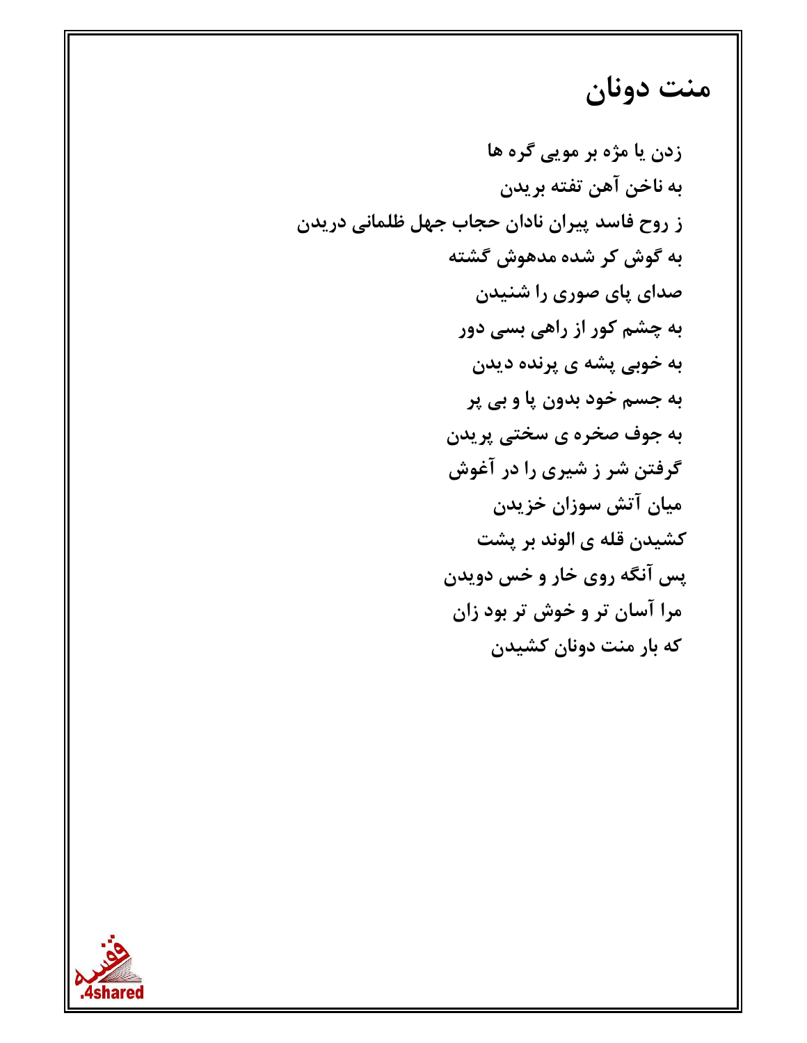# منت دونان

زدن یا مژه بر مویی گره ها

به ناخن آهن تفته بریدن

ز روح فاسد پیران نادان حجاب جهل ظلمانی دریدن

به گوش کر شده مدهوش گشته

صدای پای صوری را شنیدن

به چشم کور از راهی بسی دور

به خوبی پشه ی پرنده دیدن

به جسم خود بدون پا و بی پر

به جوف صخره ی سختی پریدن

گرفتن شر ز شیری را در آغوش

میان آتش سوزان خزیدن

کشیدن قله ی الوند بر پشت

پس آنگه روی خار و خس دویدن

مرا آسان تر و خوش تر بود زان

که بار منت دونان کشیدن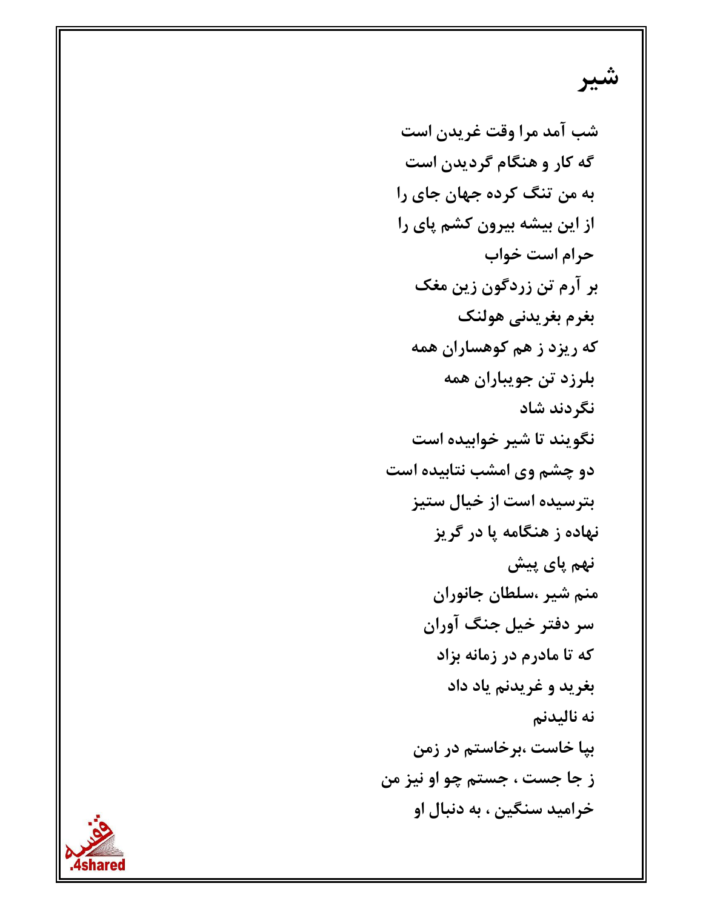# شیر

شب آمد مرا وقت غریدن است

گه کار و هنگام گردیدن است

به من تنگ کرده جهان جای را

از این بیشه بیرون کشم پای را

حرام است خواب

بر آرم تن زردگون زین مغک

بغرم بغریدنی هولنک

که ریزد ز هم کوهساران همه

بلرزد تن جویباران همه

نگردند شاد

نگویند تا شیر خوابیده است

دو چشم وی امشب نتابیده است

بترسیده است از خیال ستیز

نهاده ز هنگامه پا در گریز

نهم پای پیش

منم شیر ،سلطان جانوران

سر دفتر خیل جنگ آوران

که تا مادرم در زمانه بزاد

بغرید و غریدنم یاد داد

نه نالیدنم

بپا خاست ،برخاستم در زمن

ز جا جست ، جستم چو او نیز من

خرامید سنگین ، به دنبال او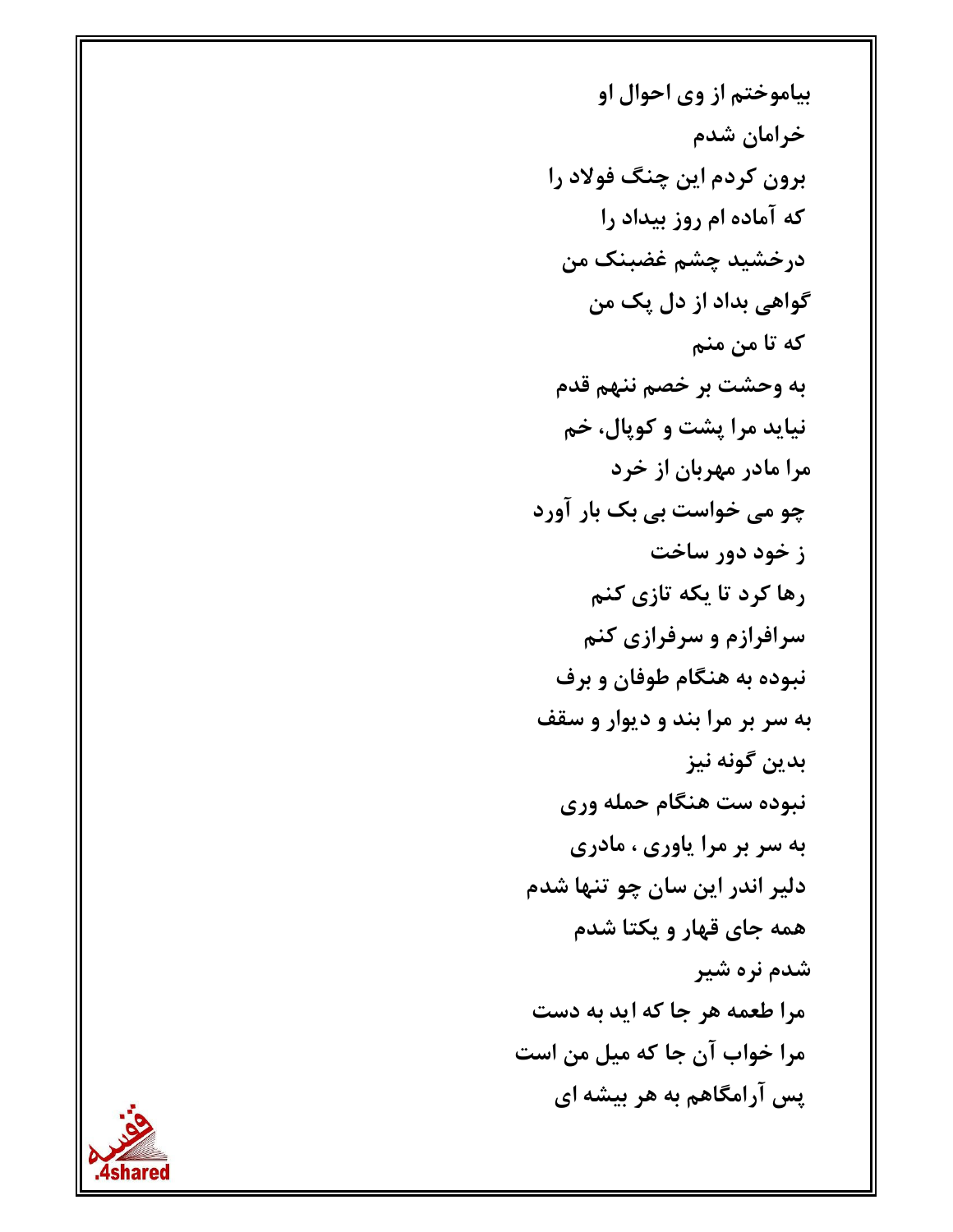بیاموختم از وی احوال او

خرامان شدم

برون کردم این چنگ فولاد را

که آماده ام روز بیداد را

درخشید چشم غضبنک من

گواهی بداد از دل پک من

که تا من منم

به وحشت بر خصم ننهم قدم

نیاید مرا پشت و کوپال، خم

مرا مادر مهربان از خرد

چو می خواست بی بک بار آورد

ز خود دور ساخت

رها کرد تا یکه تازی کنم

سرافرازم و سرفرازی کنم

نبوده به هنگام طوفان و برف

به سر بر مرا بند و دیوار و سقف

بدین گونه نیز

نبوده ست هنگام حمله وری

به سر بر مرا یاوری ، مادری

دلیر اندر این سان چو تنها شدم

همه جای قهار و یکتا شدم

شدم نره شیر

مرا طعمه هر جا که اید به دست

مرا خواب آن جا که میل من است

پس آرامگاهم به هر بیشه ای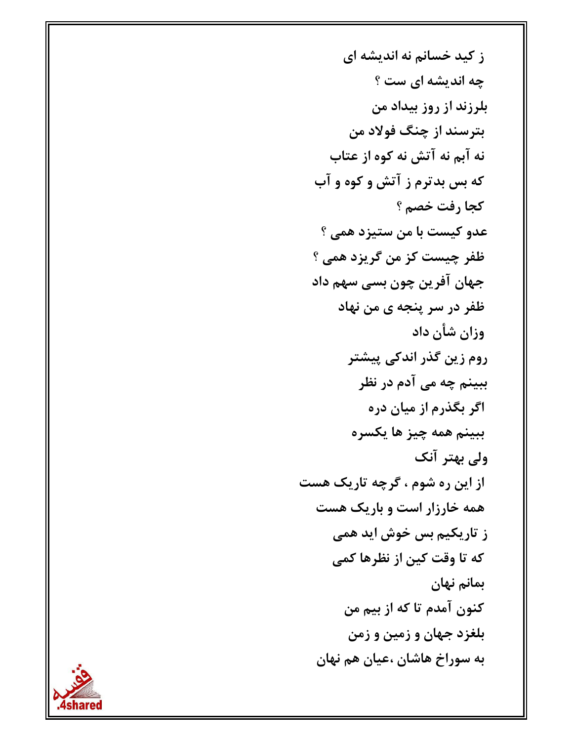ز کید خسانم نه اندیشه ای

چه اندیشه ای ست ؟

بلرزند از روز بیداد من

بترسند از چنگ فولاد من

نه آبم نه آتش نه کوه از عتاب

که بس بدترم ز آتش و کوه و آب

کجا رفت خصم ؟

عدو کیست با من ستیزد همی ؟

ظفر چیست کز من گریزد همی ؟

جهان آفرین چون بسی سهم داد

ظفر در سر پنجه ی من نهاد

وزان شأن داد

روم زین گذر اندکی پیشتر

ببینم چه می آدم در نظر

اگر بگذرم از میان دره

ببینم همه چیز ها یکسره

ولی بهتر آنک

از این ره شوم ، گرچه تاریک هست

همه خارزار است و باریک هست

ز تاریکیم بس خوش اید همی

که تا وقت کین از نظرها کمی

بمانم نهان

کنون آمدم تا که از بیم من

بلغزد جهان و زمین و زمن

به سوراخ هاشان ،عیان هم نهان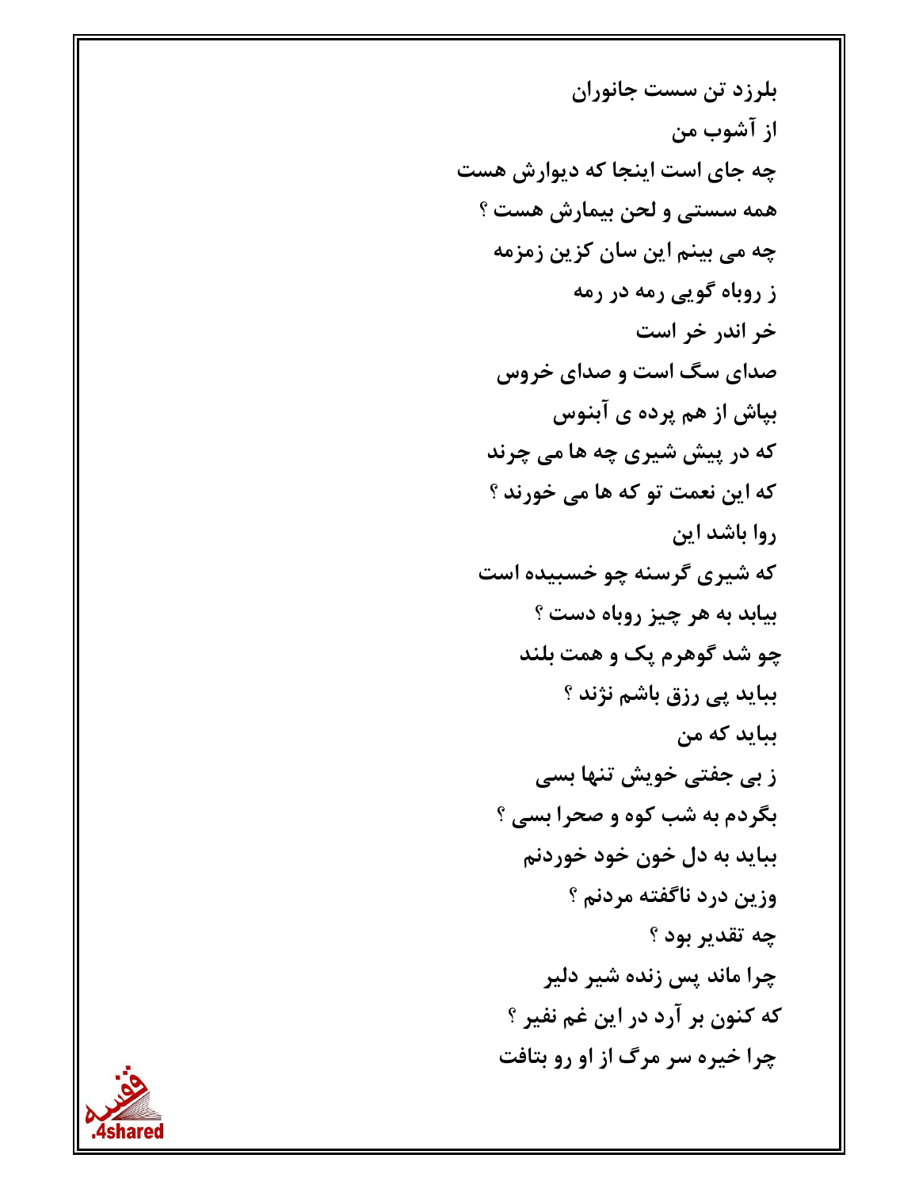بلرزد تن سست جانوران

از آشوب من

چه جای است اینجا که دیوارش هست

همه سستی و لحن بیمارش هست ؟

چه می بینم این سان کزین زمزمه

ز روباه گویی رمه در رمه

خر اندر خر است

صدای سگ است و صدای خروس

بپاش از هم پرده ی آبنوس

که در پیش شیری چه ها می چرند

که این نعمت تو که ها می خورند ؟

روا باشد این

که شیری گرسنه چو خسبیده است

بیابد به هر چیز روباه دست ؟

چو شد گوهرم پک و همت بلند

بباید پی رزق باشم نژند ؟

بباید که من

ز بی جفتی خویش تنها بسی

بگردم به شب کوه و صحرا بسی ؟

بباید به دل خون خود خوردنم

وزین درد ناگفته مردنم ؟

چه تقدیر بود ؟

چرا ماند پس زنده شیر دلیر

که کنون بر آرد در این غم نفیر ؟

چرا خیره سر مرگ از او رو بتافت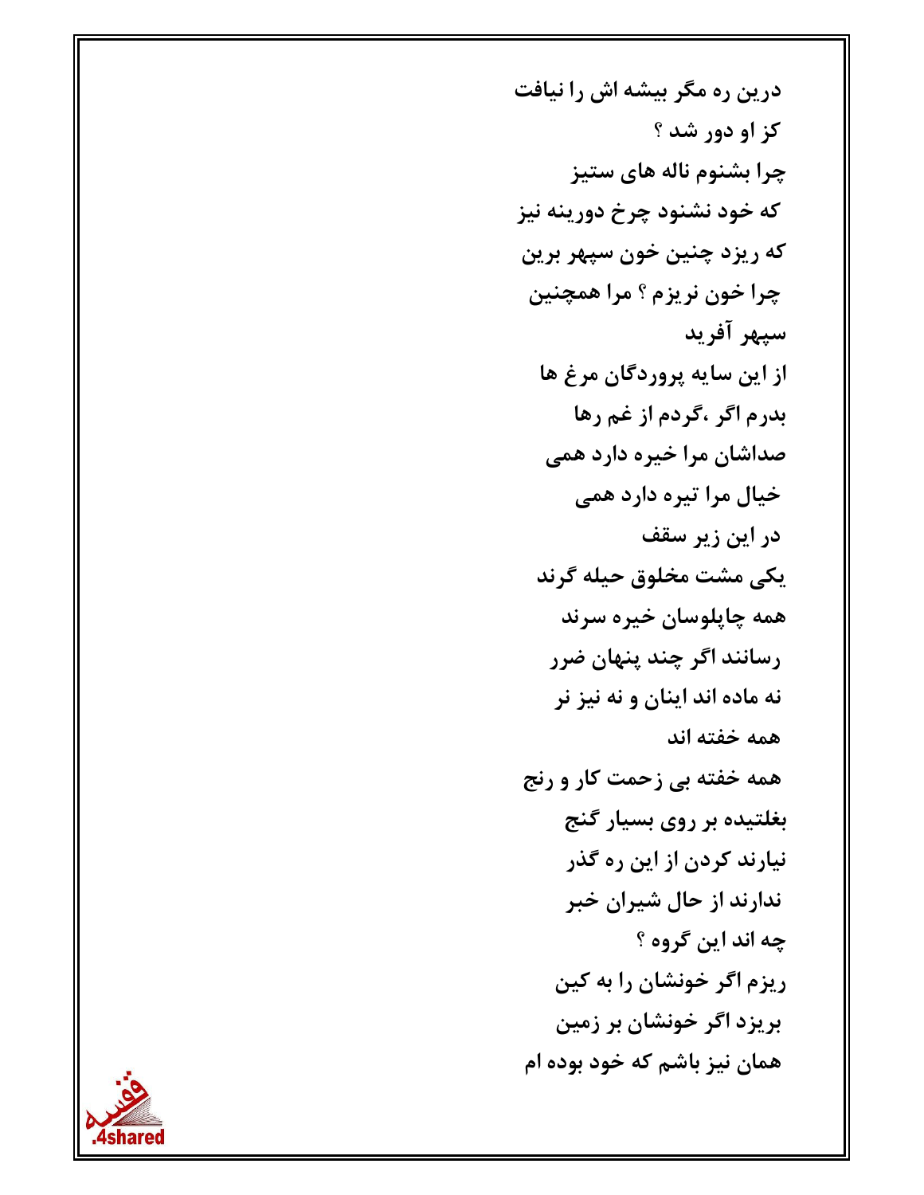درین ره مگر بیشه اش را نیافت

کز او دور شد ؟

چرا بشنوم ناله های ستیز

که خود نشنود چرخ دورینه نیز

که ریزد چنین خون سپهر برین

چرا خون نریزم ؟ مرا همچنین

سپهر آفرید

از این سایه پروردگان مرغ ها

بدرم اگر ،گردم از غم رها

صداشان مرا خیره دارد همی

خیال مرا تیره دارد همی

در این زیر سقف

یکی مشت مخلوق حیله گرند

همه چاپلوسان خیره سرند

رسانند اگر چند پنهان ضرر

نه ماده اند اینان و نه نیز نر

همه خفته اند

همه خفته بی زحمت کار و رنج

بغلتیده بر روی بسیار گنج

نیارند کردن از این ره گذر

ندارند از حال شیران خبر

چه اند این گروه ؟

ریزم اگر خونشان را به کین

بریزد اگر خونشان بر زمین

همان نیز باشم که خود بوده ام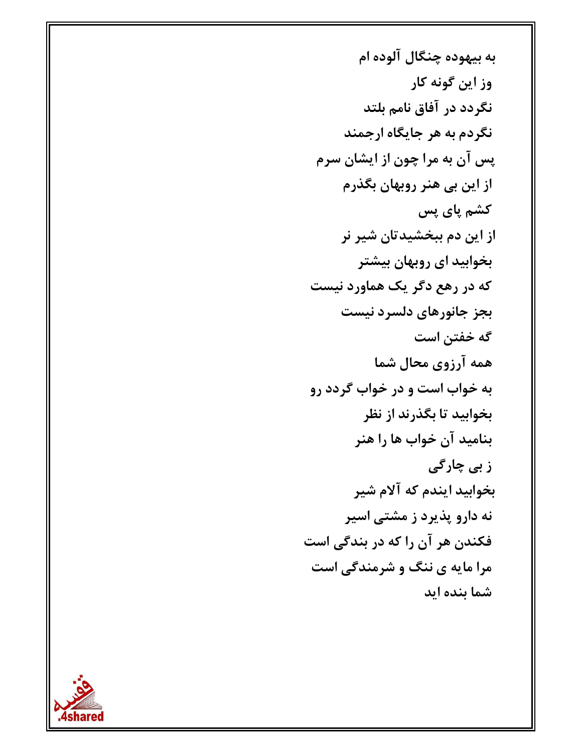به بیهوده چنگال آلوده ام

وز این گونه کار

نگردد در آفاق نامم بلند

نگردم به هر جایگاه ارجمند

پس آن به مرا چون از ایشان سرم

از این بی هنر روبهان بگذرم

کشم پای پس

از این دم ببخشیدتان شیر نر

بخوابید ای روبهان بیشتر

که در رهع دگر یک هماورد نیست

بجز جانورهای دلسرد نیست

گه خفتن است

همه آرزوی محال شما

به خواب است و در خواب گردد رو

بخوابید تا بگذرند از نظر

بنامید آن خواب ها را هنر

ز بی چارگی

بخوابید ایندم که آلام شیر

نه دارو پذیرد ز مشتی اسیر

فکندن هر آن را که در بندگی است

مرا مایه ی ننگ و شرمندگی است

شما بنده اید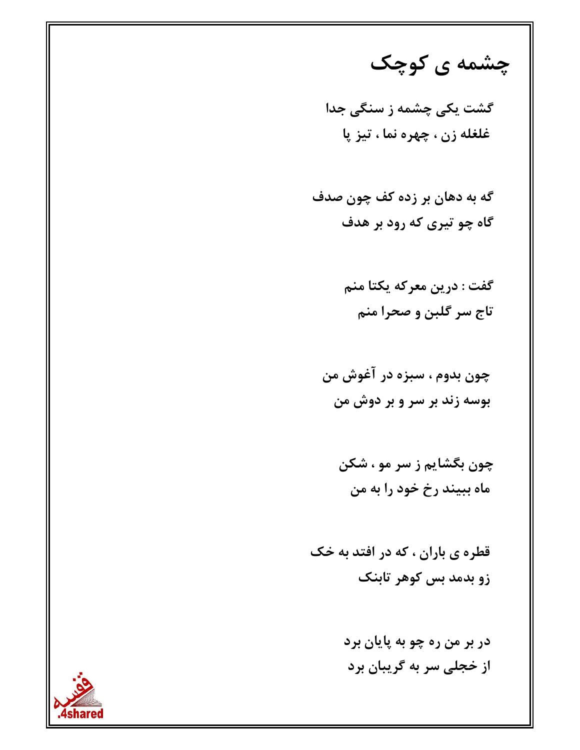# چشمه ی کوچک

گشت یکی چشمه ز سنگی جدا
غلغله زن ، چهره نما ، تیز پا

گه به دهان بر زده کف چون صدف
گاه چو تیری که رود بر هدف

گفت : درین معرکه یکتا منم
تاج سر گلبن و صحرا منم

چون بدوم ، سبزه در آغوش من
بوسه زند بر سر و بر دوش من

چون بگشایم ز سر مو ، شکن
ماه ببیند رخ خود را به من

قطره ی باران ، که در افتد به خک
زو بدمد بس کوهر تابنک

در بر من ره چو به پایان برد
از خجلی سر به گریبان برد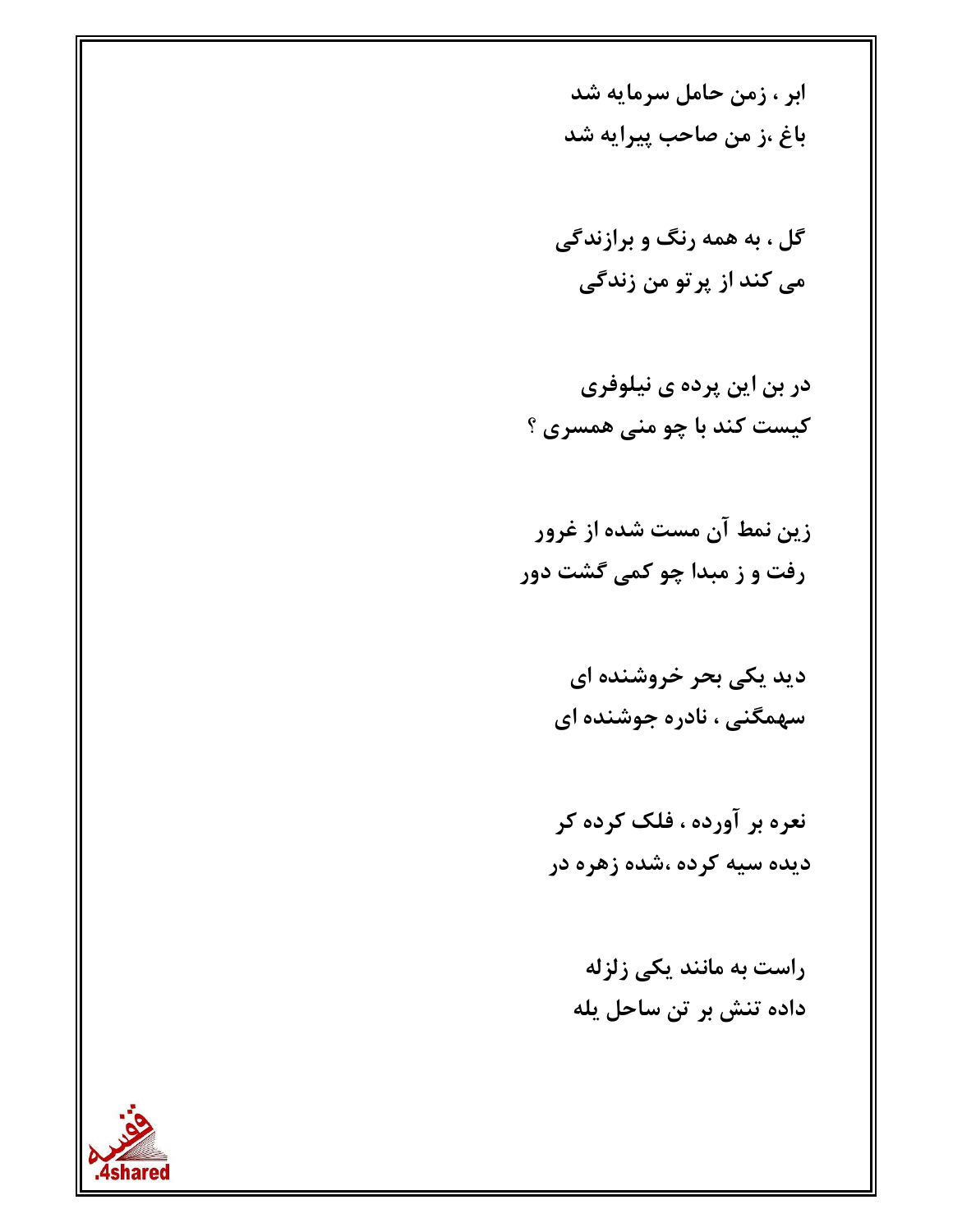ابر ، زمن حامل سرمایه شد
باغ ،ز من صاحب پیرایه شد

گل ، به همه رنگ و برازندگی
می کند از پرتو من زندگی

در بن این پرده ی نیلوفری
کیست کند با چو منی همسری ؟

زین نمط آن مست شده از غرور
رفت و ز مبدا چو کمی گشت دور

دید یکی بحر خروشنده ای
سهمگنی ، نادره جوشنده ای

نعره بر آورده ، فلک کرده کر
دیده سیه کرده ،شده زهره در

راست به مانند یکی زلزله
داده تنش بر تن ساحل یله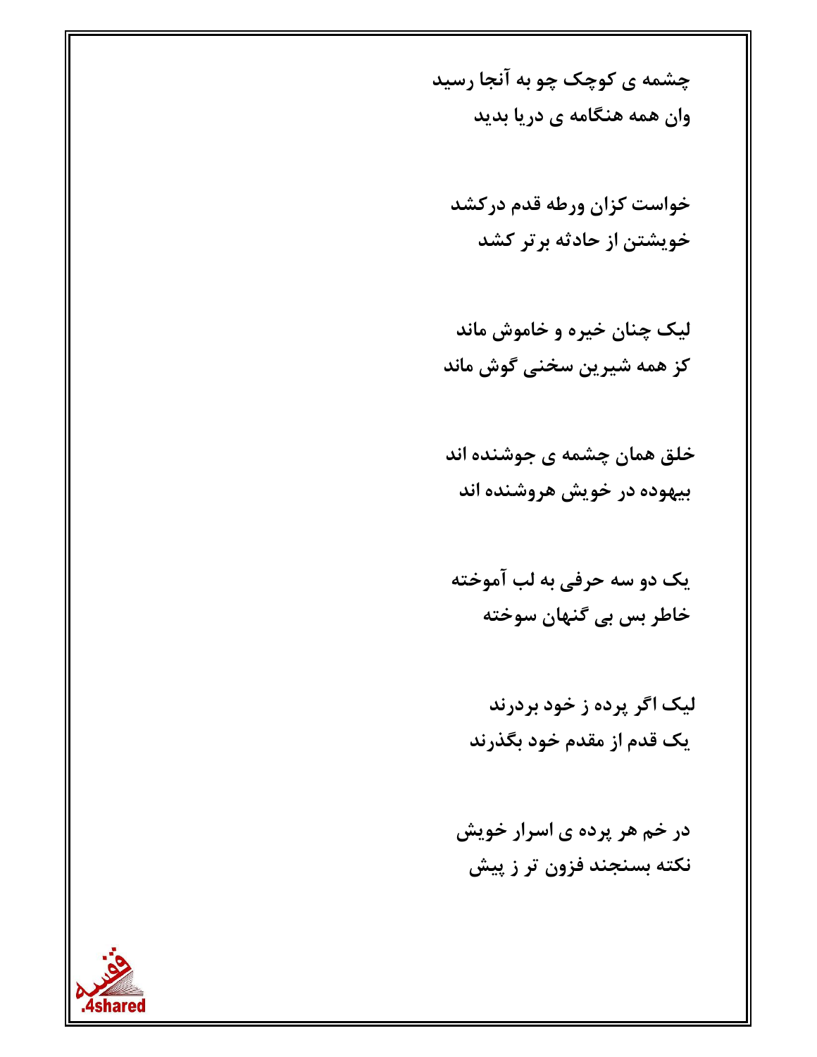چشمه ی کوچک چو به آنجا رسید
وان همه هنگامه ی دریا بدید

خواست کزان ورطه قدم درکشد
خویشتن از حادثه برتر کشد

لیک چنان خیره و خاموش ماند
کز همه شیرین سخنی گوش ماند

خلق همان چشمه ی جوشنده اند
بیهوده در خویش هروشنده اند

یک دو سه حرفی به لب آموخته
خاطر بس بی گنهان سوخته

لیک اگر پرده ز خود بردرند
یک قدم از مقدم خود بگذرند

در خم هر پرده ی اسرار خویش
نکته بسنجند فزون تر ز پیش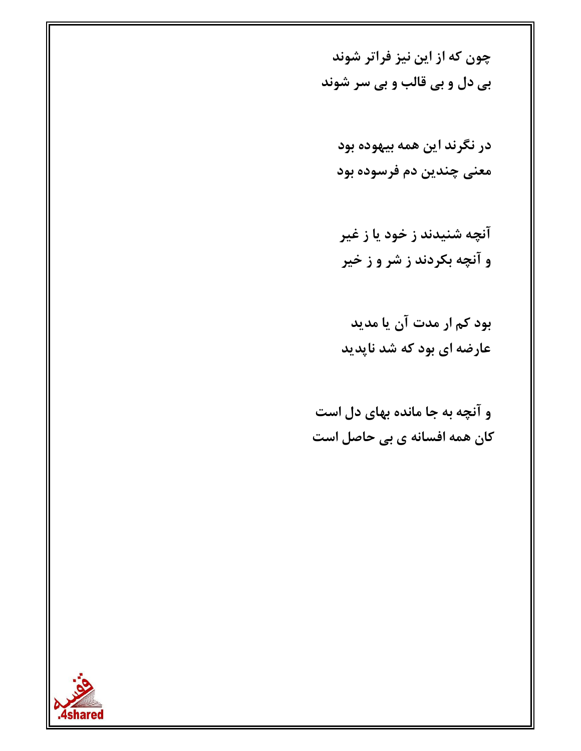**چون که از این نیز فراتر شوند**
**بی دل و بی قالب و بی سر شوند**

**در نگرند این همه بیهوده بود**
**معنی چندین دم فرسوده بود**

**آنچه شنیدند ز خود یا ز غیر**
**و آنچه بکردند ز شر و ز خیر**

**بود کم ار مدت آن یا مدید**
**عارضه ای بود که شد ناپدید**

**و آنچه به جا مانده بهای دل است**
**کان همه افسانه ی بی حاصل است**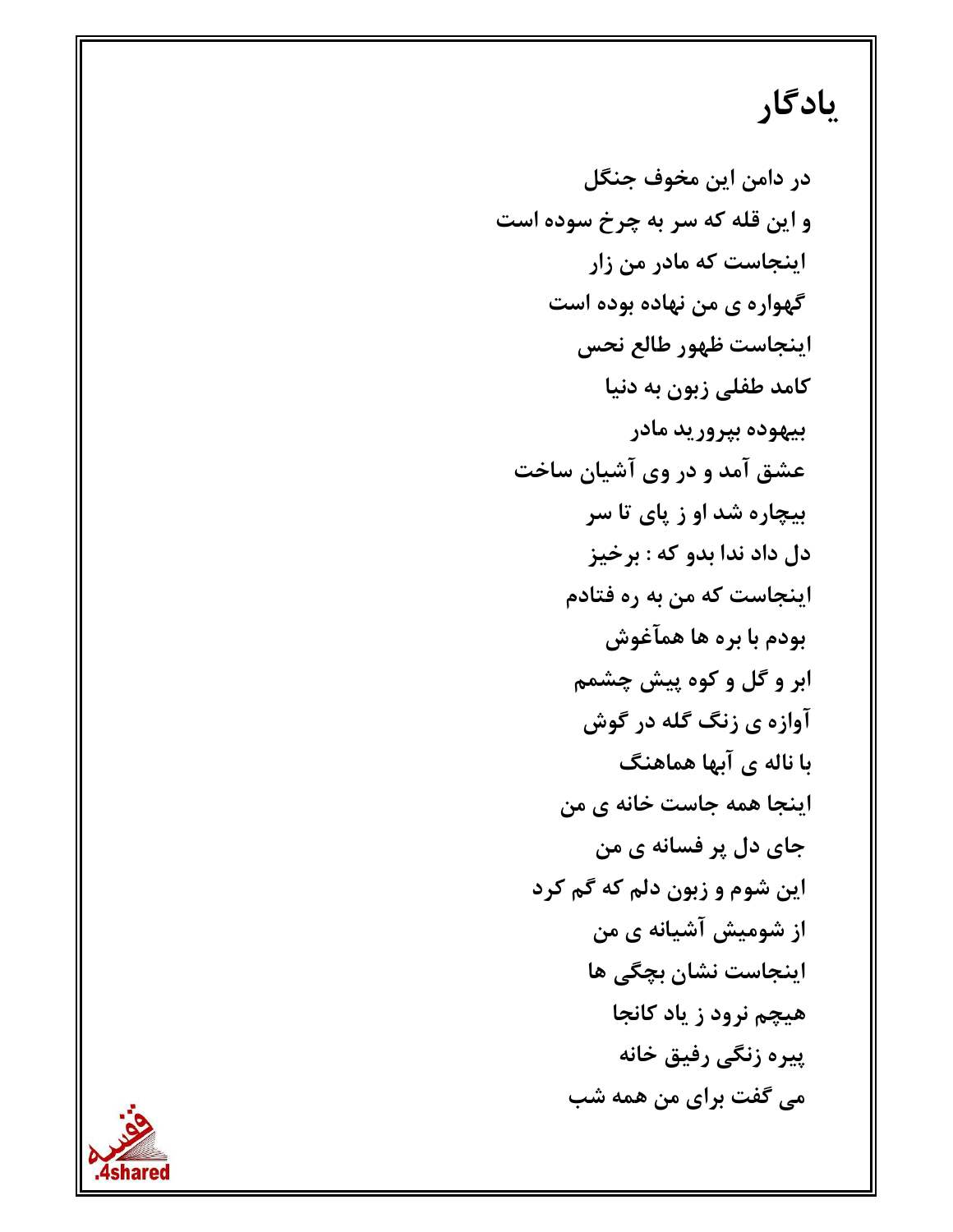# یادگار

در دامن این مخوف جنگل

و این قله که سر به چرخ سوده است

اینجاست که مادر من زار

گهواره ی من نهاده بوده است

اینجاست ظهور طالع نحس

کامد طفلی زبون به دنیا

بیهوده بپرورید مادر

عشق آمد و در وی آشیان ساخت

بیچاره شد او ز پای تا سر

دل داد ندا بدو که : برخیز

اینجاست که من به ره فتادم

بودم با بره ها همآغوش

ابر و گل و کوه پیش چشمم

آوازه ی زنگ گله در گوش

با ناله ی آبها هماهنگ

اینجا همه جاست خانه ی من

جای دل پر فسانه ی من

این شوم و زبون دلم که گم کرد

از شومیش آشیانه ی من

اینجاست نشان بچگی ها

هیچم نرود ز یاد کانجا

پیره زنگی رفیق خانه

می گفت برای من همه شب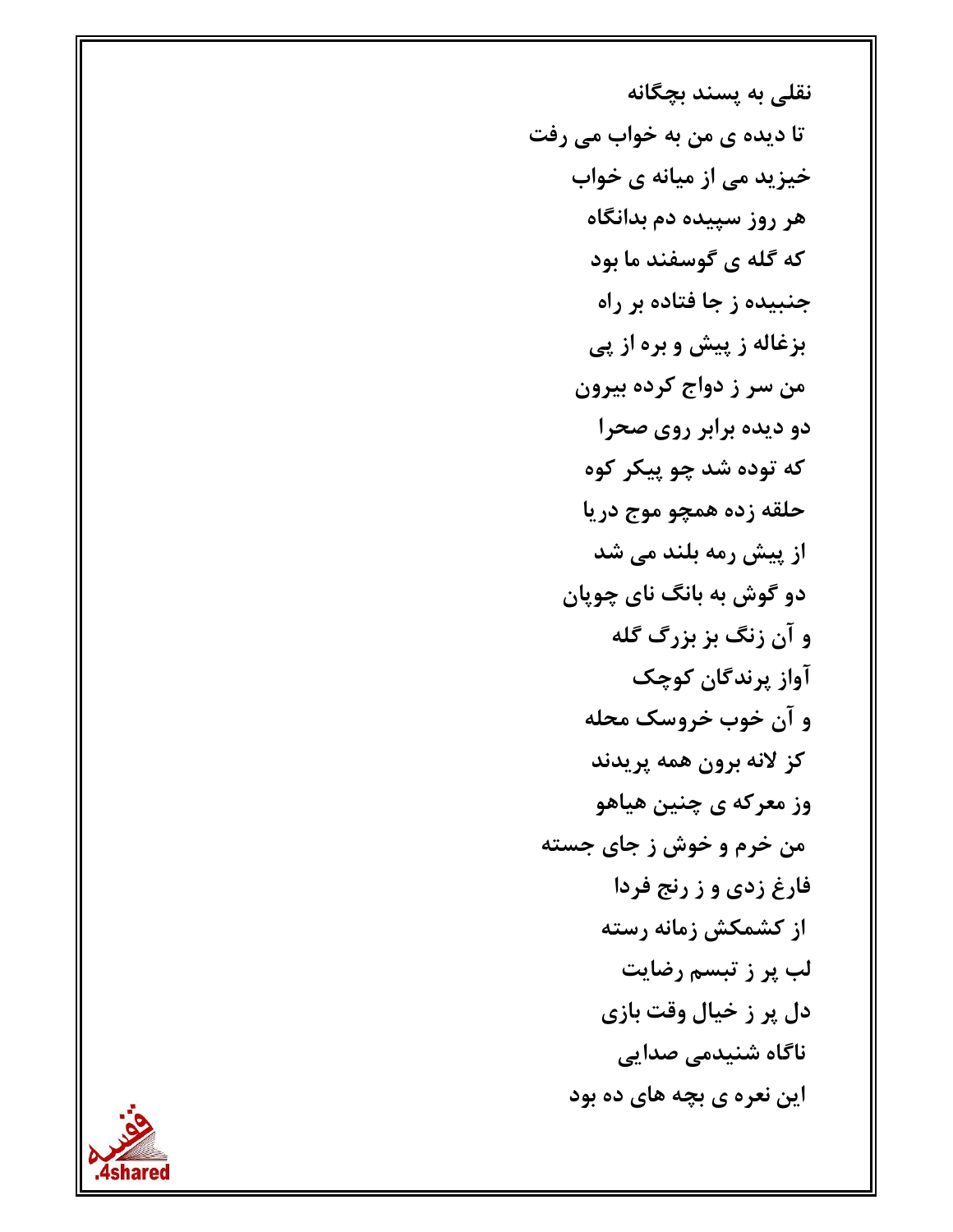**نقلی به پسند بچگانه**

تا دیده ی من به خواب می رفت

خیزید می از میانه ی خواب

هر روز سپیده دم بدانگاه

که گله ی گوسفند ما بود

جنبیده ز جا فتاده بر راه

بزغاله ز پیش و بره از پی

من سر ز دواج کرده بیرون

دو دیده برابر روی صحرا

که توده شد چو پیکر کوه

حلقه زده همچو موج دریا

از پیش رمه بلند می شد

دو گوش به بانگ نای چوپان

و آن زنگ بز بزرگ گله

آواز پرندگان کوچک

و آن خوب خروسک محله

کز لانه برون همه پریدند

وز معرکه ی چنین هیاهو

من خرم و خوش ز جای جسته

فارغ زدی و ز رنج فردا

از کشمکش زمانه رسته

لب پر ز تبسم رضایت

دل پر ز خیال وقت بازی

ناگاه شنیدمی صدایی

این نعره ی بچه های ده بود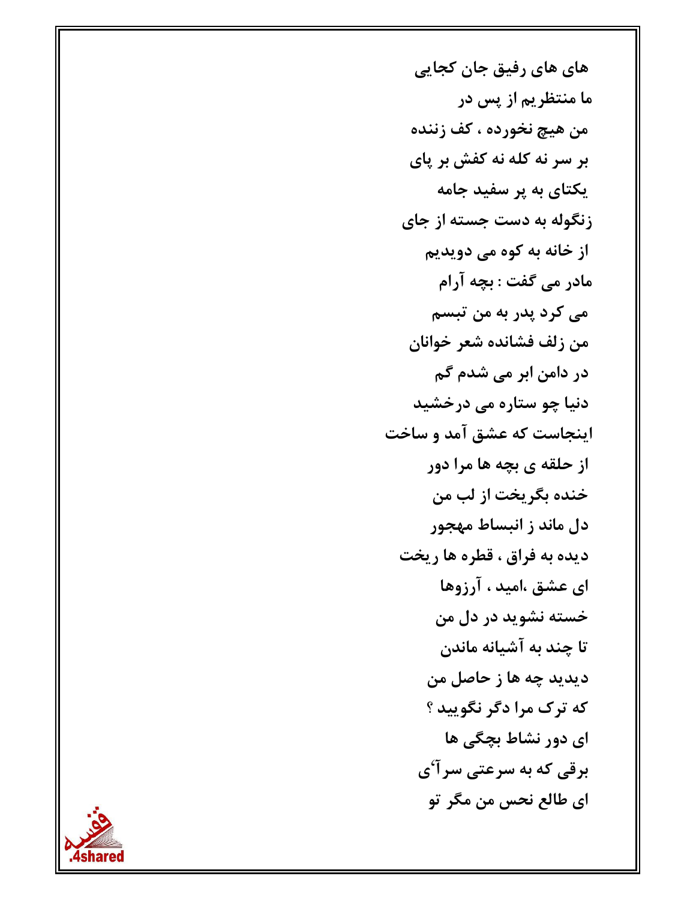های های رفیق جان کجایی

ما منتظریم از پس در

من هیچ نخورده ، کف زننده

بر سر نه کله نه کفش بر پای

یکتای به پر سفید جامه

زنگوله به دست جسته از جای

از خانه به کوه می دویدیم

مادر می گفت : بچه آرام

می کرد پدر به من تبسم

من زلف فشانده شعر خوانان

در دامن ابر می شدم گم

دنیا چو ستاره می درخشید

اینجاست که عشق آمد و ساخت

از حلقه ی بچه ها مرا دور

خنده بگریخت از لب من

دل ماند ز انبساط مهجور

دیده به فراق ، قطره ها ریخت

ای عشق ،امید ، آرزوها

خسته نشوید در دل من

تا چند به آشیانه ماندن

دیدید چه ها ز حاصل من

که ترک مرا دگر نگویید ؟

ای دور نشاط بچگی ها

برقی که به سرعتی سرآی

ای طالع نحس من مگر تو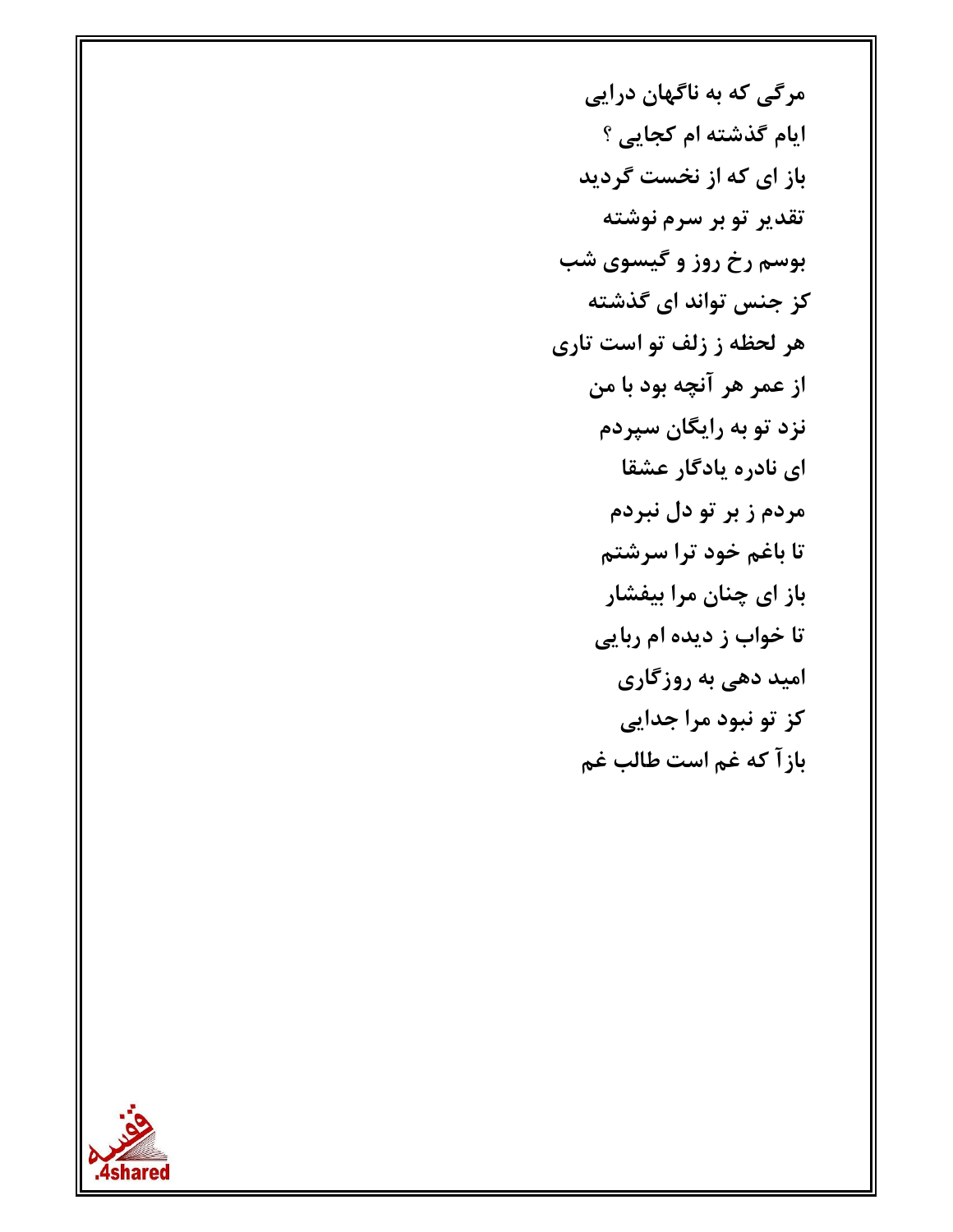مرگی که به ناگهان درایی

ایام گذشته ام کجایی ؟

باز ای که از نخست گردید

تقدیر تو بر سرم نوشته

بوسم رخ روز و گیسوی شب

کز جنس تواند ای گذشته

هر لحظه ز زلف تو است تاری

از عمر هر آنچه بود با من

نزد تو به رایگان سپردم

ای نادره یادگار عشقا

مردم ز بر تو دل نبردم

تا باغم خود ترا سرشتم

باز ای چنان مرا بیفشار

تا خواب ز دیده ام ربایی

امید دهی به روزگاری

کز تو نبود مرا جدایی

بازآ که غم است طالب غم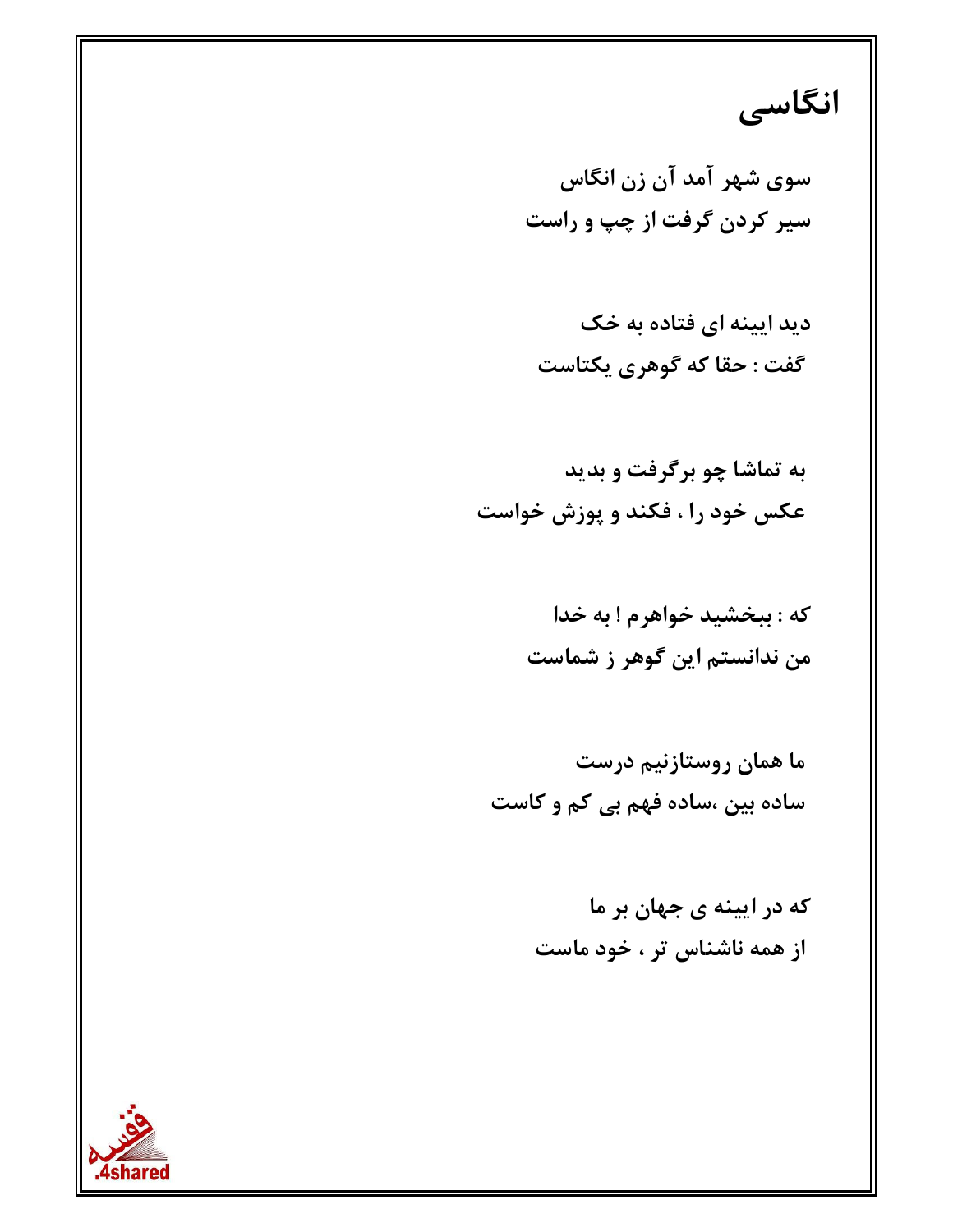# انگاسی

سوی شهر آمد آن زن انگاس
سیر کردن گرفت از چپ و راست

دید ایینه ای فتاده به خک
گفت : حقا که گوهری یکتاست

به تماشا چو برگرفت و بدید
عکس خود را ، فکند و پوزش خواست

که : ببخشید خواهرم ! به خدا
من ندانستم این گوهر ز شماست

ما همان روستازنیم درست
ساده بین ،ساده فهم بی کم و کاست

که در ایینه ی جهان بر ما
از همه ناشناس تر ، خود ماست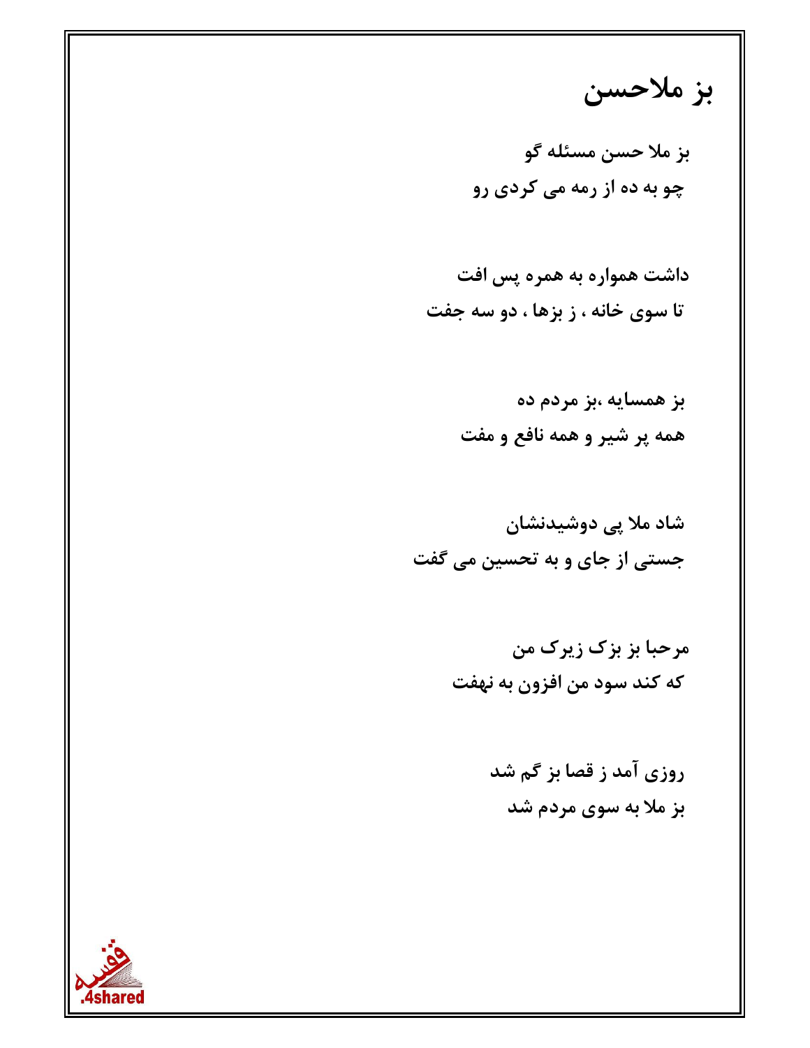# بز ملاحسن

بز ملا حسن مسئله گو

چو به ده از رمه می کردی رو

داشت همواره به همره پس افت

تا سوی خانه ، ز بزها ، دو سه جفت

بز همسایه ،بز مردم ده

همه پر شیر و همه نافع و مفت

شاد ملا پی دوشیدنشان

جستی از جای و به تحسین می گفت

مرحبا بز بزک زیرک من

که کند سود من افزون به نهفت

روزی آمد ز قصا بز گم شد

بز ملا به سوی مردم شد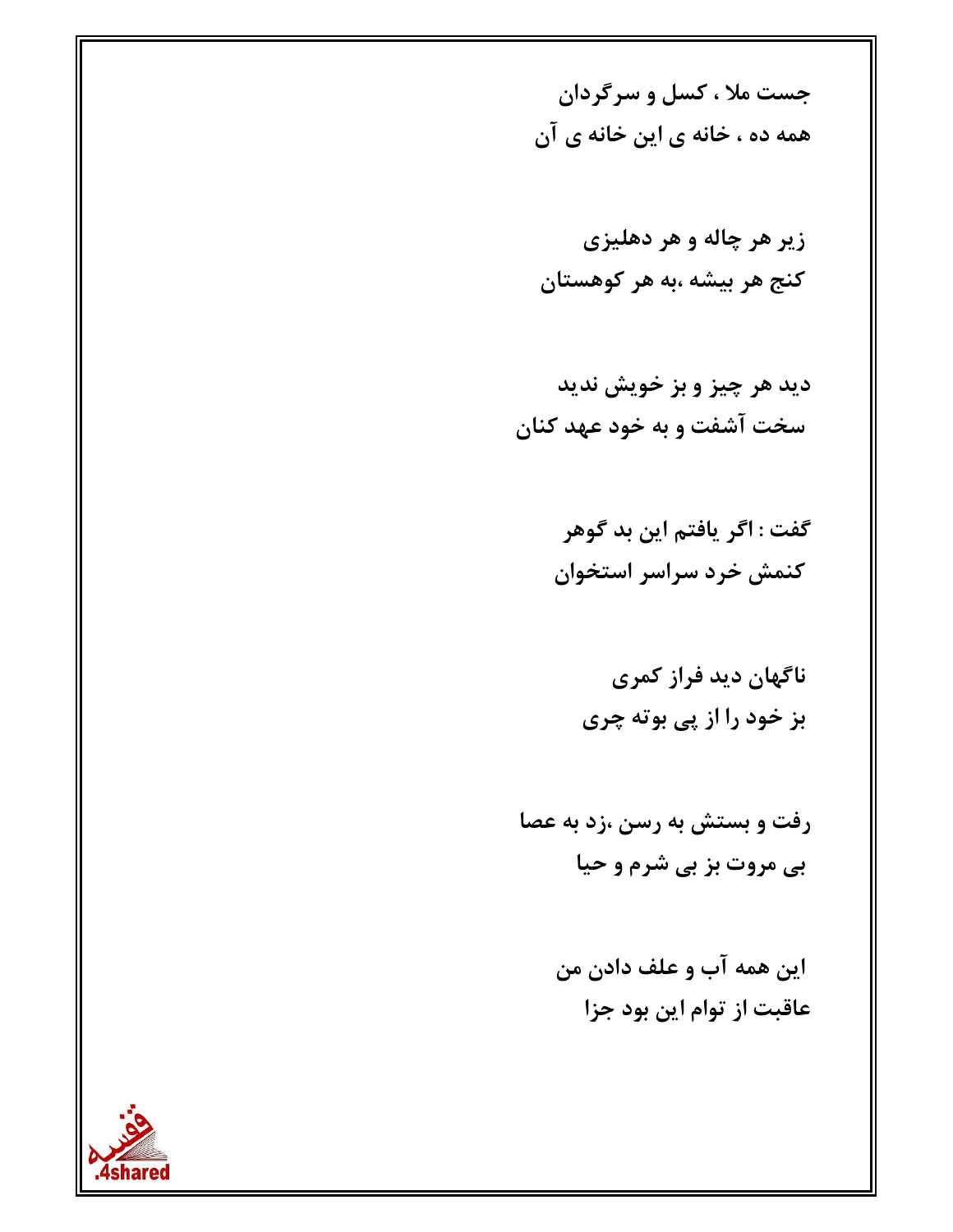جست ملا ، کسل و سرگردان
همه ده ، خانه ی این خانه ی آن

زیر هر چاله و هر دهلیزی
کنج هر بیشه ،به هر کوهستان

دید هر چیز و بز خویش ندید
سخت آشفت و به خود عهد کنان

گفت : اگر یافتم این بد گوهر
کنمش خرد سراسر استخوان

ناگهان دید فراز کمری
بز خود را از پی بوته چری

رفت و بستش به رسن ،زد به عصا
بی مروت بز بی شرم و حیا

این همه آب و علف دادن من
عاقبت از توام این بود جزا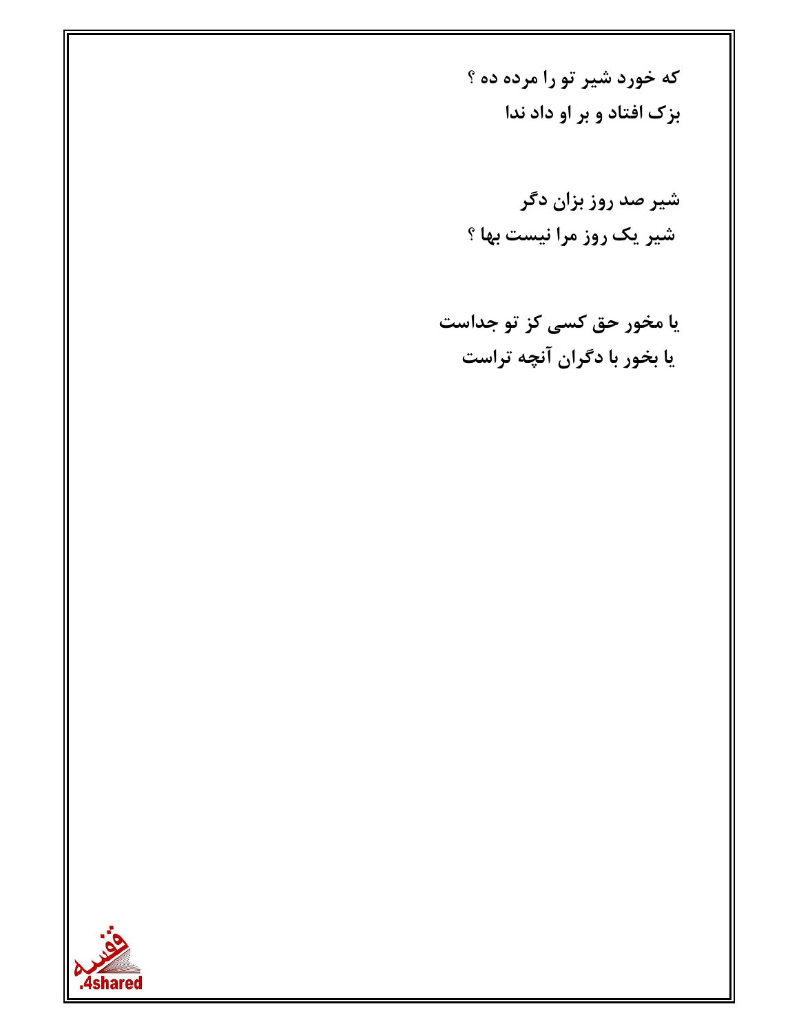**که خورد شیر تو را مرده ده ؟**
**بزک افتاد و بر او داد ندا**

**شیر صد روز بزان دگر**
**شیر یک روز مرا نیست بها ؟**

**یا مخور حق کسی کز تو جداست**
**یا بخور با دگران آنچه تراست**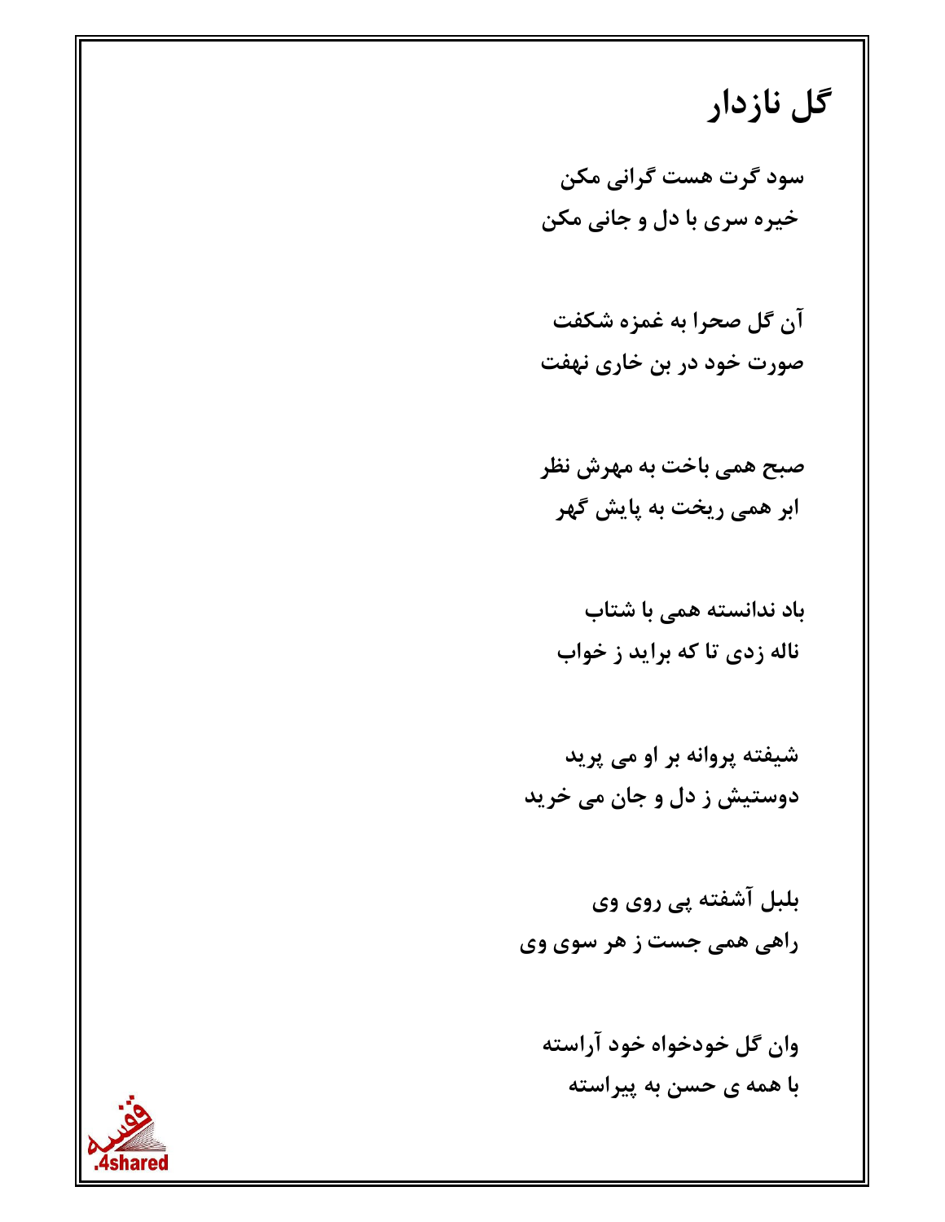# گل نازدار

سود گرت هست گرانی مکن
خیره سری با دل و جانی مکن

آن گل صحرا به غمزه شکفت
صورت خود در بن خاری نهفت

صبح همی باخت به مهرش نظر
ابر همی ریخت به پایش گهر

باد ندانسته همی با شتاب
ناله زدی تا که براید ز خواب

شیفته پروانه بر او می پرید
دوستیش ز دل و جان می خرید

بلبل آشفته پی روی وی
راهی همی جست ز هر سوی وی

وان گل خودخواه خود آراسته
با همه ی حسن به پیراسته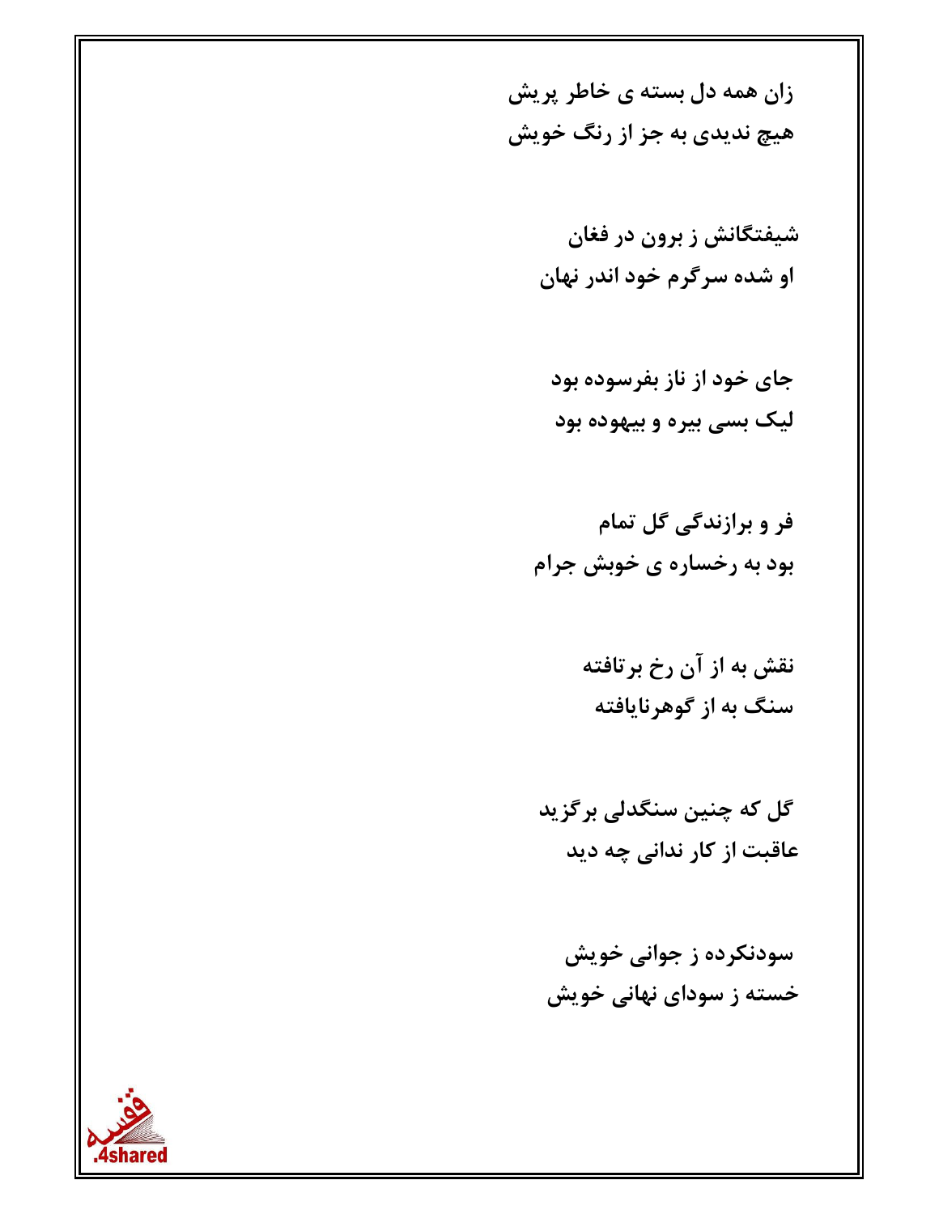زان همه دل بسته ی خاطر پریش
هیچ ندیدی به جز از رنگ خویش

شیفتگانش ز برون در فغان
او شده سرگرم خود اندر نهان

جای خود از ناز بفرسوده بود
لیک بسی بیره و بیهوده بود

فر و برازندگی گل تمام
بود به رخساره ی خوبش جرام

نقش به از آن رخ برتافته
سنگ به از گوهرنایافته

گل که چنین سنگدلی برگزید
عاقبت از کار ندانی چه دید

سودنکرده ز جوانی خویش
خسته ز سودای نهانی خویش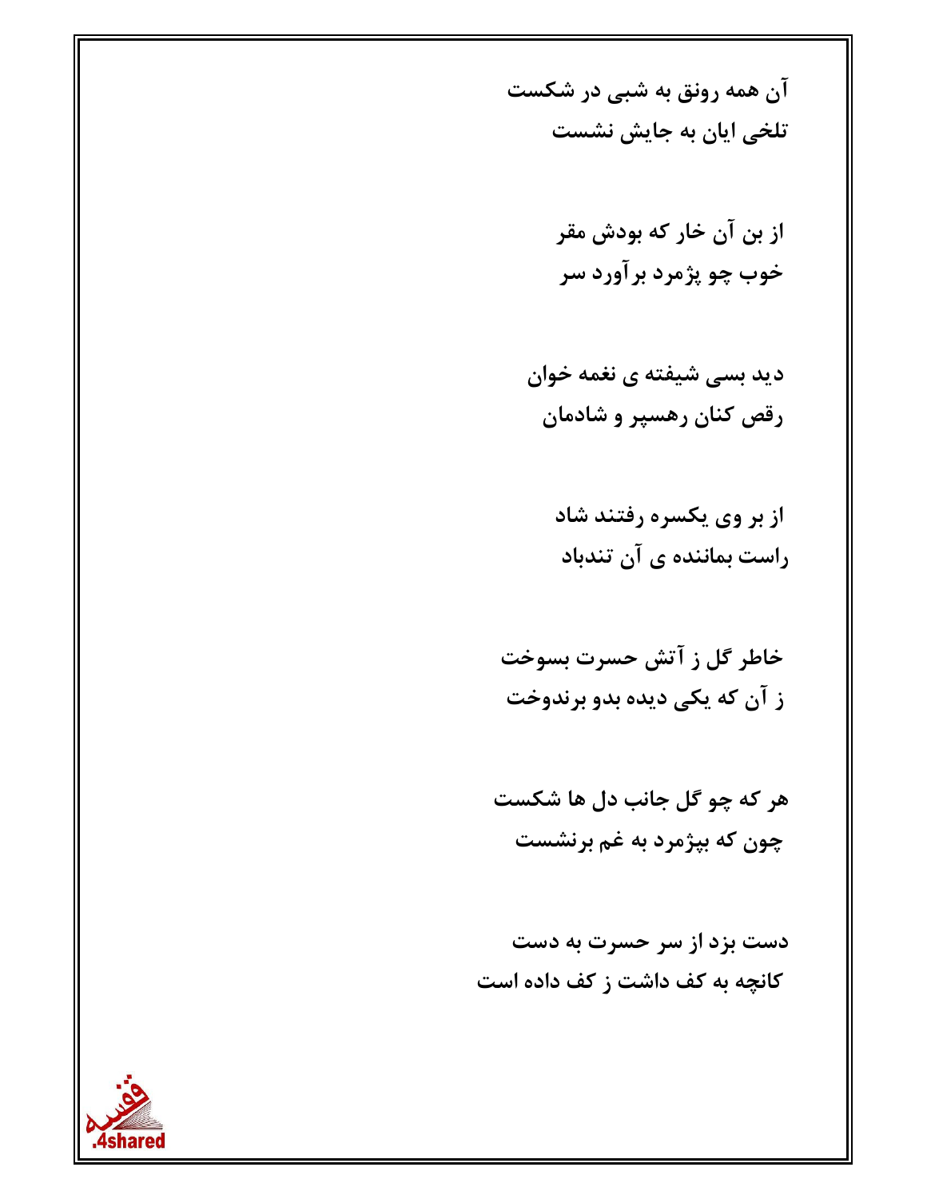آن همه رونق به شبی در شکست
تلخی ایان به جایش نشست

از بن آن خار که بودش مقر
خوب چو پژمرد برآورد سر

دید بسی شیفته ی نغمه خوان
رقص کنان رهسپر و شادمان

از بر وی یکسره رفتند شاد
راست بماننده ی آن تندباد

خاطر گل ز آتش حسرت بسوخت
ز آن که یکی دیده بدو برندوخت

هر که چو گل جانب دل ها شکست
چون که بپژمرد به غم برنشست

دست بزد از سر حسرت به دست
کانچه به کف داشت ز کف داده است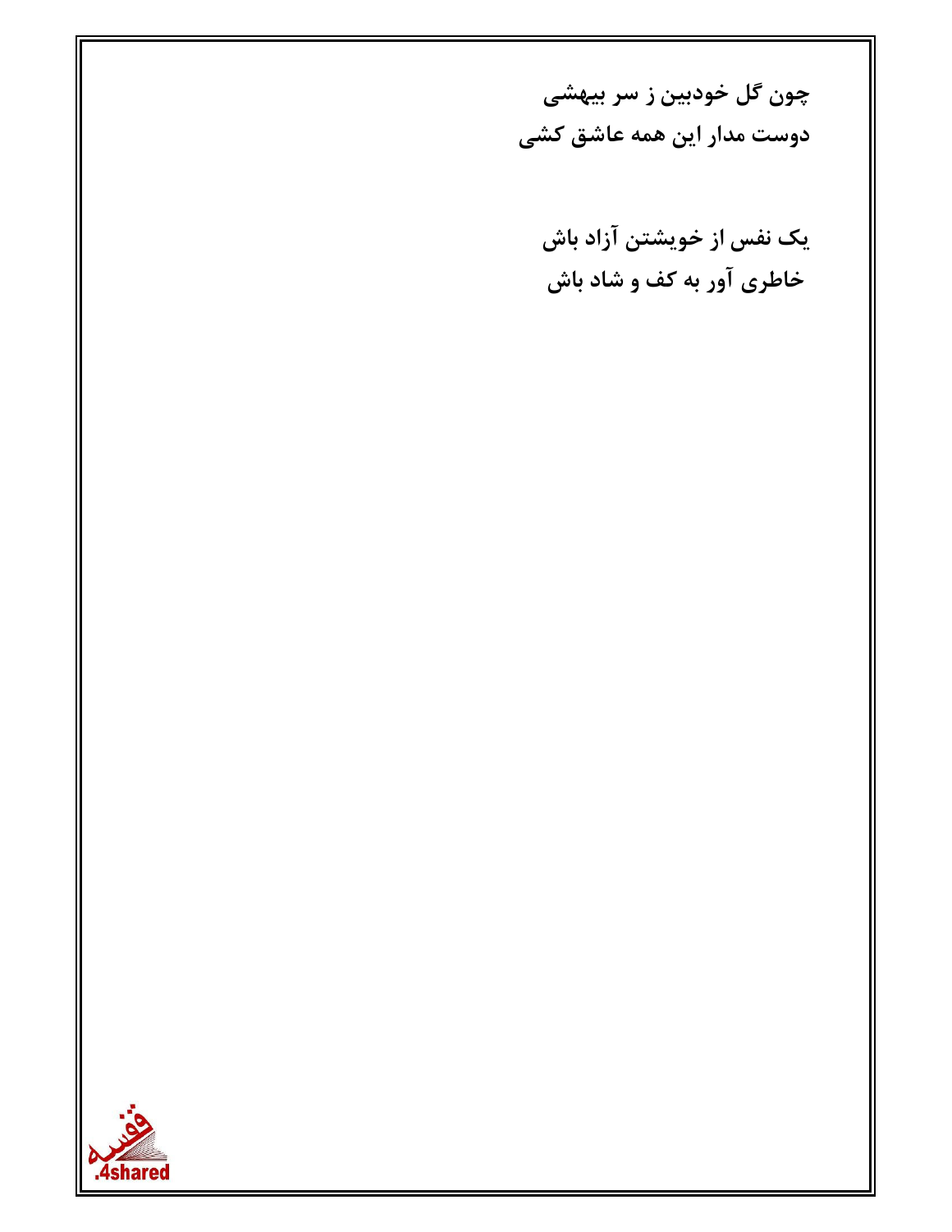**چون گل خودبین ز سر بیهشی**
**دوست مدار این همه عاشق کشی**

**یک نفس از خویشتن آزاد باش**
**خاطری آور به کف و شاد باش**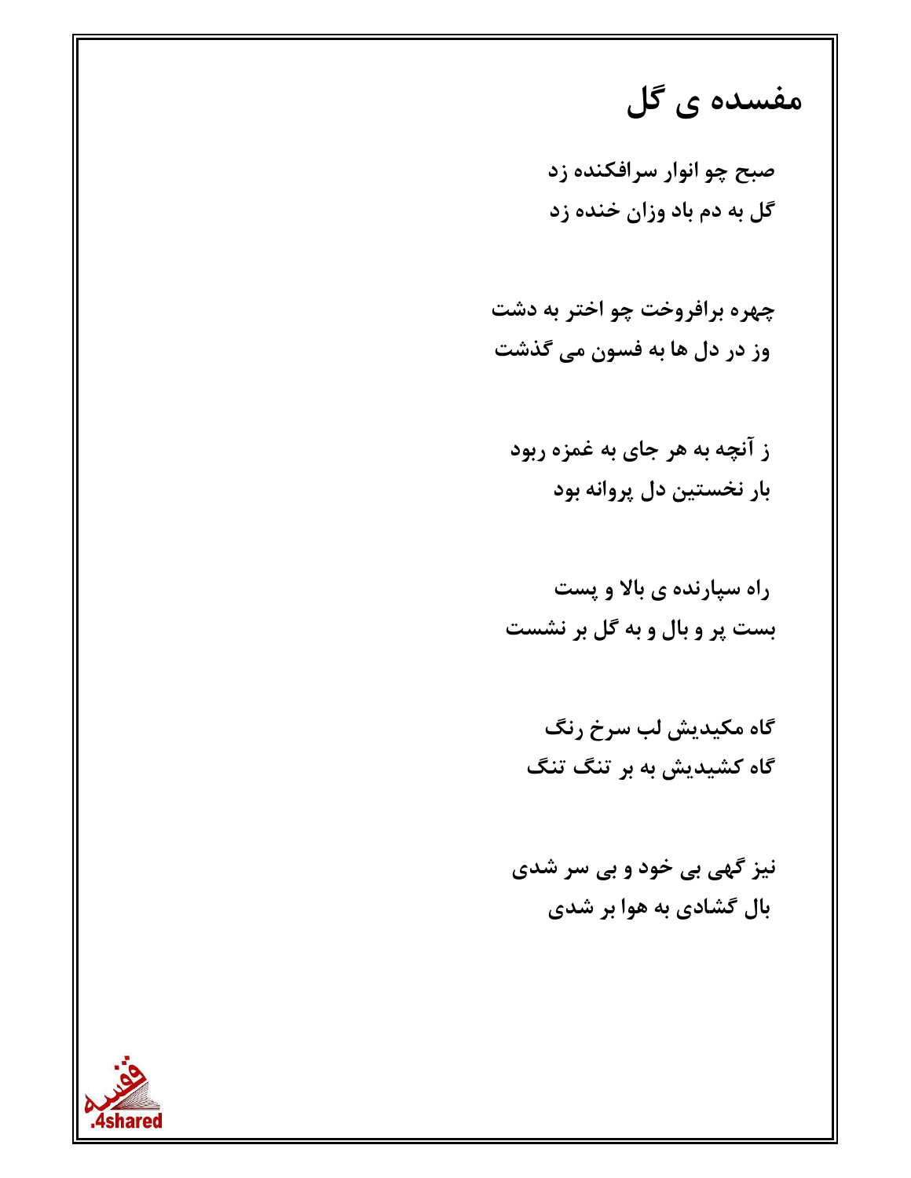# مفسده ی گل

صبح چو انوار سرافکنده زد
گل به دم باد وزان خنده زد

چهره برافروخت چو اختر به دشت
وز در دل ها به فسون می گذشت

ز آنچه به هر جای به غمزه ربود
بار نخستین دل پروانه بود

راه سپارنده ی بالا و پست
بست پر و بال و به گل بر نشست

گاه مکیدیش لب سرخ رنگ
گاه کشیدیش به بر تنگ تنگ

نیز گهی بی خود و بی سر شدی
بال گشادی به هوا بر شدی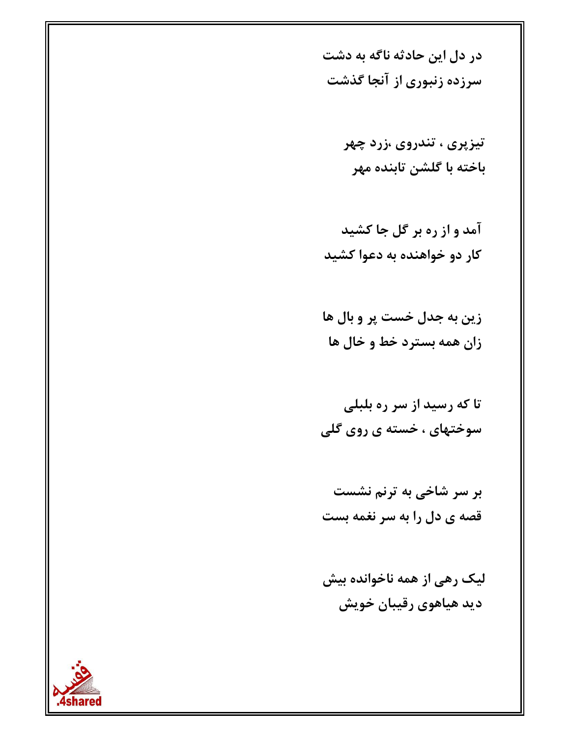**در دل این حادثه ناگه به دشت**
**سرزده زنبوری از آنجا گذشت**

**تیزپری ، تندروی ،زرد چهر**
**باخته با گلشن تابنده مهر**

**آمد و از ره بر گل جا کشید**
**کار دو خواهنده به دعوا کشید**

**زین به جدل خست پر و بال ها**
**زان همه بسترد خط و خال ها**

**تا که رسید از سر ره بلبلی**
**سوختهای ، خسته ی روی گلی**

**بر سر شاخی به ترنم نشست**
**قصه ی دل را به سر نغمه بست**

**لیک رهی از همه ناخوانده بیش**
**دید هیاهوی رقیبان خویش**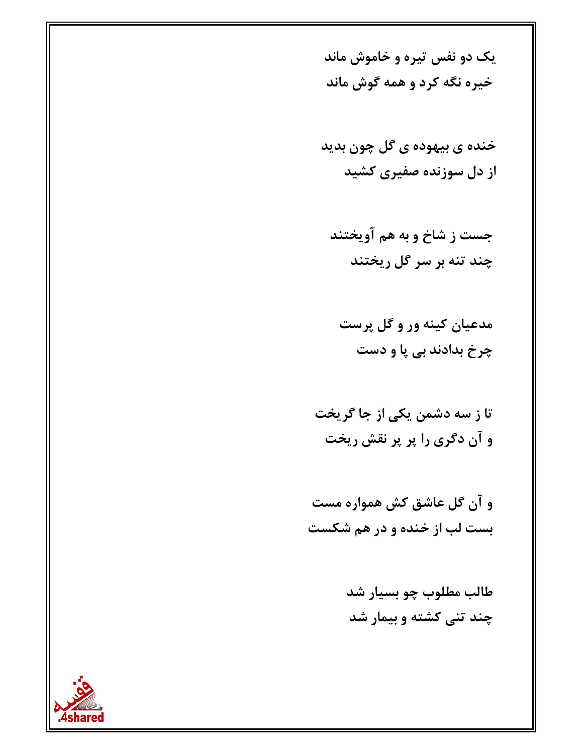یک دو نفس تیره و خاموش ماند
خیره نگه کرد و همه گوش ماند

خنده ی بیهوده ی گل چون بدید
از دل سوزنده صفیری کشید

جست ز شاخ و به هم آویختند
چند تنه بر سر گل ریختند

مدعیان کینه ور و گل پرست
چرخ بدادند بی پا و دست

تا ز سه دشمن یکی از جا گریخت
و آن دگری را پر پر نقش ریخت

و آن گل عاشق کش همواره مست
بست لب از خنده و در هم شکست

طالب مطلوب چو بسیار شد
چند تنی کشته و بیمار شد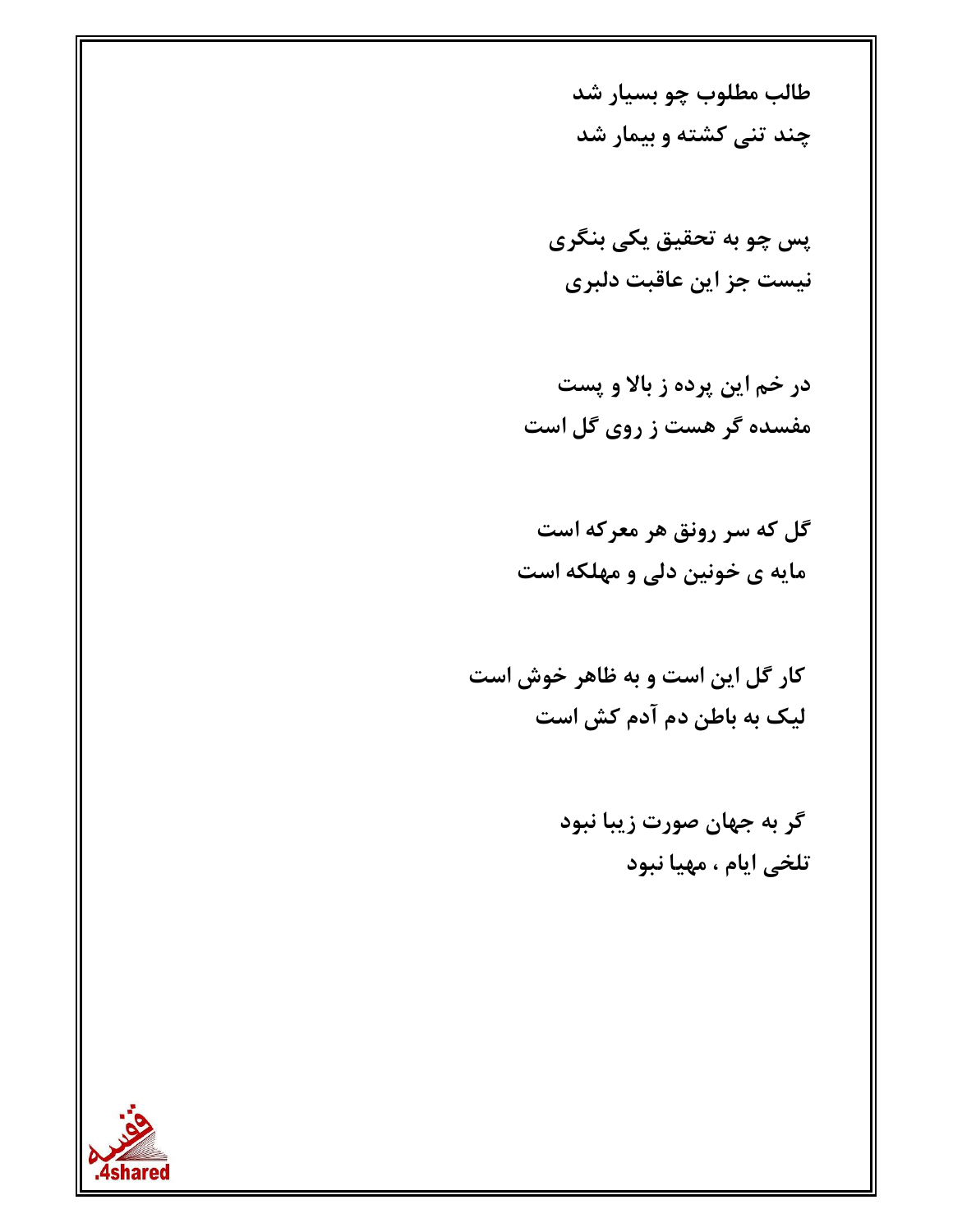طالب مطلوب چو بسیار شد
چند تنی کشته و بیمار شد

پس چو به تحقیق یکی بنگری
نیست جز این عاقبت دلبری

در خم این پرده ز بالا و پست
مفسده گر هست ز روی گل است

گل که سر رونق هر معرکه است
مایه ی خونین دلی و مهلکه است

کار گل این است و به ظاهر خوش است
لیک به باطن دم آدم کش است

گر به جهان صورت زیبا نبود
تلخی ایام ، مهیا نبود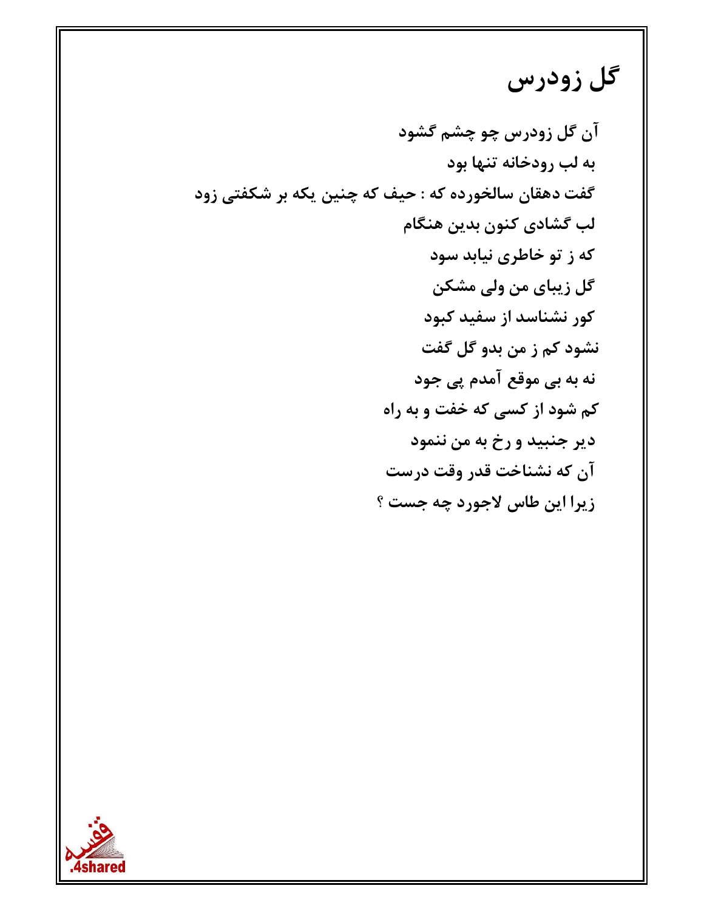# گل زودرس

آن گل زودرس چو چشم گشود

به لب رودخانه تنها بود

گفت دهقان سالخورده که : حیف که چنین یکه بر شکفتی زود

لب گشادی کنون بدین هنگام

که ز تو خاطری نیابد سود

گل زیبای من ولی مشکن

کور نشناسد از سفید کبود

نشود کم ز من بدو گل گفت

نه به بی موقع آمدم پی جود

کم شود از کسی که خفت و به راه

دیر جنبید و رخ به من ننمود

آن که نشناخت قدر وقت درست

زیرا این طاس لاجورد چه جست ؟